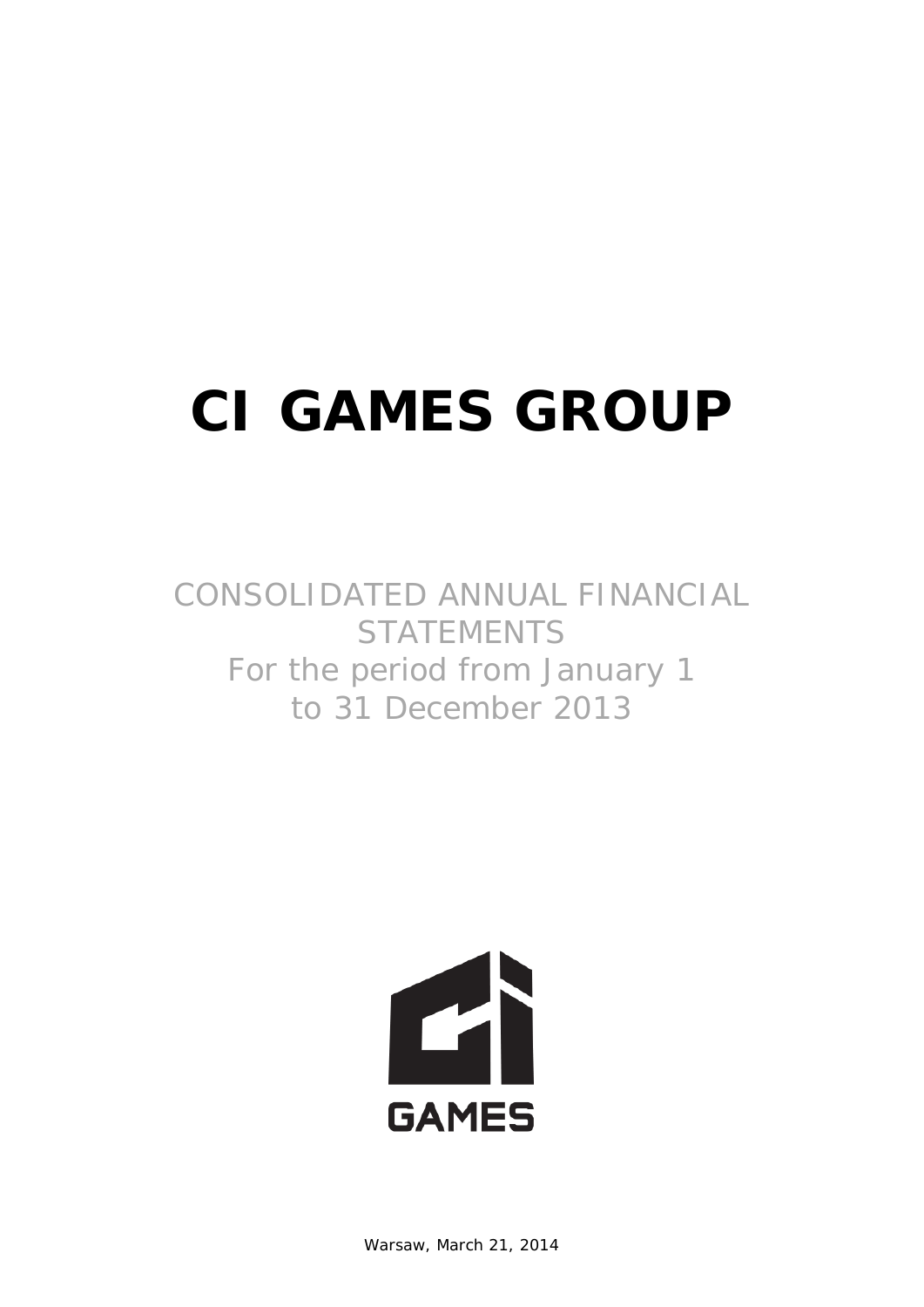# CI GAMES GROUP

CONSOLIDATED ANNUAL FINANCIAL STATEMENTS
For the period from January 1
to 31 December 2013

GAMES

Warsaw, March 21, 2014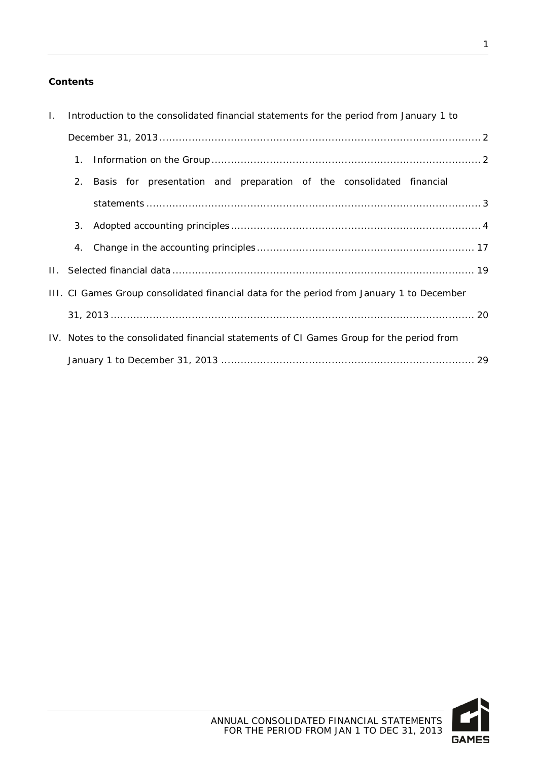**Contents**

I. Introduction to the consolidated financial statements for the period from January 1 to December 31, 2013 ........ 2

1. Information on the Group ........ 2
2. Basis for presentation and preparation of the consolidated financial statements ........ 3
3. Adopted accounting principles ........ 4
4. Change in the accounting principles ........ 17

II. Selected financial data ........ 19

III. CI Games Group consolidated financial data for the period from January 1 to December 31, 2013 ........ 20

IV. Notes to the consolidated financial statements of CI Games Group for the period from January 1 to December 31, 2013 ........ 29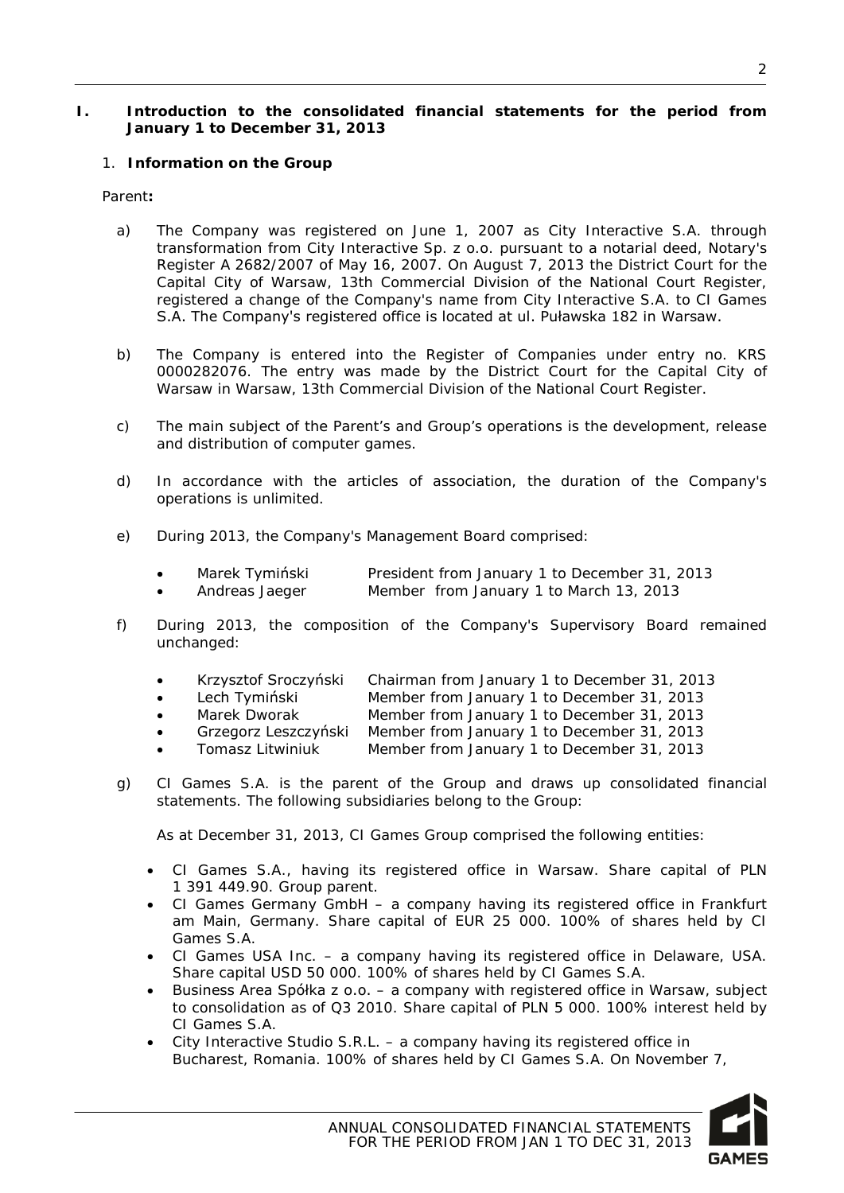# I. Introduction to the consolidated financial statements for the period from January 1 to December 31, 2013

## 1. Information on the Group

Parent**:**

a) The Company was registered on June 1, 2007 as City Interactive S.A. through transformation from City Interactive Sp. z o.o. pursuant to a notarial deed, Notary's Register A 2682/2007 of May 16, 2007. On August 7, 2013 the District Court for the Capital City of Warsaw, 13th Commercial Division of the National Court Register, registered a change of the Company's name from City Interactive S.A. to CI Games S.A. The Company's registered office is located at ul. Puławska 182 in Warsaw.

b) The Company is entered into the Register of Companies under entry no. KRS 0000282076. The entry was made by the District Court for the Capital City of Warsaw in Warsaw, 13th Commercial Division of the National Court Register.

c) The main subject of the Parent's and Group's operations is the development, release and distribution of computer games.

d) In accordance with the articles of association, the duration of the Company's operations is unlimited.

e) During 2013, the Company's Management Board comprised:

- Marek Tymiński — President from January 1 to December 31, 2013
- Andreas Jaeger — Member from January 1 to March 13, 2013

f) During 2013, the composition of the Company's Supervisory Board remained unchanged:

- Krzysztof Sroczyński — Chairman from January 1 to December 31, 2013
- Lech Tymiński — Member from January 1 to December 31, 2013
- Marek Dworak — Member from January 1 to December 31, 2013
- Grzegorz Leszczyński — Member from January 1 to December 31, 2013
- Tomasz Litwiniuk — Member from January 1 to December 31, 2013

g) CI Games S.A. is the parent of the Group and draws up consolidated financial statements. The following subsidiaries belong to the Group:

As at December 31, 2013, CI Games Group comprised the following entities:

- CI Games S.A., having its registered office in Warsaw. Share capital of PLN 1 391 449.90. Group parent.
- CI Games Germany GmbH – a company having its registered office in Frankfurt am Main, Germany. Share capital of EUR 25 000. 100% of shares held by CI Games S.A.
- CI Games USA Inc. – a company having its registered office in Delaware, USA. Share capital USD 50 000. 100% of shares held by CI Games S.A.
- Business Area Spółka z o.o. – a company with registered office in Warsaw, subject to consolidation as of Q3 2010. Share capital of PLN 5 000. 100% interest held by CI Games S.A.
- City Interactive Studio S.R.L. – a company having its registered office in Bucharest, Romania. 100% of shares held by CI Games S.A. On November 7,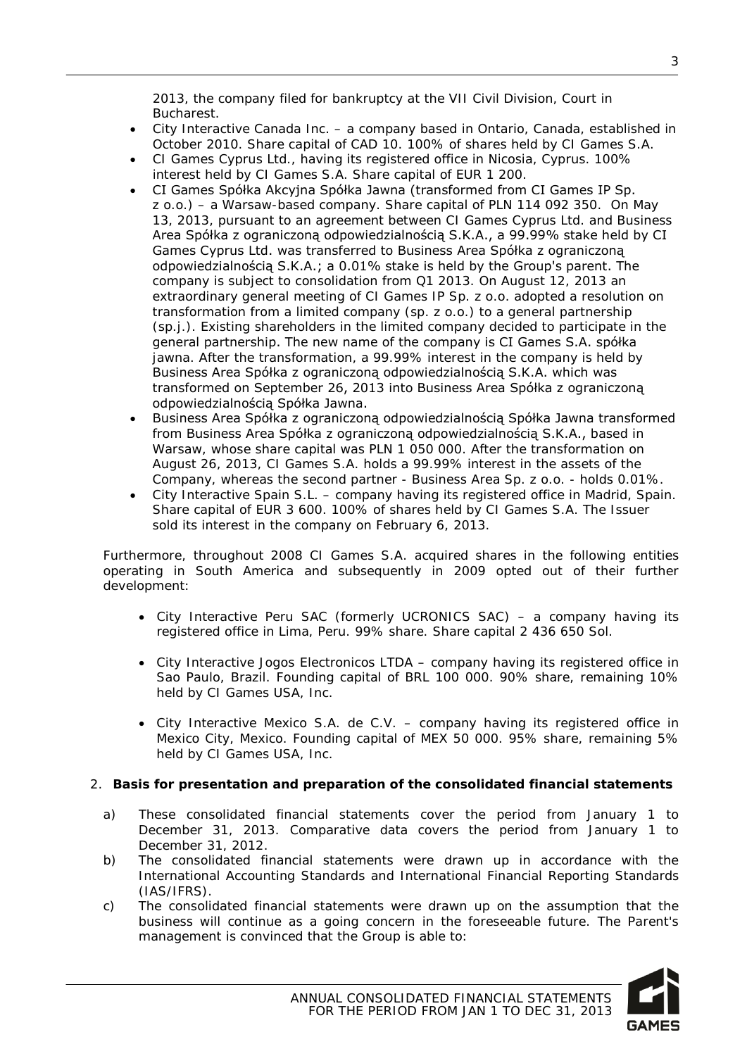2013, the company filed for bankruptcy at the VII Civil Division, Court in Bucharest.

- City Interactive Canada Inc. – a company based in Ontario, Canada, established in October 2010. Share capital of CAD 10. 100% of shares held by CI Games S.A.
- CI Games Cyprus Ltd., having its registered office in Nicosia, Cyprus. 100% interest held by CI Games S.A. Share capital of EUR 1 200.
- CI Games Spółka Akcyjna Spółka Jawna (transformed from CI Games IP Sp. z o.o.) – a Warsaw-based company. Share capital of PLN 114 092 350. On May 13, 2013, pursuant to an agreement between CI Games Cyprus Ltd. and Business Area Spółka z ograniczoną odpowiedzialnością S.K.A., a 99.99% stake held by CI Games Cyprus Ltd. was transferred to Business Area Spółka z ograniczoną odpowiedzialnością S.K.A.; a 0.01% stake is held by the Group's parent. The company is subject to consolidation from Q1 2013. On August 12, 2013 an extraordinary general meeting of CI Games IP Sp. z o.o. adopted a resolution on transformation from a limited company (sp. z o.o.) to a general partnership (sp.j.). Existing shareholders in the limited company decided to participate in the general partnership. The new name of the company is CI Games S.A. spółka jawna. After the transformation, a 99.99% interest in the company is held by Business Area Spółka z ograniczoną odpowiedzialnością S.K.A. which was transformed on September 26, 2013 into Business Area Spółka z ograniczoną odpowiedzialnością Spółka Jawna.
- Business Area Spółka z ograniczoną odpowiedzialnością Spółka Jawna transformed from Business Area Spółka z ograniczoną odpowiedzialnością S.K.A., based in Warsaw, whose share capital was PLN 1 050 000. After the transformation on August 26, 2013, CI Games S.A. holds a 99.99% interest in the assets of the Company, whereas the second partner - Business Area Sp. z o.o. - holds 0.01%.
- City Interactive Spain S.L. – company having its registered office in Madrid, Spain. Share capital of EUR 3 600. 100% of shares held by CI Games S.A. The Issuer sold its interest in the company on February 6, 2013.

Furthermore, throughout 2008 CI Games S.A. acquired shares in the following entities operating in South America and subsequently in 2009 opted out of their further development:

- City Interactive Peru SAC (formerly UCRONICS SAC) – a company having its registered office in Lima, Peru. 99% share. Share capital 2 436 650 Sol.
- City Interactive Jogos Electronicos LTDA – company having its registered office in Sao Paulo, Brazil. Founding capital of BRL 100 000. 90% share, remaining 10% held by CI Games USA, Inc.
- City Interactive Mexico S.A. de C.V. – company having its registered office in Mexico City, Mexico. Founding capital of MEX 50 000. 95% share, remaining 5% held by CI Games USA, Inc.

## 2. Basis for presentation and preparation of the consolidated financial statements

a) These consolidated financial statements cover the period from January 1 to December 31, 2013. Comparative data covers the period from January 1 to December 31, 2012.

b) The consolidated financial statements were drawn up in accordance with the International Accounting Standards and International Financial Reporting Standards (IAS/IFRS).

c) The consolidated financial statements were drawn up on the assumption that the business will continue as a going concern in the foreseeable future. The Parent's management is convinced that the Group is able to: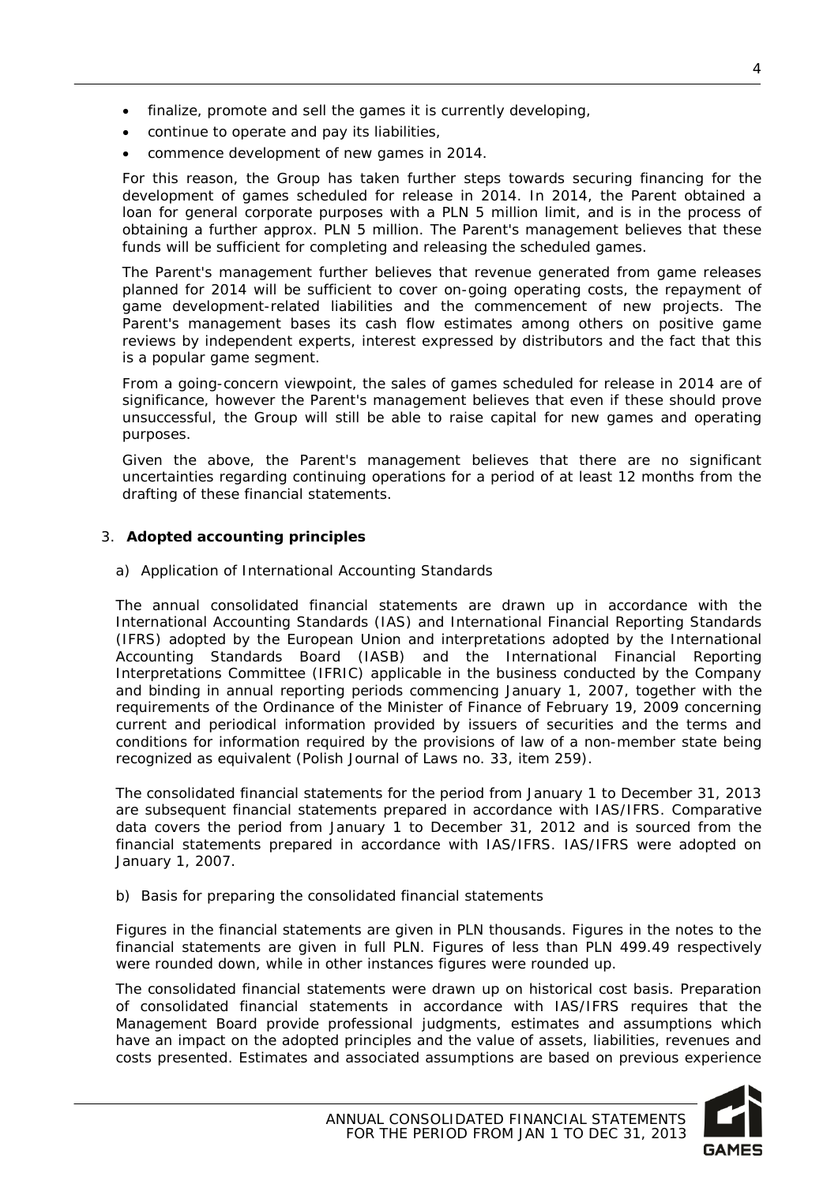- finalize, promote and sell the games it is currently developing,
- continue to operate and pay its liabilities,
- commence development of new games in 2014.

For this reason, the Group has taken further steps towards securing financing for the development of games scheduled for release in 2014. In 2014, the Parent obtained a loan for general corporate purposes with a PLN 5 million limit, and is in the process of obtaining a further approx. PLN 5 million. The Parent's management believes that these funds will be sufficient for completing and releasing the scheduled games.

The Parent's management further believes that revenue generated from game releases planned for 2014 will be sufficient to cover on-going operating costs, the repayment of game development-related liabilities and the commencement of new projects. The Parent's management bases its cash flow estimates among others on positive game reviews by independent experts, interest expressed by distributors and the fact that this is a popular game segment.

From a going-concern viewpoint, the sales of games scheduled for release in 2014 are of significance, however the Parent's management believes that even if these should prove unsuccessful, the Group will still be able to raise capital for new games and operating purposes.

Given the above, the Parent's management believes that there are no significant uncertainties regarding continuing operations for a period of at least 12 months from the drafting of these financial statements.

## 3. **Adopted accounting principles**

a) Application of International Accounting Standards

The annual consolidated financial statements are drawn up in accordance with the International Accounting Standards (IAS) and International Financial Reporting Standards (IFRS) adopted by the European Union and interpretations adopted by the International Accounting Standards Board (IASB) and the International Financial Reporting Interpretations Committee (IFRIC) applicable in the business conducted by the Company and binding in annual reporting periods commencing January 1, 2007, together with the requirements of the Ordinance of the Minister of Finance of February 19, 2009 concerning current and periodical information provided by issuers of securities and the terms and conditions for information required by the provisions of law of a non-member state being recognized as equivalent (Polish Journal of Laws no. 33, item 259).

The consolidated financial statements for the period from January 1 to December 31, 2013 are subsequent financial statements prepared in accordance with IAS/IFRS. Comparative data covers the period from January 1 to December 31, 2012 and is sourced from the financial statements prepared in accordance with IAS/IFRS. IAS/IFRS were adopted on January 1, 2007.

b) Basis for preparing the consolidated financial statements

Figures in the financial statements are given in PLN thousands. Figures in the notes to the financial statements are given in full PLN. Figures of less than PLN 499.49 respectively were rounded down, while in other instances figures were rounded up.

The consolidated financial statements were drawn up on historical cost basis. Preparation of consolidated financial statements in accordance with IAS/IFRS requires that the Management Board provide professional judgments, estimates and assumptions which have an impact on the adopted principles and the value of assets, liabilities, revenues and costs presented. Estimates and associated assumptions are based on previous experience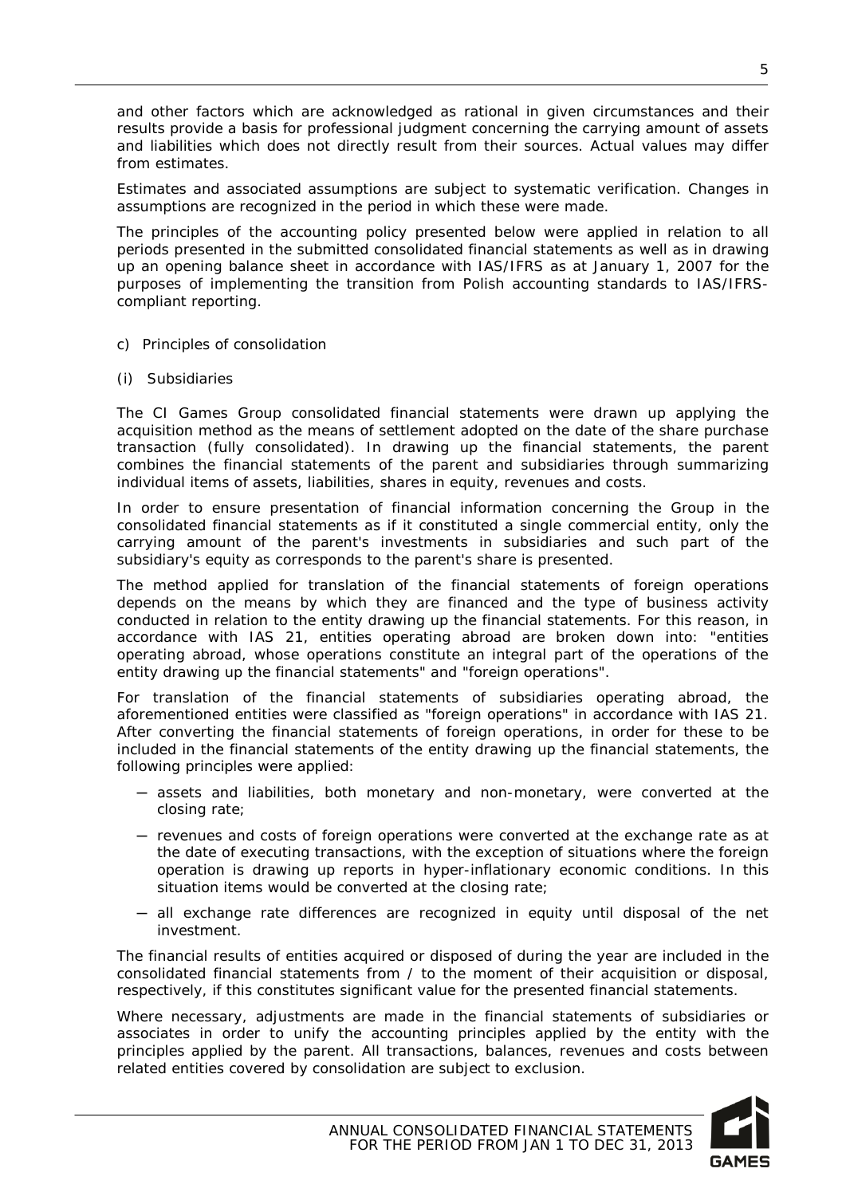and other factors which are acknowledged as rational in given circumstances and their results provide a basis for professional judgment concerning the carrying amount of assets and liabilities which does not directly result from their sources. Actual values may differ from estimates.

Estimates and associated assumptions are subject to systematic verification. Changes in assumptions are recognized in the period in which these were made.

The principles of the accounting policy presented below were applied in relation to all periods presented in the submitted consolidated financial statements as well as in drawing up an opening balance sheet in accordance with IAS/IFRS as at January 1, 2007 for the purposes of implementing the transition from Polish accounting standards to IAS/IFRS-compliant reporting.

c) Principles of consolidation

(i) Subsidiaries

The CI Games Group consolidated financial statements were drawn up applying the acquisition method as the means of settlement adopted on the date of the share purchase transaction (fully consolidated). In drawing up the financial statements, the parent combines the financial statements of the parent and subsidiaries through summarizing individual items of assets, liabilities, shares in equity, revenues and costs.

In order to ensure presentation of financial information concerning the Group in the consolidated financial statements as if it constituted a single commercial entity, only the carrying amount of the parent's investments in subsidiaries and such part of the subsidiary's equity as corresponds to the parent's share is presented.

The method applied for translation of the financial statements of foreign operations depends on the means by which they are financed and the type of business activity conducted in relation to the entity drawing up the financial statements. For this reason, in accordance with IAS 21, entities operating abroad are broken down into: "entities operating abroad, whose operations constitute an integral part of the operations of the entity drawing up the financial statements" and "foreign operations".

For translation of the financial statements of subsidiaries operating abroad, the aforementioned entities were classified as "foreign operations" in accordance with IAS 21. After converting the financial statements of foreign operations, in order for these to be included in the financial statements of the entity drawing up the financial statements, the following principles were applied:

- assets and liabilities, both monetary and non-monetary, were converted at the closing rate;
- revenues and costs of foreign operations were converted at the exchange rate as at the date of executing transactions, with the exception of situations where the foreign operation is drawing up reports in hyper-inflationary economic conditions. In this situation items would be converted at the closing rate;
- all exchange rate differences are recognized in equity until disposal of the net investment.

The financial results of entities acquired or disposed of during the year are included in the consolidated financial statements from / to the moment of their acquisition or disposal, respectively, if this constitutes significant value for the presented financial statements.

Where necessary, adjustments are made in the financial statements of subsidiaries or associates in order to unify the accounting principles applied by the entity with the principles applied by the parent. All transactions, balances, revenues and costs between related entities covered by consolidation are subject to exclusion.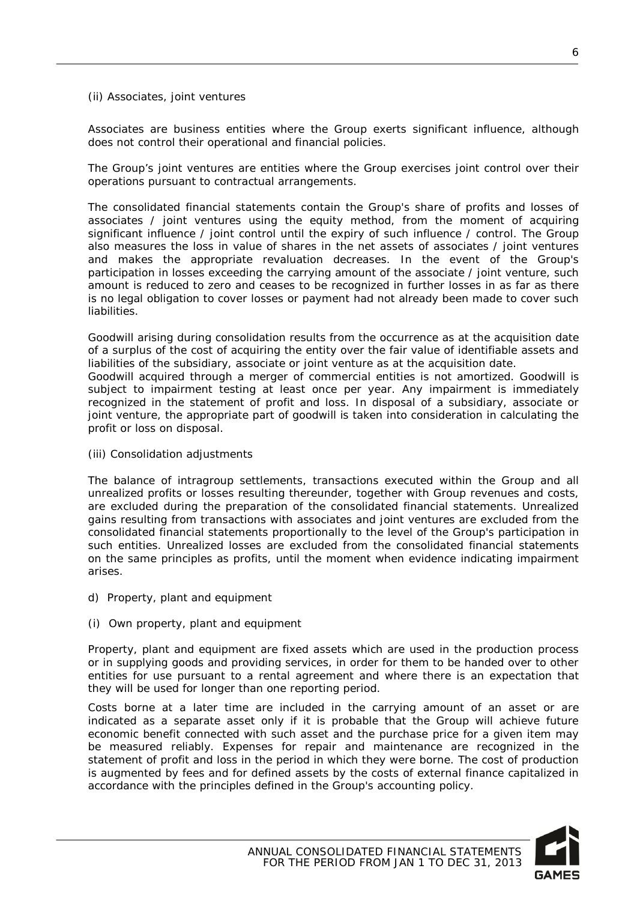(ii) Associates, joint ventures

Associates are business entities where the Group exerts significant influence, although does not control their operational and financial policies.

The Group's joint ventures are entities where the Group exercises joint control over their operations pursuant to contractual arrangements.

The consolidated financial statements contain the Group's share of profits and losses of associates / joint ventures using the equity method, from the moment of acquiring significant influence / joint control until the expiry of such influence / control. The Group also measures the loss in value of shares in the net assets of associates / joint ventures and makes the appropriate revaluation decreases. In the event of the Group's participation in losses exceeding the carrying amount of the associate / joint venture, such amount is reduced to zero and ceases to be recognized in further losses in as far as there is no legal obligation to cover losses or payment had not already been made to cover such liabilities.

Goodwill arising during consolidation results from the occurrence as at the acquisition date of a surplus of the cost of acquiring the entity over the fair value of identifiable assets and liabilities of the subsidiary, associate or joint venture as at the acquisition date.
Goodwill acquired through a merger of commercial entities is not amortized. Goodwill is subject to impairment testing at least once per year. Any impairment is immediately recognized in the statement of profit and loss. In disposal of a subsidiary, associate or joint venture, the appropriate part of goodwill is taken into consideration in calculating the profit or loss on disposal.

(iii) Consolidation adjustments

The balance of intragroup settlements, transactions executed within the Group and all unrealized profits or losses resulting thereunder, together with Group revenues and costs, are excluded during the preparation of the consolidated financial statements. Unrealized gains resulting from transactions with associates and joint ventures are excluded from the consolidated financial statements proportionally to the level of the Group's participation in such entities. Unrealized losses are excluded from the consolidated financial statements on the same principles as profits, until the moment when evidence indicating impairment arises.

d) Property, plant and equipment

(i) Own property, plant and equipment

Property, plant and equipment are fixed assets which are used in the production process or in supplying goods and providing services, in order for them to be handed over to other entities for use pursuant to a rental agreement and where there is an expectation that they will be used for longer than one reporting period.

Costs borne at a later time are included in the carrying amount of an asset or are indicated as a separate asset only if it is probable that the Group will achieve future economic benefit connected with such asset and the purchase price for a given item may be measured reliably. Expenses for repair and maintenance are recognized in the statement of profit and loss in the period in which they were borne. The cost of production is augmented by fees and for defined assets by the costs of external finance capitalized in accordance with the principles defined in the Group's accounting policy.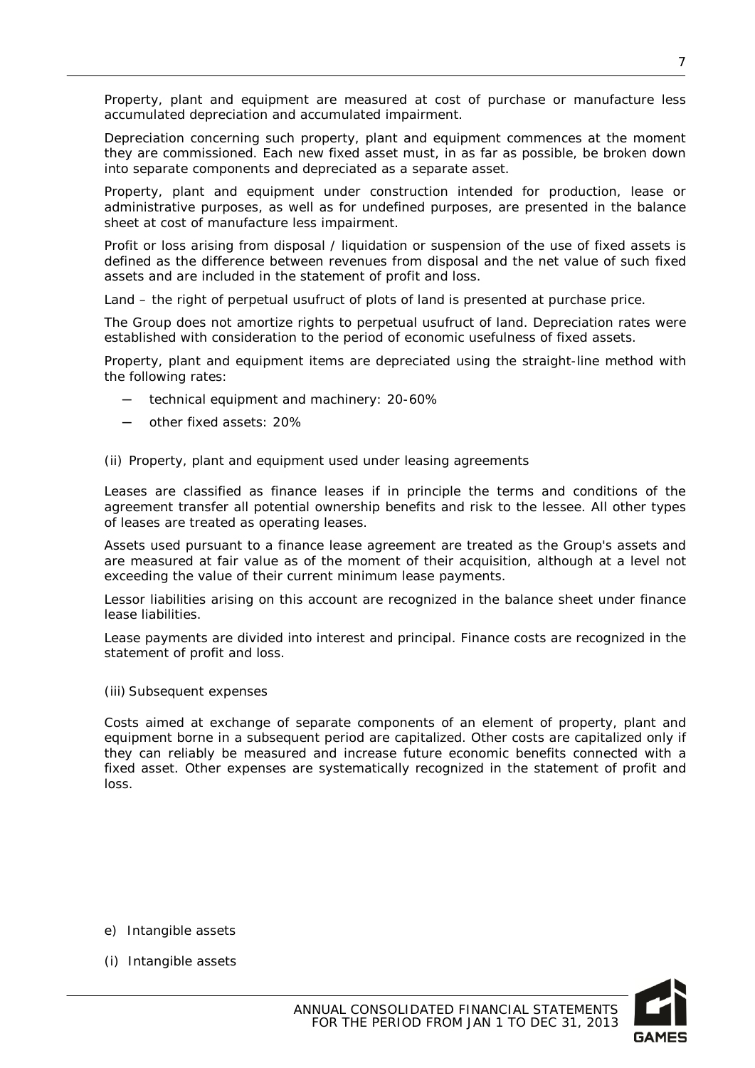Property, plant and equipment are measured at cost of purchase or manufacture less accumulated depreciation and accumulated impairment.

Depreciation concerning such property, plant and equipment commences at the moment they are commissioned. Each new fixed asset must, in as far as possible, be broken down into separate components and depreciated as a separate asset.

Property, plant and equipment under construction intended for production, lease or administrative purposes, as well as for undefined purposes, are presented in the balance sheet at cost of manufacture less impairment.

Profit or loss arising from disposal / liquidation or suspension of the use of fixed assets is defined as the difference between revenues from disposal and the net value of such fixed assets and are included in the statement of profit and loss.

Land – the right of perpetual usufruct of plots of land is presented at purchase price.

The Group does not amortize rights to perpetual usufruct of land. Depreciation rates were established with consideration to the period of economic usefulness of fixed assets.

Property, plant and equipment items are depreciated using the straight-line method with the following rates:

- technical equipment and machinery: 20-60%
- other fixed assets: 20%

(ii) Property, plant and equipment used under leasing agreements

Leases are classified as finance leases if in principle the terms and conditions of the agreement transfer all potential ownership benefits and risk to the lessee. All other types of leases are treated as operating leases.

Assets used pursuant to a finance lease agreement are treated as the Group's assets and are measured at fair value as of the moment of their acquisition, although at a level not exceeding the value of their current minimum lease payments.

Lessor liabilities arising on this account are recognized in the balance sheet under finance lease liabilities.

Lease payments are divided into interest and principal. Finance costs are recognized in the statement of profit and loss.

(iii) Subsequent expenses

Costs aimed at exchange of separate components of an element of property, plant and equipment borne in a subsequent period are capitalized. Other costs are capitalized only if they can reliably be measured and increase future economic benefits connected with a fixed asset. Other expenses are systematically recognized in the statement of profit and loss.

e) Intangible assets

(i) Intangible assets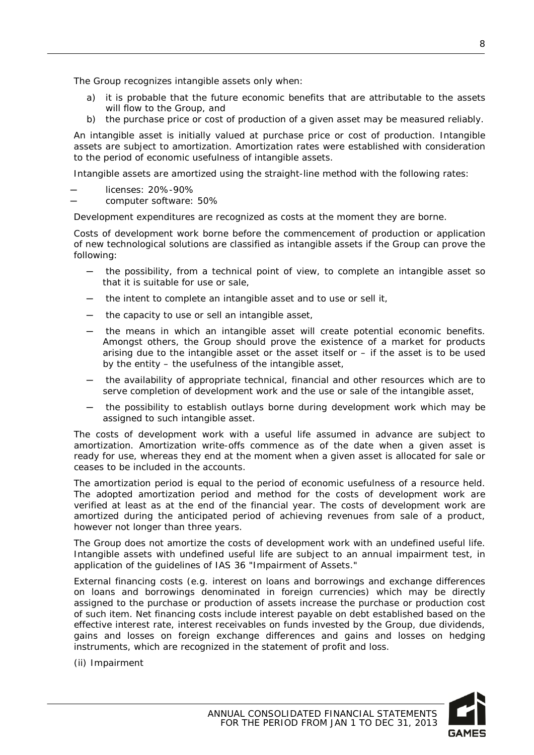The Group recognizes intangible assets only when:

a) it is probable that the future economic benefits that are attributable to the assets will flow to the Group, and
b) the purchase price or cost of production of a given asset may be measured reliably.

An intangible asset is initially valued at purchase price or cost of production. Intangible assets are subject to amortization. Amortization rates were established with consideration to the period of economic usefulness of intangible assets.

Intangible assets are amortized using the straight-line method with the following rates:

- licenses: 20%-90%
- computer software: 50%

Development expenditures are recognized as costs at the moment they are borne.

Costs of development work borne before the commencement of production or application of new technological solutions are classified as intangible assets if the Group can prove the following:

- the possibility, from a technical point of view, to complete an intangible asset so that it is suitable for use or sale,
- the intent to complete an intangible asset and to use or sell it,
- the capacity to use or sell an intangible asset,
- the means in which an intangible asset will create potential economic benefits. Amongst others, the Group should prove the existence of a market for products arising due to the intangible asset or the asset itself or – if the asset is to be used by the entity – the usefulness of the intangible asset,
- the availability of appropriate technical, financial and other resources which are to serve completion of development work and the use or sale of the intangible asset,
- the possibility to establish outlays borne during development work which may be assigned to such intangible asset.

The costs of development work with a useful life assumed in advance are subject to amortization. Amortization write-offs commence as of the date when a given asset is ready for use, whereas they end at the moment when a given asset is allocated for sale or ceases to be included in the accounts.

The amortization period is equal to the period of economic usefulness of a resource held. The adopted amortization period and method for the costs of development work are verified at least as at the end of the financial year. The costs of development work are amortized during the anticipated period of achieving revenues from sale of a product, however not longer than three years.

The Group does not amortize the costs of development work with an undefined useful life. Intangible assets with undefined useful life are subject to an annual impairment test, in application of the guidelines of IAS 36 "Impairment of Assets."

External financing costs (e.g. interest on loans and borrowings and exchange differences on loans and borrowings denominated in foreign currencies) which may be directly assigned to the purchase or production of assets increase the purchase or production cost of such item. Net financing costs include interest payable on debt established based on the effective interest rate, interest receivables on funds invested by the Group, due dividends, gains and losses on foreign exchange differences and gains and losses on hedging instruments, which are recognized in the statement of profit and loss.

(ii) Impairment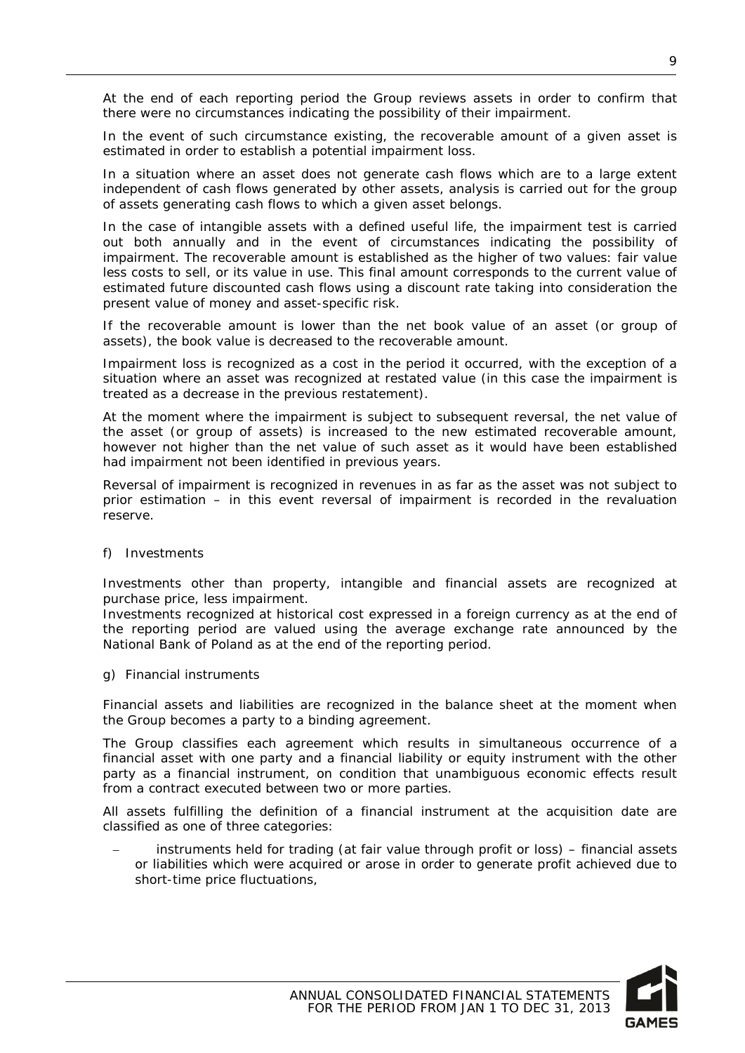At the end of each reporting period the Group reviews assets in order to confirm that there were no circumstances indicating the possibility of their impairment.

In the event of such circumstance existing, the recoverable amount of a given asset is estimated in order to establish a potential impairment loss.

In a situation where an asset does not generate cash flows which are to a large extent independent of cash flows generated by other assets, analysis is carried out for the group of assets generating cash flows to which a given asset belongs.

In the case of intangible assets with a defined useful life, the impairment test is carried out both annually and in the event of circumstances indicating the possibility of impairment. The recoverable amount is established as the higher of two values: fair value less costs to sell, or its value in use. This final amount corresponds to the current value of estimated future discounted cash flows using a discount rate taking into consideration the present value of money and asset-specific risk.

If the recoverable amount is lower than the net book value of an asset (or group of assets), the book value is decreased to the recoverable amount.

Impairment loss is recognized as a cost in the period it occurred, with the exception of a situation where an asset was recognized at restated value (in this case the impairment is treated as a decrease in the previous restatement).

At the moment where the impairment is subject to subsequent reversal, the net value of the asset (or group of assets) is increased to the new estimated recoverable amount, however not higher than the net value of such asset as it would have been established had impairment not been identified in previous years.

Reversal of impairment is recognized in revenues in as far as the asset was not subject to prior estimation – in this event reversal of impairment is recorded in the revaluation reserve.

f) Investments

Investments other than property, intangible and financial assets are recognized at purchase price, less impairment.
Investments recognized at historical cost expressed in a foreign currency as at the end of the reporting period are valued using the average exchange rate announced by the National Bank of Poland as at the end of the reporting period.

g) Financial instruments

Financial assets and liabilities are recognized in the balance sheet at the moment when the Group becomes a party to a binding agreement.

The Group classifies each agreement which results in simultaneous occurrence of a financial asset with one party and a financial liability or equity instrument with the other party as a financial instrument, on condition that unambiguous economic effects result from a contract executed between two or more parties.

All assets fulfilling the definition of a financial instrument at the acquisition date are classified as one of three categories:

- instruments held for trading (at fair value through profit or loss) – financial assets or liabilities which were acquired or arose in order to generate profit achieved due to short-time price fluctuations,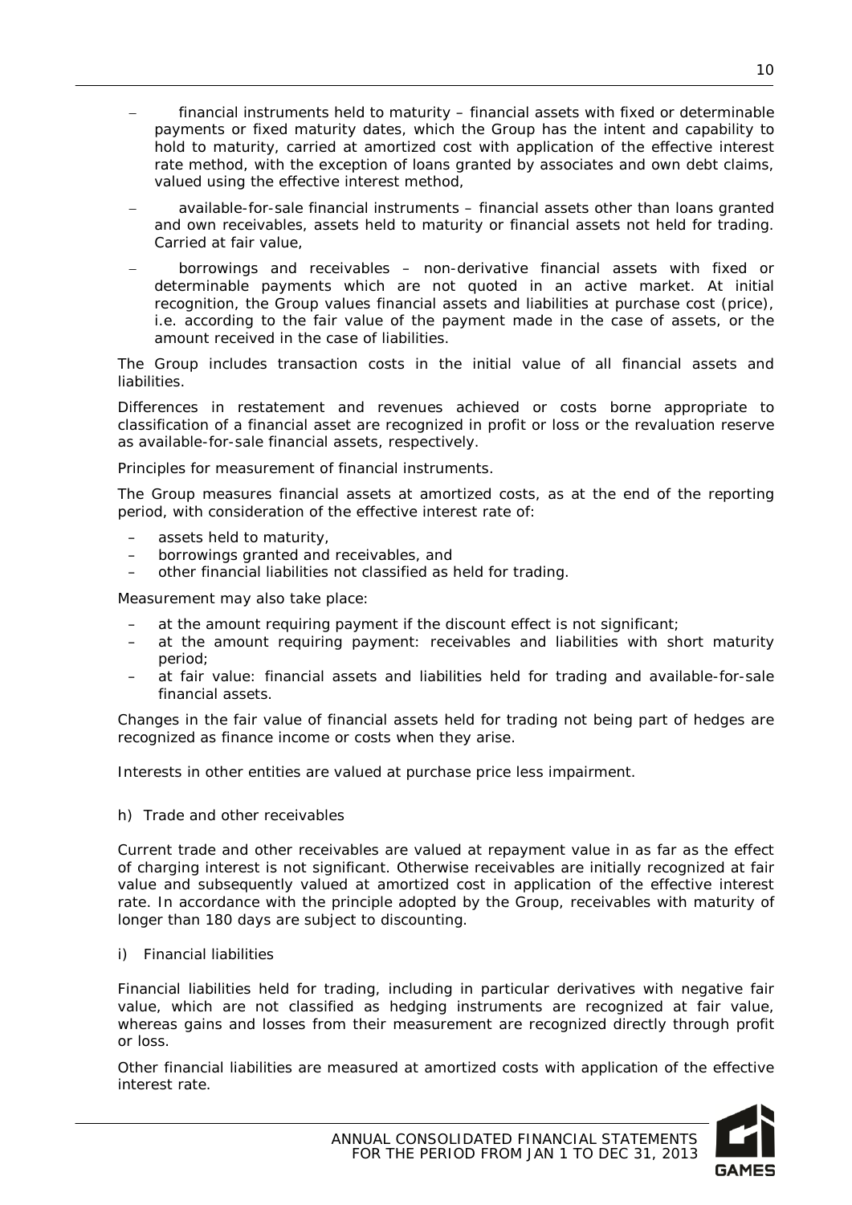- financial instruments held to maturity – financial assets with fixed or determinable payments or fixed maturity dates, which the Group has the intent and capability to hold to maturity, carried at amortized cost with application of the effective interest rate method, with the exception of loans granted by associates and own debt claims, valued using the effective interest method,
- available-for-sale financial instruments – financial assets other than loans granted and own receivables, assets held to maturity or financial assets not held for trading. Carried at fair value,
- borrowings and receivables – non-derivative financial assets with fixed or determinable payments which are not quoted in an active market. At initial recognition, the Group values financial assets and liabilities at purchase cost (price), i.e. according to the fair value of the payment made in the case of assets, or the amount received in the case of liabilities.

The Group includes transaction costs in the initial value of all financial assets and liabilities.

Differences in restatement and revenues achieved or costs borne appropriate to classification of a financial asset are recognized in profit or loss or the revaluation reserve as available-for-sale financial assets, respectively.

Principles for measurement of financial instruments.

The Group measures financial assets at amortized costs, as at the end of the reporting period, with consideration of the effective interest rate of:

- assets held to maturity,
- borrowings granted and receivables, and
- other financial liabilities not classified as held for trading.

Measurement may also take place:

- at the amount requiring payment if the discount effect is not significant;
- at the amount requiring payment: receivables and liabilities with short maturity period;
- at fair value: financial assets and liabilities held for trading and available-for-sale financial assets.

Changes in the fair value of financial assets held for trading not being part of hedges are recognized as finance income or costs when they arise.

Interests in other entities are valued at purchase price less impairment.

h) Trade and other receivables

Current trade and other receivables are valued at repayment value in as far as the effect of charging interest is not significant. Otherwise receivables are initially recognized at fair value and subsequently valued at amortized cost in application of the effective interest rate. In accordance with the principle adopted by the Group, receivables with maturity of longer than 180 days are subject to discounting.

i) Financial liabilities

Financial liabilities held for trading, including in particular derivatives with negative fair value, which are not classified as hedging instruments are recognized at fair value, whereas gains and losses from their measurement are recognized directly through profit or loss.

Other financial liabilities are measured at amortized costs with application of the effective interest rate.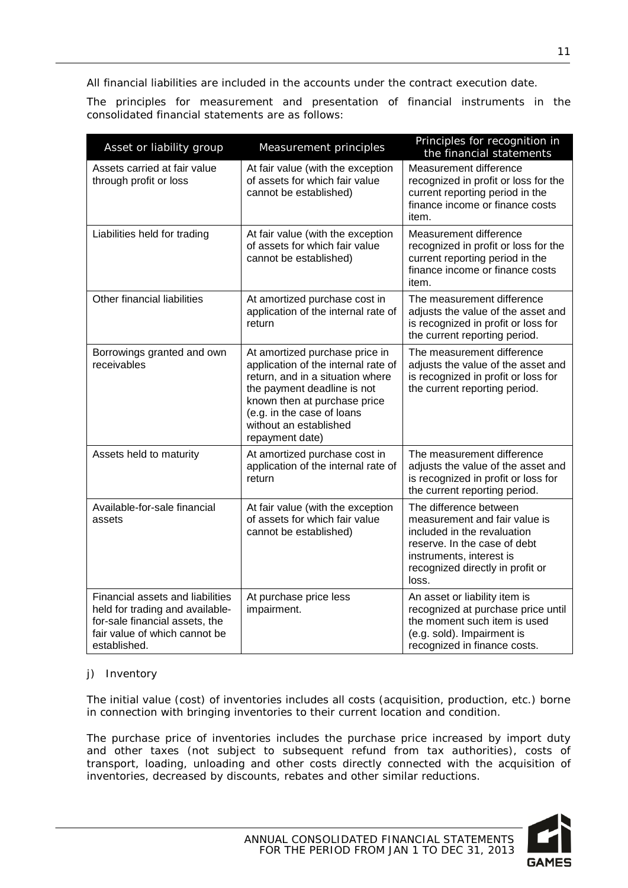All financial liabilities are included in the accounts under the contract execution date.

The principles for measurement and presentation of financial instruments in the consolidated financial statements are as follows:

| Asset or liability group | Measurement principles | Principles for recognition in the financial statements |
|---|---|---|
| Assets carried at fair value through profit or loss | At fair value (with the exception of assets for which fair value cannot be established) | Measurement difference recognized in profit or loss for the current reporting period in the finance income or finance costs item. |
| Liabilities held for trading | At fair value (with the exception of assets for which fair value cannot be established) | Measurement difference recognized in profit or loss for the current reporting period in the finance income or finance costs item. |
| Other financial liabilities | At amortized purchase cost in application of the internal rate of return | The measurement difference adjusts the value of the asset and is recognized in profit or loss for the current reporting period. |
| Borrowings granted and own receivables | At amortized purchase price in application of the internal rate of return, and in a situation where the payment deadline is not known then at purchase price (e.g. in the case of loans without an established repayment date) | The measurement difference adjusts the value of the asset and is recognized in profit or loss for the current reporting period. |
| Assets held to maturity | At amortized purchase cost in application of the internal rate of return | The measurement difference adjusts the value of the asset and is recognized in profit or loss for the current reporting period. |
| Available-for-sale financial assets | At fair value (with the exception of assets for which fair value cannot be established) | The difference between measurement and fair value is included in the revaluation reserve. In the case of debt instruments, interest is recognized directly in profit or loss. |
| Financial assets and liabilities held for trading and available-for-sale financial assets, the fair value of which cannot be established. | At purchase price less impairment. | An asset or liability item is recognized at purchase price until the moment such item is used (e.g. sold). Impairment is recognized in finance costs. |

j) Inventory

The initial value (cost) of inventories includes all costs (acquisition, production, etc.) borne in connection with bringing inventories to their current location and condition.

The purchase price of inventories includes the purchase price increased by import duty and other taxes (not subject to subsequent refund from tax authorities), costs of transport, loading, unloading and other costs directly connected with the acquisition of inventories, decreased by discounts, rebates and other similar reductions.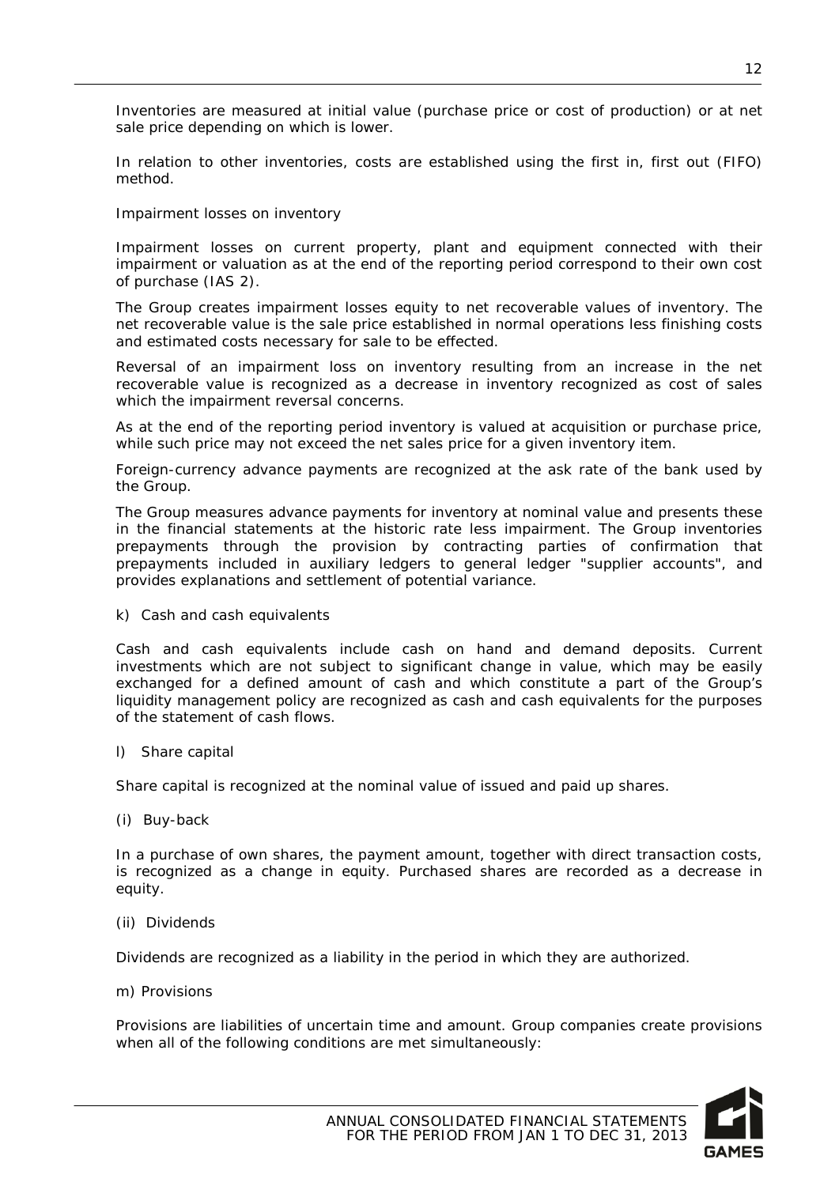Inventories are measured at initial value (purchase price or cost of production) or at net sale price depending on which is lower.

In relation to other inventories, costs are established using the first in, first out (FIFO) method.

Impairment losses on inventory

Impairment losses on current property, plant and equipment connected with their impairment or valuation as at the end of the reporting period correspond to their own cost of purchase (IAS 2).

The Group creates impairment losses equity to net recoverable values of inventory. The net recoverable value is the sale price established in normal operations less finishing costs and estimated costs necessary for sale to be effected.

Reversal of an impairment loss on inventory resulting from an increase in the net recoverable value is recognized as a decrease in inventory recognized as cost of sales which the impairment reversal concerns.

As at the end of the reporting period inventory is valued at acquisition or purchase price, while such price may not exceed the net sales price for a given inventory item.

Foreign-currency advance payments are recognized at the ask rate of the bank used by the Group.

The Group measures advance payments for inventory at nominal value and presents these in the financial statements at the historic rate less impairment. The Group inventories prepayments through the provision by contracting parties of confirmation that prepayments included in auxiliary ledgers to general ledger "supplier accounts", and provides explanations and settlement of potential variance.

k) Cash and cash equivalents

Cash and cash equivalents include cash on hand and demand deposits. Current investments which are not subject to significant change in value, which may be easily exchanged for a defined amount of cash and which constitute a part of the Group's liquidity management policy are recognized as cash and cash equivalents for the purposes of the statement of cash flows.

l) Share capital

Share capital is recognized at the nominal value of issued and paid up shares.

(i) Buy-back

In a purchase of own shares, the payment amount, together with direct transaction costs, is recognized as a change in equity. Purchased shares are recorded as a decrease in equity.

(ii) Dividends

Dividends are recognized as a liability in the period in which they are authorized.

m) Provisions

Provisions are liabilities of uncertain time and amount. Group companies create provisions when all of the following conditions are met simultaneously: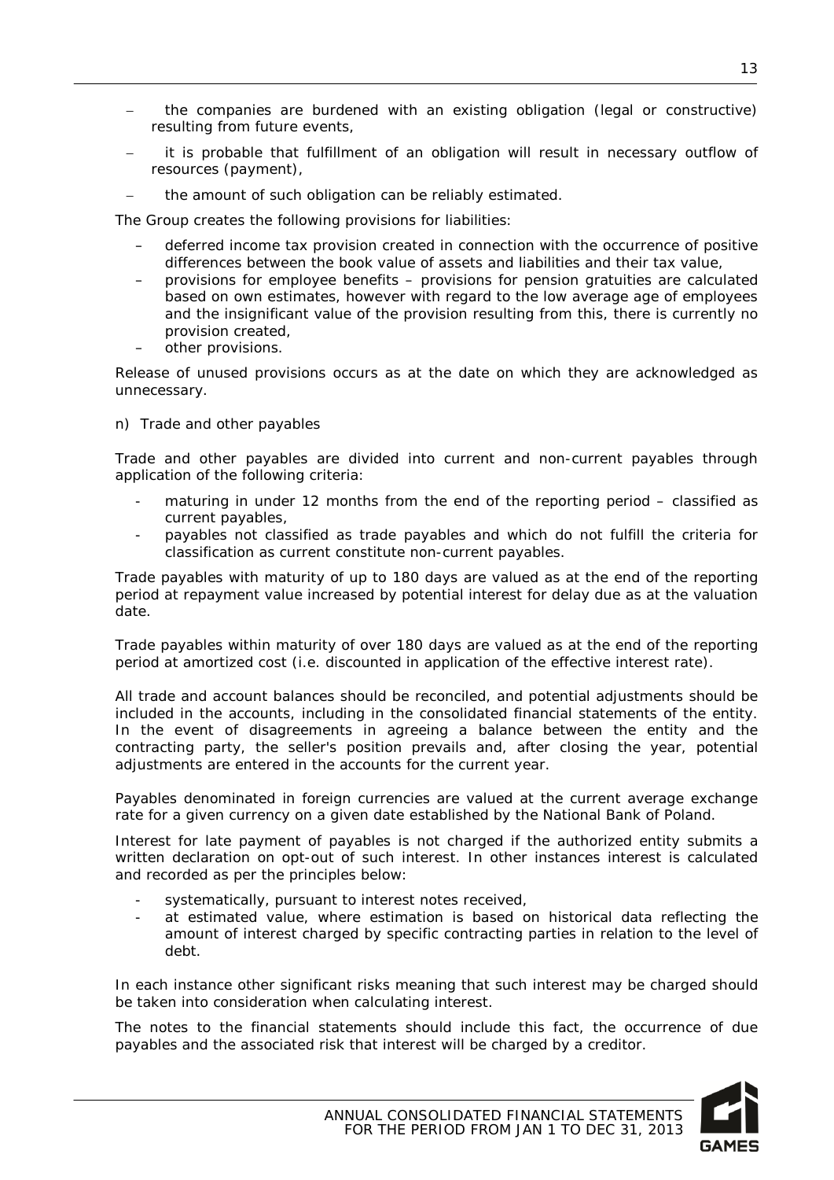- the companies are burdened with an existing obligation (legal or constructive) resulting from future events,
- it is probable that fulfillment of an obligation will result in necessary outflow of resources (payment),
- the amount of such obligation can be reliably estimated.

The Group creates the following provisions for liabilities:

- deferred income tax provision created in connection with the occurrence of positive differences between the book value of assets and liabilities and their tax value,
- provisions for employee benefits – provisions for pension gratuities are calculated based on own estimates, however with regard to the low average age of employees and the insignificant value of the provision resulting from this, there is currently no provision created,
- other provisions.

Release of unused provisions occurs as at the date on which they are acknowledged as unnecessary.

n) Trade and other payables

Trade and other payables are divided into current and non-current payables through application of the following criteria:

- maturing in under 12 months from the end of the reporting period – classified as current payables,
- payables not classified as trade payables and which do not fulfill the criteria for classification as current constitute non-current payables.

Trade payables with maturity of up to 180 days are valued as at the end of the reporting period at repayment value increased by potential interest for delay due as at the valuation date.

Trade payables within maturity of over 180 days are valued as at the end of the reporting period at amortized cost (i.e. discounted in application of the effective interest rate).

All trade and account balances should be reconciled, and potential adjustments should be included in the accounts, including in the consolidated financial statements of the entity. In the event of disagreements in agreeing a balance between the entity and the contracting party, the seller's position prevails and, after closing the year, potential adjustments are entered in the accounts for the current year.

Payables denominated in foreign currencies are valued at the current average exchange rate for a given currency on a given date established by the National Bank of Poland.

Interest for late payment of payables is not charged if the authorized entity submits a written declaration on opt-out of such interest. In other instances interest is calculated and recorded as per the principles below:

- systematically, pursuant to interest notes received,
- at estimated value, where estimation is based on historical data reflecting the amount of interest charged by specific contracting parties in relation to the level of debt.

In each instance other significant risks meaning that such interest may be charged should be taken into consideration when calculating interest.

The notes to the financial statements should include this fact, the occurrence of due payables and the associated risk that interest will be charged by a creditor.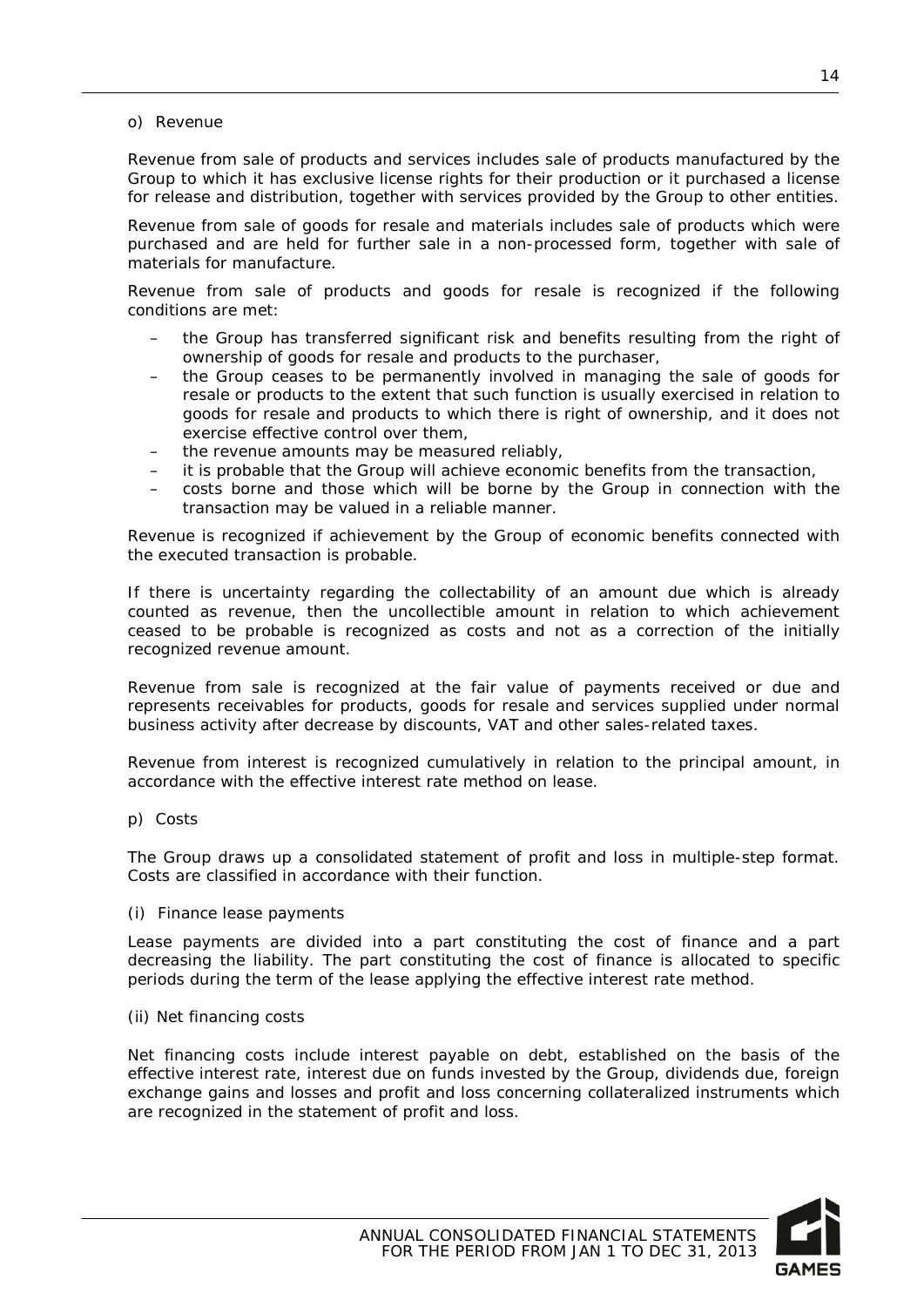o) Revenue

Revenue from sale of products and services includes sale of products manufactured by the Group to which it has exclusive license rights for their production or it purchased a license for release and distribution, together with services provided by the Group to other entities.

Revenue from sale of goods for resale and materials includes sale of products which were purchased and are held for further sale in a non-processed form, together with sale of materials for manufacture.

Revenue from sale of products and goods for resale is recognized if the following conditions are met:

- the Group has transferred significant risk and benefits resulting from the right of ownership of goods for resale and products to the purchaser,
- the Group ceases to be permanently involved in managing the sale of goods for resale or products to the extent that such function is usually exercised in relation to goods for resale and products to which there is right of ownership, and it does not exercise effective control over them,
- the revenue amounts may be measured reliably,
- it is probable that the Group will achieve economic benefits from the transaction,
- costs borne and those which will be borne by the Group in connection with the transaction may be valued in a reliable manner.

Revenue is recognized if achievement by the Group of economic benefits connected with the executed transaction is probable.

If there is uncertainty regarding the collectability of an amount due which is already counted as revenue, then the uncollectible amount in relation to which achievement ceased to be probable is recognized as costs and not as a correction of the initially recognized revenue amount.

Revenue from sale is recognized at the fair value of payments received or due and represents receivables for products, goods for resale and services supplied under normal business activity after decrease by discounts, VAT and other sales-related taxes.

Revenue from interest is recognized cumulatively in relation to the principal amount, in accordance with the effective interest rate method on lease.

p) Costs

The Group draws up a consolidated statement of profit and loss in multiple-step format. Costs are classified in accordance with their function.

(i) Finance lease payments

Lease payments are divided into a part constituting the cost of finance and a part decreasing the liability. The part constituting the cost of finance is allocated to specific periods during the term of the lease applying the effective interest rate method.

(ii) Net financing costs

Net financing costs include interest payable on debt, established on the basis of the effective interest rate, interest due on funds invested by the Group, dividends due, foreign exchange gains and losses and profit and loss concerning collateralized instruments which are recognized in the statement of profit and loss.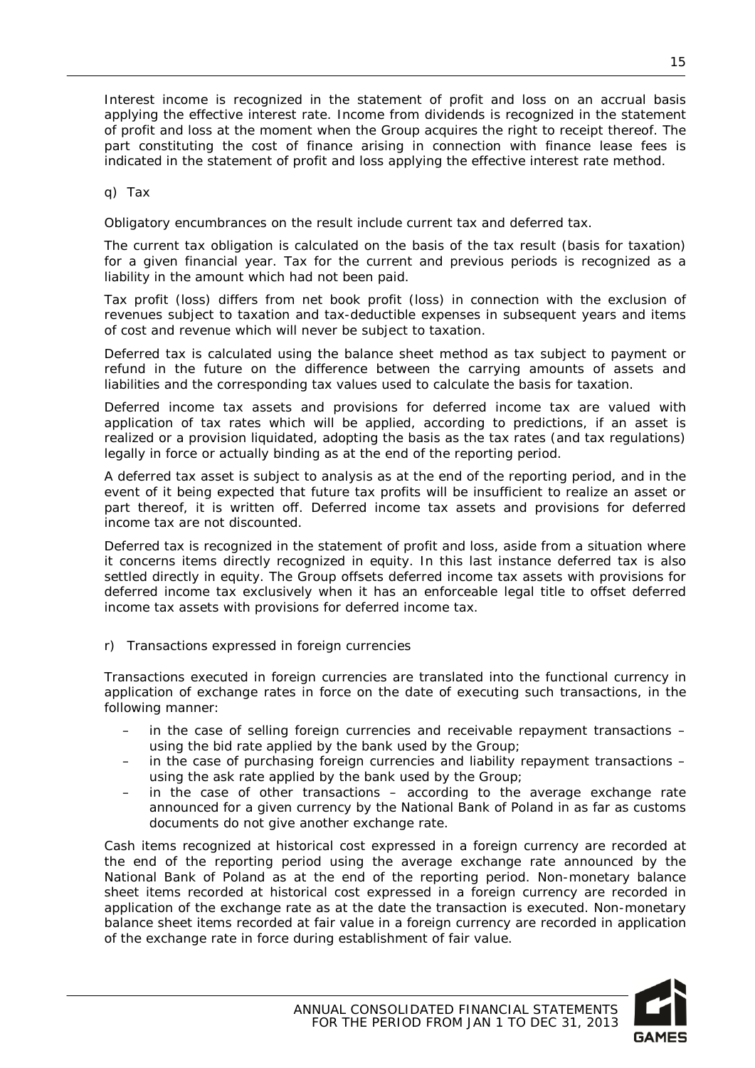Interest income is recognized in the statement of profit and loss on an accrual basis applying the effective interest rate. Income from dividends is recognized in the statement of profit and loss at the moment when the Group acquires the right to receipt thereof. The part constituting the cost of finance arising in connection with finance lease fees is indicated in the statement of profit and loss applying the effective interest rate method.

q) Tax

Obligatory encumbrances on the result include current tax and deferred tax.

The current tax obligation is calculated on the basis of the tax result (basis for taxation) for a given financial year. Tax for the current and previous periods is recognized as a liability in the amount which had not been paid.

Tax profit (loss) differs from net book profit (loss) in connection with the exclusion of revenues subject to taxation and tax-deductible expenses in subsequent years and items of cost and revenue which will never be subject to taxation.

Deferred tax is calculated using the balance sheet method as tax subject to payment or refund in the future on the difference between the carrying amounts of assets and liabilities and the corresponding tax values used to calculate the basis for taxation.

Deferred income tax assets and provisions for deferred income tax are valued with application of tax rates which will be applied, according to predictions, if an asset is realized or a provision liquidated, adopting the basis as the tax rates (and tax regulations) legally in force or actually binding as at the end of the reporting period.

A deferred tax asset is subject to analysis as at the end of the reporting period, and in the event of it being expected that future tax profits will be insufficient to realize an asset or part thereof, it is written off. Deferred income tax assets and provisions for deferred income tax are not discounted.

Deferred tax is recognized in the statement of profit and loss, aside from a situation where it concerns items directly recognized in equity. In this last instance deferred tax is also settled directly in equity. The Group offsets deferred income tax assets with provisions for deferred income tax exclusively when it has an enforceable legal title to offset deferred income tax assets with provisions for deferred income tax.

r) Transactions expressed in foreign currencies

Transactions executed in foreign currencies are translated into the functional currency in application of exchange rates in force on the date of executing such transactions, in the following manner:

- in the case of selling foreign currencies and receivable repayment transactions – using the bid rate applied by the bank used by the Group;
- in the case of purchasing foreign currencies and liability repayment transactions – using the ask rate applied by the bank used by the Group;
- in the case of other transactions – according to the average exchange rate announced for a given currency by the National Bank of Poland in as far as customs documents do not give another exchange rate.

Cash items recognized at historical cost expressed in a foreign currency are recorded at the end of the reporting period using the average exchange rate announced by the National Bank of Poland as at the end of the reporting period. Non-monetary balance sheet items recorded at historical cost expressed in a foreign currency are recorded in application of the exchange rate as at the date the transaction is executed. Non-monetary balance sheet items recorded at fair value in a foreign currency are recorded in application of the exchange rate in force during establishment of fair value.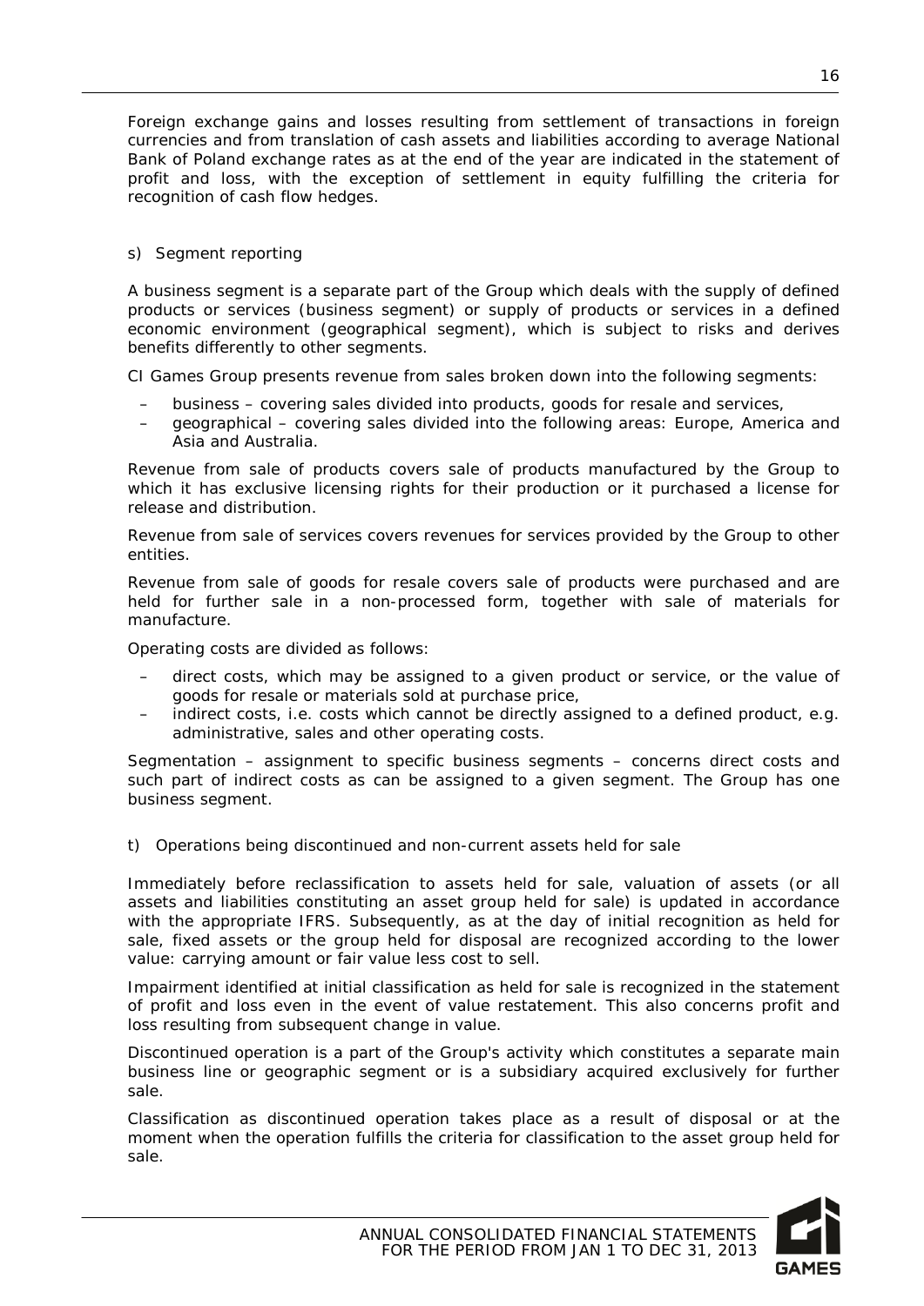Foreign exchange gains and losses resulting from settlement of transactions in foreign currencies and from translation of cash assets and liabilities according to average National Bank of Poland exchange rates as at the end of the year are indicated in the statement of profit and loss, with the exception of settlement in equity fulfilling the criteria for recognition of cash flow hedges.

s) Segment reporting

A business segment is a separate part of the Group which deals with the supply of defined products or services (business segment) or supply of products or services in a defined economic environment (geographical segment), which is subject to risks and derives benefits differently to other segments.

CI Games Group presents revenue from sales broken down into the following segments:

- business – covering sales divided into products, goods for resale and services,
- geographical – covering sales divided into the following areas: Europe, America and Asia and Australia.

Revenue from sale of products covers sale of products manufactured by the Group to which it has exclusive licensing rights for their production or it purchased a license for release and distribution.

Revenue from sale of services covers revenues for services provided by the Group to other entities.

Revenue from sale of goods for resale covers sale of products were purchased and are held for further sale in a non-processed form, together with sale of materials for manufacture.

Operating costs are divided as follows:

- direct costs, which may be assigned to a given product or service, or the value of goods for resale or materials sold at purchase price,
- indirect costs, i.e. costs which cannot be directly assigned to a defined product, e.g. administrative, sales and other operating costs.

Segmentation – assignment to specific business segments – concerns direct costs and such part of indirect costs as can be assigned to a given segment. The Group has one business segment.

t) Operations being discontinued and non-current assets held for sale

Immediately before reclassification to assets held for sale, valuation of assets (or all assets and liabilities constituting an asset group held for sale) is updated in accordance with the appropriate IFRS. Subsequently, as at the day of initial recognition as held for sale, fixed assets or the group held for disposal are recognized according to the lower value: carrying amount or fair value less cost to sell.

Impairment identified at initial classification as held for sale is recognized in the statement of profit and loss even in the event of value restatement. This also concerns profit and loss resulting from subsequent change in value.

Discontinued operation is a part of the Group's activity which constitutes a separate main business line or geographic segment or is a subsidiary acquired exclusively for further sale.

Classification as discontinued operation takes place as a result of disposal or at the moment when the operation fulfills the criteria for classification to the asset group held for sale.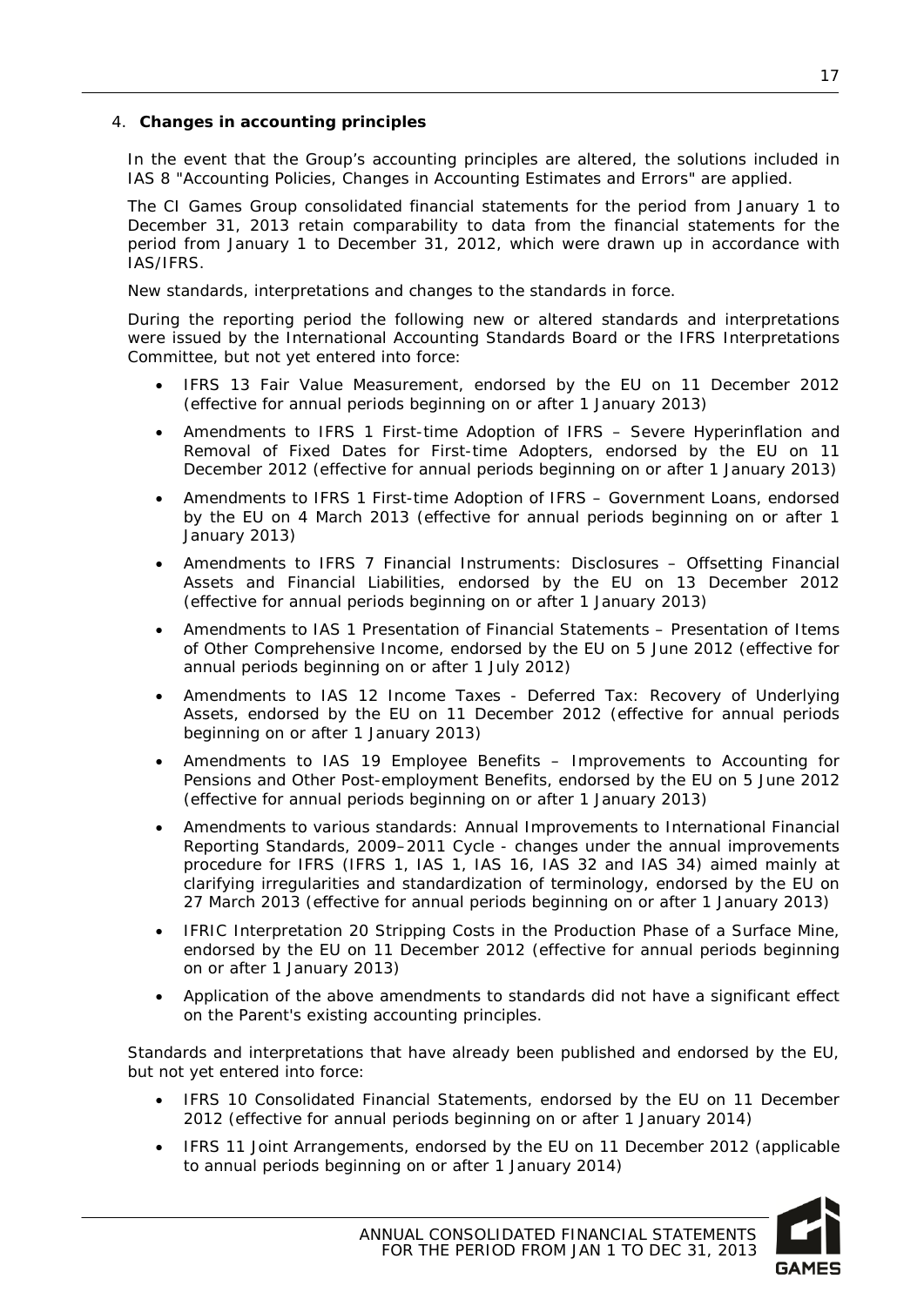## 4. **Changes in accounting principles**

In the event that the Group's accounting principles are altered, the solutions included in IAS 8 "Accounting Policies, Changes in Accounting Estimates and Errors" are applied.

The CI Games Group consolidated financial statements for the period from January 1 to December 31, 2013 retain comparability to data from the financial statements for the period from January 1 to December 31, 2012, which were drawn up in accordance with IAS/IFRS.

New standards, interpretations and changes to the standards in force.

During the reporting period the following new or altered standards and interpretations were issued by the International Accounting Standards Board or the IFRS Interpretations Committee, but not yet entered into force:

- IFRS 13 Fair Value Measurement, endorsed by the EU on 11 December 2012 (effective for annual periods beginning on or after 1 January 2013)
- Amendments to IFRS 1 First-time Adoption of IFRS – Severe Hyperinflation and Removal of Fixed Dates for First-time Adopters, endorsed by the EU on 11 December 2012 (effective for annual periods beginning on or after 1 January 2013)
- Amendments to IFRS 1 First-time Adoption of IFRS – Government Loans, endorsed by the EU on 4 March 2013 (effective for annual periods beginning on or after 1 January 2013)
- Amendments to IFRS 7 Financial Instruments: Disclosures – Offsetting Financial Assets and Financial Liabilities, endorsed by the EU on 13 December 2012 (effective for annual periods beginning on or after 1 January 2013)
- Amendments to IAS 1 Presentation of Financial Statements – Presentation of Items of Other Comprehensive Income, endorsed by the EU on 5 June 2012 (effective for annual periods beginning on or after 1 July 2012)
- Amendments to IAS 12 Income Taxes - Deferred Tax: Recovery of Underlying Assets, endorsed by the EU on 11 December 2012 (effective for annual periods beginning on or after 1 January 2013)
- Amendments to IAS 19 Employee Benefits – Improvements to Accounting for Pensions and Other Post-employment Benefits, endorsed by the EU on 5 June 2012 (effective for annual periods beginning on or after 1 January 2013)
- Amendments to various standards: Annual Improvements to International Financial Reporting Standards, 2009–2011 Cycle - changes under the annual improvements procedure for IFRS (IFRS 1, IAS 1, IAS 16, IAS 32 and IAS 34) aimed mainly at clarifying irregularities and standardization of terminology, endorsed by the EU on 27 March 2013 (effective for annual periods beginning on or after 1 January 2013)
- IFRIC Interpretation 20 Stripping Costs in the Production Phase of a Surface Mine, endorsed by the EU on 11 December 2012 (effective for annual periods beginning on or after 1 January 2013)
- Application of the above amendments to standards did not have a significant effect on the Parent's existing accounting principles.

Standards and interpretations that have already been published and endorsed by the EU, but not yet entered into force:

- IFRS 10 Consolidated Financial Statements, endorsed by the EU on 11 December 2012 (effective for annual periods beginning on or after 1 January 2014)
- IFRS 11 Joint Arrangements, endorsed by the EU on 11 December 2012 (applicable to annual periods beginning on or after 1 January 2014)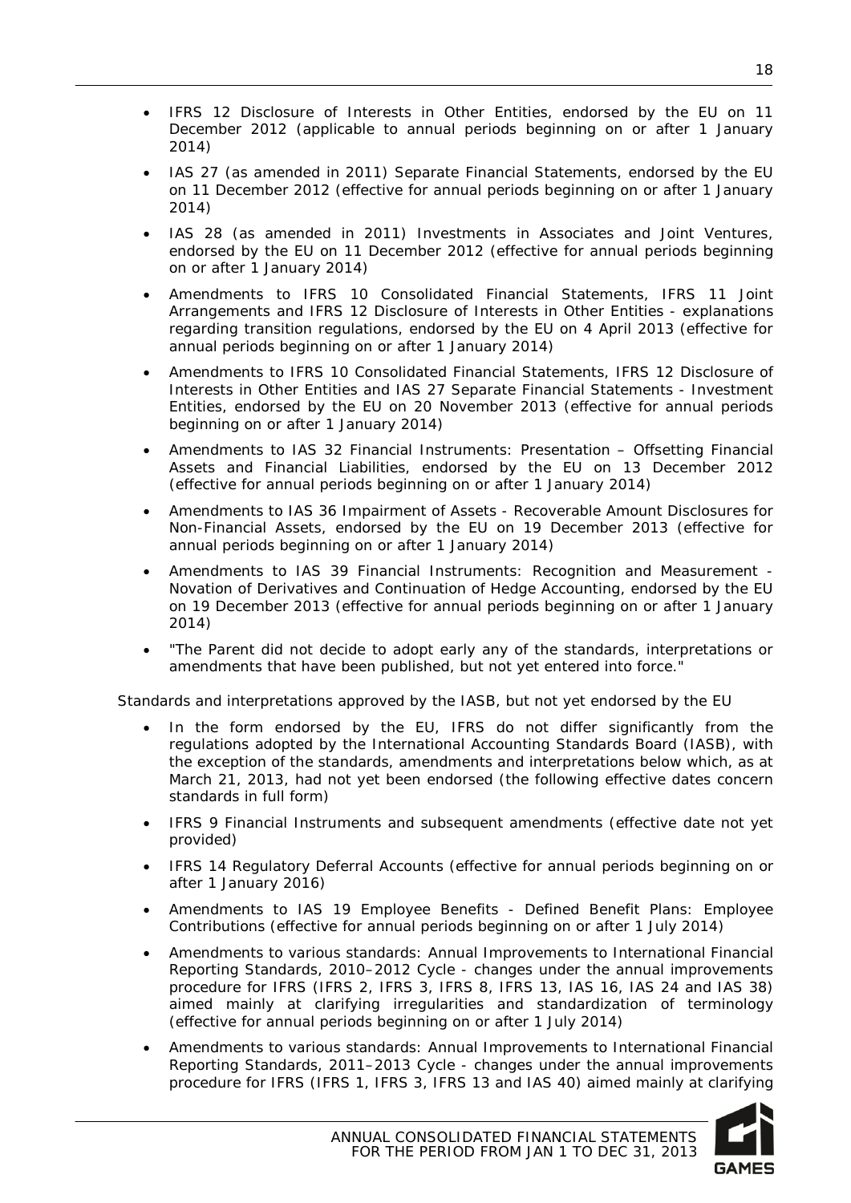- IFRS 12 Disclosure of Interests in Other Entities, endorsed by the EU on 11 December 2012 (applicable to annual periods beginning on or after 1 January 2014)
- IAS 27 (as amended in 2011) Separate Financial Statements, endorsed by the EU on 11 December 2012 (effective for annual periods beginning on or after 1 January 2014)
- IAS 28 (as amended in 2011) Investments in Associates and Joint Ventures, endorsed by the EU on 11 December 2012 (effective for annual periods beginning on or after 1 January 2014)
- Amendments to IFRS 10 Consolidated Financial Statements, IFRS 11 Joint Arrangements and IFRS 12 Disclosure of Interests in Other Entities - explanations regarding transition regulations, endorsed by the EU on 4 April 2013 (effective for annual periods beginning on or after 1 January 2014)
- Amendments to IFRS 10 Consolidated Financial Statements, IFRS 12 Disclosure of Interests in Other Entities and IAS 27 Separate Financial Statements - Investment Entities, endorsed by the EU on 20 November 2013 (effective for annual periods beginning on or after 1 January 2014)
- Amendments to IAS 32 Financial Instruments: Presentation – Offsetting Financial Assets and Financial Liabilities, endorsed by the EU on 13 December 2012 (effective for annual periods beginning on or after 1 January 2014)
- Amendments to IAS 36 Impairment of Assets - Recoverable Amount Disclosures for Non-Financial Assets, endorsed by the EU on 19 December 2013 (effective for annual periods beginning on or after 1 January 2014)
- Amendments to IAS 39 Financial Instruments: Recognition and Measurement - Novation of Derivatives and Continuation of Hedge Accounting, endorsed by the EU on 19 December 2013 (effective for annual periods beginning on or after 1 January 2014)
- "The Parent did not decide to adopt early any of the standards, interpretations or amendments that have been published, but not yet entered into force."

Standards and interpretations approved by the IASB, but not yet endorsed by the EU

- In the form endorsed by the EU, IFRS do not differ significantly from the regulations adopted by the International Accounting Standards Board (IASB), with the exception of the standards, amendments and interpretations below which, as at March 21, 2013, had not yet been endorsed (the following effective dates concern standards in full form)
- IFRS 9 Financial Instruments and subsequent amendments (effective date not yet provided)
- IFRS 14 Regulatory Deferral Accounts (effective for annual periods beginning on or after 1 January 2016)
- Amendments to IAS 19 Employee Benefits - Defined Benefit Plans: Employee Contributions (effective for annual periods beginning on or after 1 July 2014)
- Amendments to various standards: Annual Improvements to International Financial Reporting Standards, 2010–2012 Cycle - changes under the annual improvements procedure for IFRS (IFRS 2, IFRS 3, IFRS 8, IFRS 13, IAS 16, IAS 24 and IAS 38) aimed mainly at clarifying irregularities and standardization of terminology (effective for annual periods beginning on or after 1 July 2014)
- Amendments to various standards: Annual Improvements to International Financial Reporting Standards, 2011–2013 Cycle - changes under the annual improvements procedure for IFRS (IFRS 1, IFRS 3, IFRS 13 and IAS 40) aimed mainly at clarifying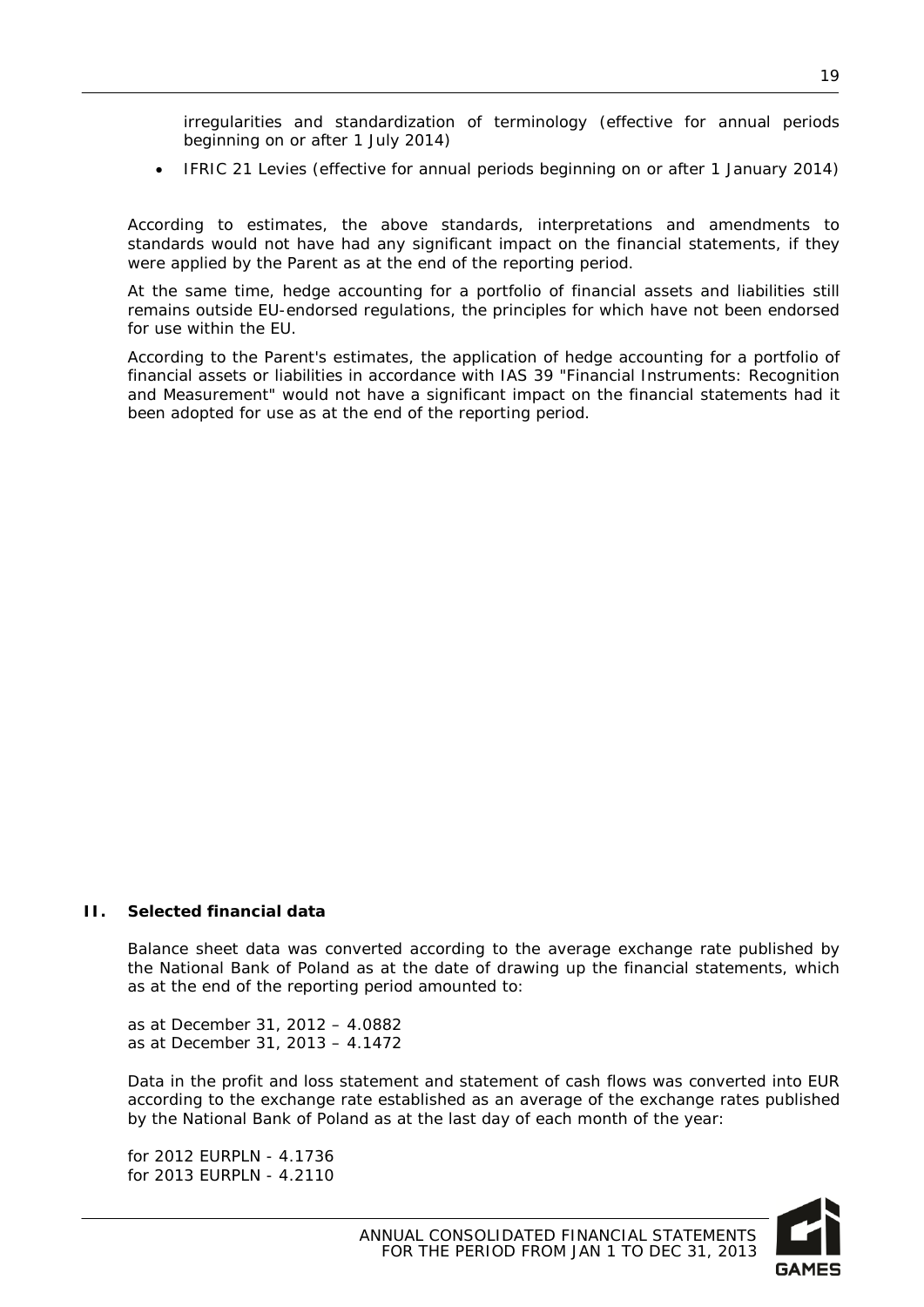irregularities and standardization of terminology (effective for annual periods beginning on or after 1 July 2014)

- IFRIC 21 Levies (effective for annual periods beginning on or after 1 January 2014)

According to estimates, the above standards, interpretations and amendments to standards would not have had any significant impact on the financial statements, if they were applied by the Parent as at the end of the reporting period.

At the same time, hedge accounting for a portfolio of financial assets and liabilities still remains outside EU-endorsed regulations, the principles for which have not been endorsed for use within the EU.

According to the Parent's estimates, the application of hedge accounting for a portfolio of financial assets or liabilities in accordance with IAS 39 "Financial Instruments: Recognition and Measurement" would not have a significant impact on the financial statements had it been adopted for use as at the end of the reporting period.

## II. Selected financial data

Balance sheet data was converted according to the average exchange rate published by the National Bank of Poland as at the date of drawing up the financial statements, which as at the end of the reporting period amounted to:

as at December 31, 2012 – 4.0882
as at December 31, 2013 – 4.1472

Data in the profit and loss statement and statement of cash flows was converted into EUR according to the exchange rate established as an average of the exchange rates published by the National Bank of Poland as at the last day of each month of the year:

for 2012 EURPLN - 4.1736
for 2013 EURPLN - 4.2110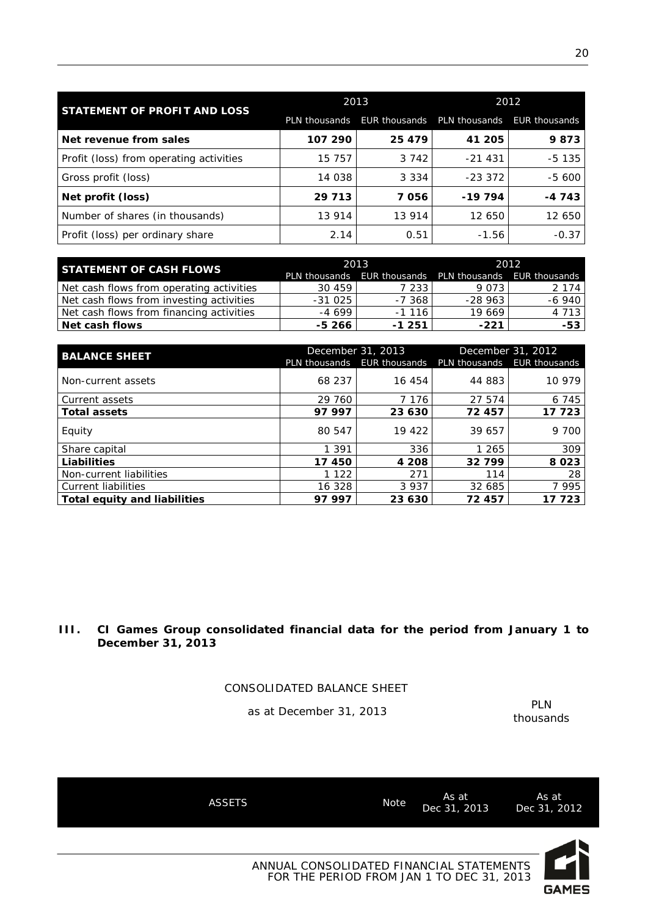| STATEMENT OF PROFIT AND LOSS | 2013 | | 2012 | |
|---|---|---|---|---|
| | PLN thousands | EUR thousands | PLN thousands | EUR thousands |
| **Net revenue from sales** | **107 290** | **25 479** | **41 205** | **9 873** |
| Profit (loss) from operating activities | 15 757 | 3 742 | -21 431 | -5 135 |
| Gross profit (loss) | 14 038 | 3 334 | -23 372 | -5 600 |
| **Net profit (loss)** | **29 713** | **7 056** | **-19 794** | **-4 743** |
| Number of shares (in thousands) | 13 914 | 13 914 | 12 650 | 12 650 |
| Profit (loss) per ordinary share | 2.14 | 0.51 | -1.56 | -0.37 |

| STATEMENT OF CASH FLOWS | 2013 | | 2012 | |
|---|---|---|---|---|
| | PLN thousands | EUR thousands | PLN thousands | EUR thousands |
| Net cash flows from operating activities | 30 459 | 7 233 | 9 073 | 2 174 |
| Net cash flows from investing activities | -31 025 | -7 368 | -28 963 | -6 940 |
| Net cash flows from financing activities | -4 699 | -1 116 | 19 669 | 4 713 |
| **Net cash flows** | **-5 266** | **-1 251** | **-221** | **-53** |

| BALANCE SHEET | December 31, 2013 | | December 31, 2012 | |
|---|---|---|---|---|
| | PLN thousands | EUR thousands | PLN thousands | EUR thousands |
| Non-current assets | 68 237 | 16 454 | 44 883 | 10 979 |
| Current assets | 29 760 | 7 176 | 27 574 | 6 745 |
| **Total assets** | **97 997** | **23 630** | **72 457** | **17 723** |
| Equity | 80 547 | 19 422 | 39 657 | 9 700 |
| Share capital | 1 391 | 336 | 1 265 | 309 |
| **Liabilities** | **17 450** | **4 208** | **32 799** | **8 023** |
| Non-current liabilities | 1 122 | 271 | 114 | 28 |
| Current liabilities | 16 328 | 3 937 | 32 685 | 7 995 |
| **Total equity and liabilities** | **97 997** | **23 630** | **72 457** | **17 723** |

## III. CI Games Group consolidated financial data for the period from January 1 to December 31, 2013

CONSOLIDATED BALANCE SHEET

as at December 31, 2013

PLN thousands

| ASSETS | Note | As at Dec 31, 2013 | As at Dec 31, 2012 |
|---|---|---|---|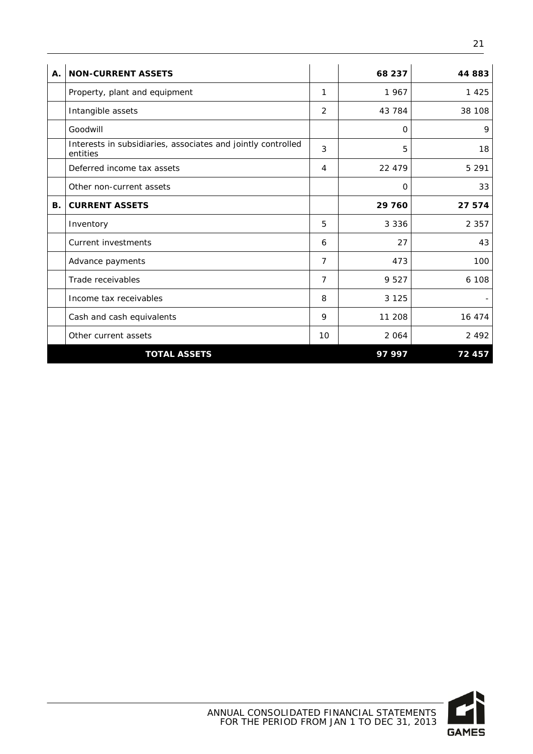| | | | | |
|---|---|---|---|---|
| **A.** | **NON-CURRENT ASSETS** | | **68 237** | **44 883** |
| | Property, plant and equipment | 1 | 1 967 | 1 425 |
| | Intangible assets | 2 | 43 784 | 38 108 |
| | Goodwill | | 0 | 9 |
| | Interests in subsidiaries, associates and jointly controlled entities | 3 | 5 | 18 |
| | Deferred income tax assets | 4 | 22 479 | 5 291 |
| | Other non-current assets | | 0 | 33 |
| **B.** | **CURRENT ASSETS** | | **29 760** | **27 574** |
| | Inventory | 5 | 3 336 | 2 357 |
| | Current investments | 6 | 27 | 43 |
| | Advance payments | 7 | 473 | 100 |
| | Trade receivables | 7 | 9 527 | 6 108 |
| | Income tax receivables | 8 | 3 125 | - |
| | Cash and cash equivalents | 9 | 11 208 | 16 474 |
| | Other current assets | 10 | 2 064 | 2 492 |
| | **TOTAL ASSETS** | | **97 997** | **72 457** |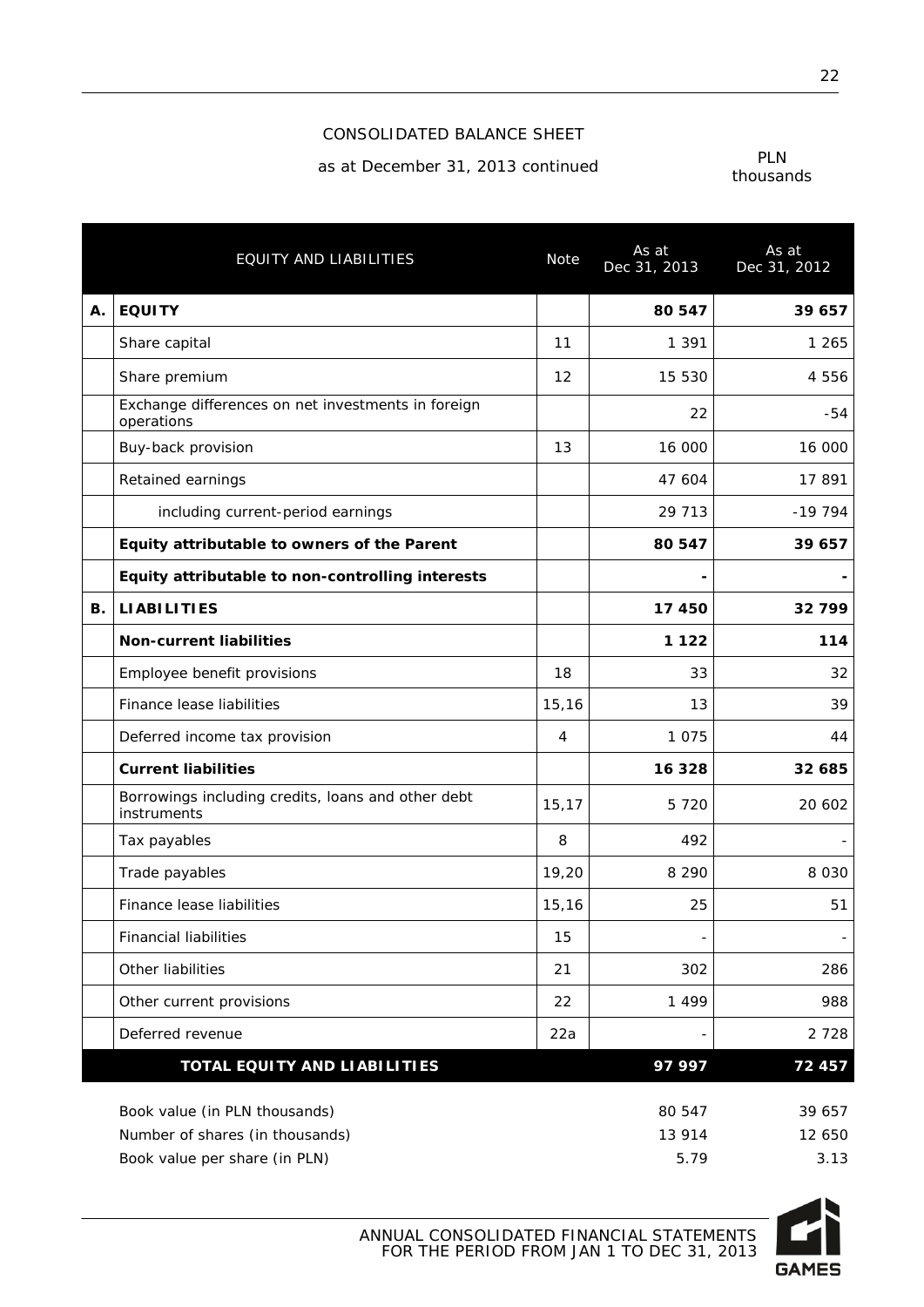# CONSOLIDATED BALANCE SHEET

as at December 31, 2013 continued

PLN thousands

| | EQUITY AND LIABILITIES | Note | As at Dec 31, 2013 | As at Dec 31, 2012 |
|---|---|---|---|---|
| **A.** | **EQUITY** | | **80 547** | **39 657** |
| | Share capital | 11 | 1 391 | 1 265 |
| | Share premium | 12 | 15 530 | 4 556 |
| | Exchange differences on net investments in foreign operations | | 22 | -54 |
| | Buy-back provision | 13 | 16 000 | 16 000 |
| | Retained earnings | | 47 604 | 17 891 |
| | including current-period earnings | | 29 713 | -19 794 |
| | **Equity attributable to owners of the Parent** | | **80 547** | **39 657** |
| | **Equity attributable to non-controlling interests** | | **-** | **-** |
| **B.** | **LIABILITIES** | | **17 450** | **32 799** |
| | **Non-current liabilities** | | **1 122** | **114** |
| | Employee benefit provisions | 18 | 33 | 32 |
| | Finance lease liabilities | 15,16 | 13 | 39 |
| | Deferred income tax provision | 4 | 1 075 | 44 |
| | **Current liabilities** | | **16 328** | **32 685** |
| | Borrowings including credits, loans and other debt instruments | 15,17 | 5 720 | 20 602 |
| | Tax payables | 8 | 492 | - |
| | Trade payables | 19,20 | 8 290 | 8 030 |
| | Finance lease liabilities | 15,16 | 25 | 51 |
| | Financial liabilities | 15 | - | - |
| | Other liabilities | 21 | 302 | 286 |
| | Other current provisions | 22 | 1 499 | 988 |
| | Deferred revenue | 22a | - | 2 728 |
| | **TOTAL EQUITY AND LIABILITIES** | | **97 997** | **72 457** |

| | | |
|---|---|---|
| Book value (in PLN thousands) | 80 547 | 39 657 |
| Number of shares (in thousands) | 13 914 | 12 650 |
| Book value per share (in PLN) | 5.79 | 3.13 |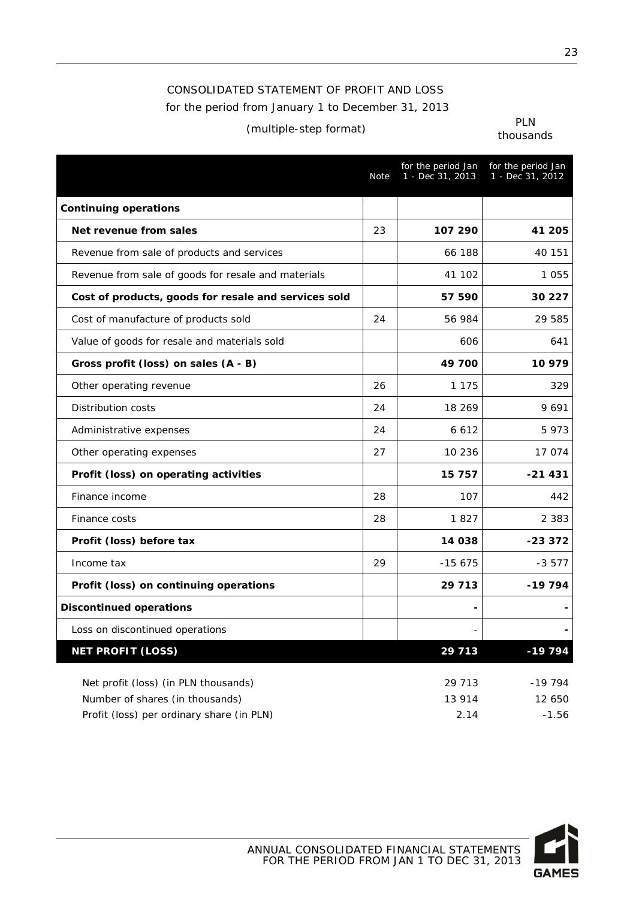CONSOLIDATED STATEMENT OF PROFIT AND LOSS

for the period from January 1 to December 31, 2013

(multiple-step format)

PLN thousands

| | Note | for the period Jan 1 - Dec 31, 2013 | for the period Jan 1 - Dec 31, 2012 |
|---|---|---|---|
| **Continuing operations** | | | |
| **Net revenue from sales** | 23 | **107 290** | **41 205** |
| Revenue from sale of products and services | | 66 188 | 40 151 |
| Revenue from sale of goods for resale and materials | | 41 102 | 1 055 |
| **Cost of products, goods for resale and services sold** | | **57 590** | **30 227** |
| Cost of manufacture of products sold | 24 | 56 984 | 29 585 |
| Value of goods for resale and materials sold | | 606 | 641 |
| **Gross profit (loss) on sales (A - B)** | | **49 700** | **10 979** |
| Other operating revenue | 26 | 1 175 | 329 |
| Distribution costs | 24 | 18 269 | 9 691 |
| Administrative expenses | 24 | 6 612 | 5 973 |
| Other operating expenses | 27 | 10 236 | 17 074 |
| **Profit (loss) on operating activities** | | **15 757** | **-21 431** |
| Finance income | 28 | 107 | 442 |
| Finance costs | 28 | 1 827 | 2 383 |
| **Profit (loss) before tax** | | **14 038** | **-23 372** |
| Income tax | 29 | -15 675 | -3 577 |
| **Profit (loss) on continuing operations** | | **29 713** | **-19 794** |
| **Discontinued operations** | | **-** | **-** |
| Loss on discontinued operations | | - | **-** |
| **NET PROFIT (LOSS)** | | **29 713** | **-19 794** |

| | | |
|---|---|---|
| Net profit (loss) (in PLN thousands) | 29 713 | -19 794 |
| Number of shares (in thousands) | 13 914 | 12 650 |
| Profit (loss) per ordinary share (in PLN) | 2.14 | -1.56 |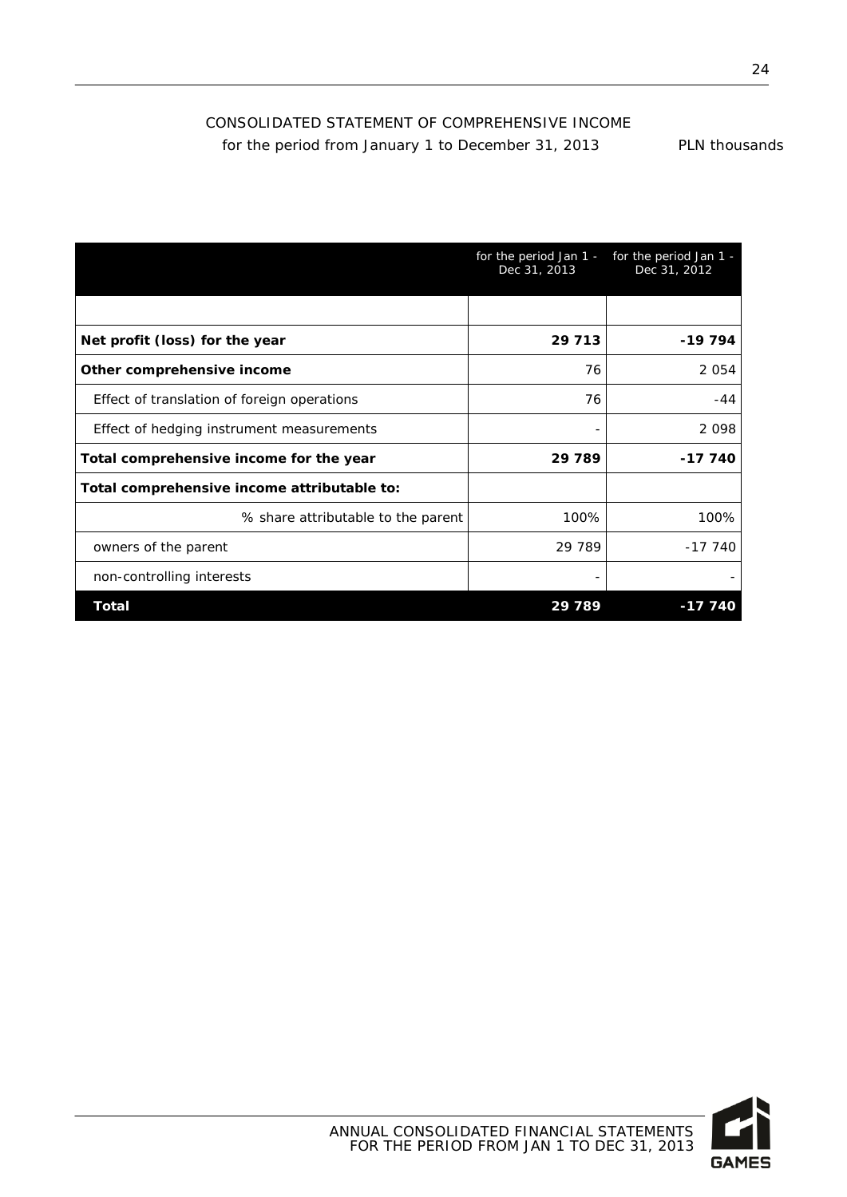# CONSOLIDATED STATEMENT OF COMPREHENSIVE INCOME

for the period from January 1 to December 31, 2013 PLN thousands

| | for the period Jan 1 - Dec 31, 2013 | for the period Jan 1 - Dec 31, 2012 |
|---|---|---|
| | | |
| **Net profit (loss) for the year** | **29 713** | **-19 794** |
| **Other comprehensive income** | 76 | 2 054 |
| Effect of translation of foreign operations | 76 | -44 |
| Effect of hedging instrument measurements | - | 2 098 |
| **Total comprehensive income for the year** | **29 789** | **-17 740** |
| **Total comprehensive income attributable to:** | | |
| % share attributable to the parent | 100% | 100% |
| owners of the parent | 29 789 | -17 740 |
| non-controlling interests | - | - |
| **Total** | **29 789** | **-17 740** |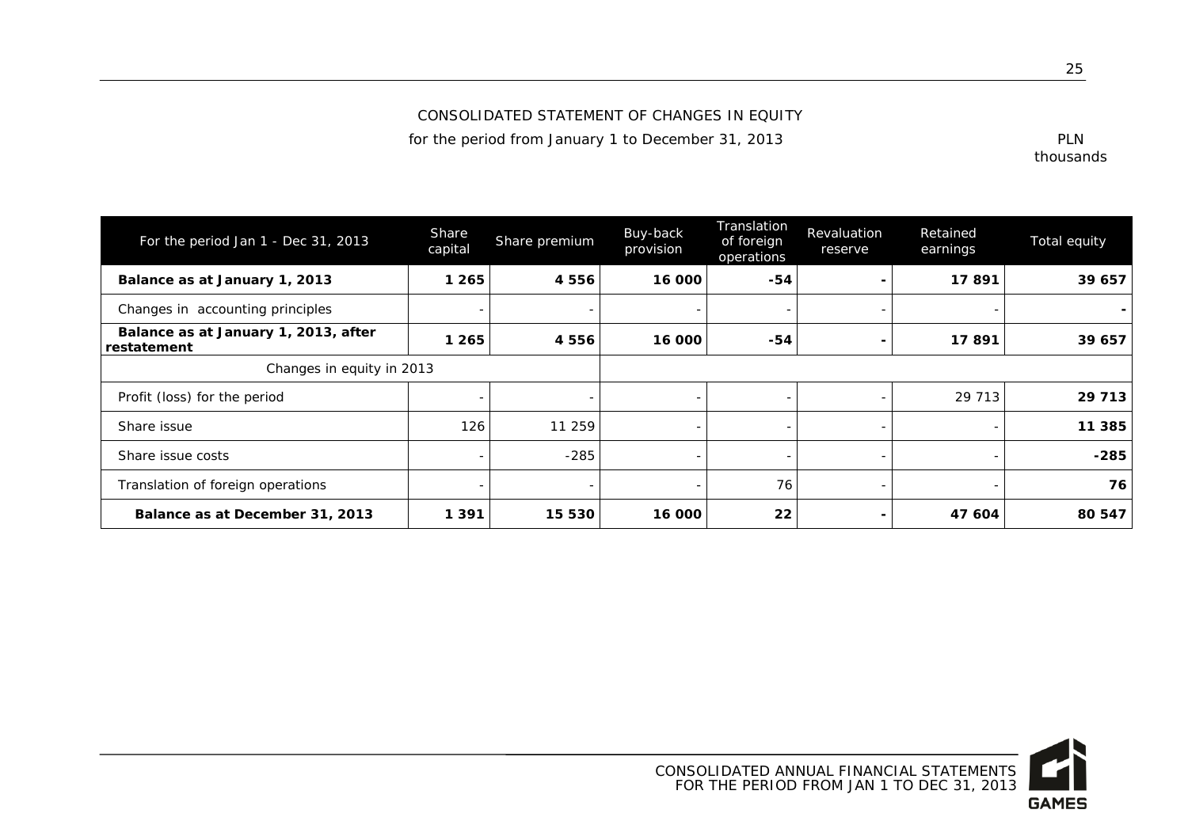## CONSOLIDATED STATEMENT OF CHANGES IN EQUITY

for the period from January 1 to December 31, 2013

PLN thousands

| For the period Jan 1 - Dec 31, 2013 | Share capital | Share premium | Buy-back provision | Translation of foreign operations | Revaluation reserve | Retained earnings | Total equity |
|---|---|---|---|---|---|---|---|
| **Balance as at January 1, 2013** | **1 265** | **4 556** | **16 000** | **-54** | **-** | **17 891** | **39 657** |
| Changes in accounting principles | - | - | - | - | - | - | **-** |
| **Balance as at January 1, 2013, after restatement** | **1 265** | **4 556** | **16 000** | **-54** | **-** | **17 891** | **39 657** |
| Changes in equity in 2013 | | | | | | | |
| Profit (loss) for the period | - | - | - | - | - | 29 713 | **29 713** |
| Share issue | 126 | 11 259 | - | - | - | - | **11 385** |
| Share issue costs | - | -285 | - | - | - | - | **-285** |
| Translation of foreign operations | - | - | - | 76 | - | - | **76** |
| **Balance as at December 31, 2013** | **1 391** | **15 530** | **16 000** | **22** | **-** | **47 604** | **80 547** |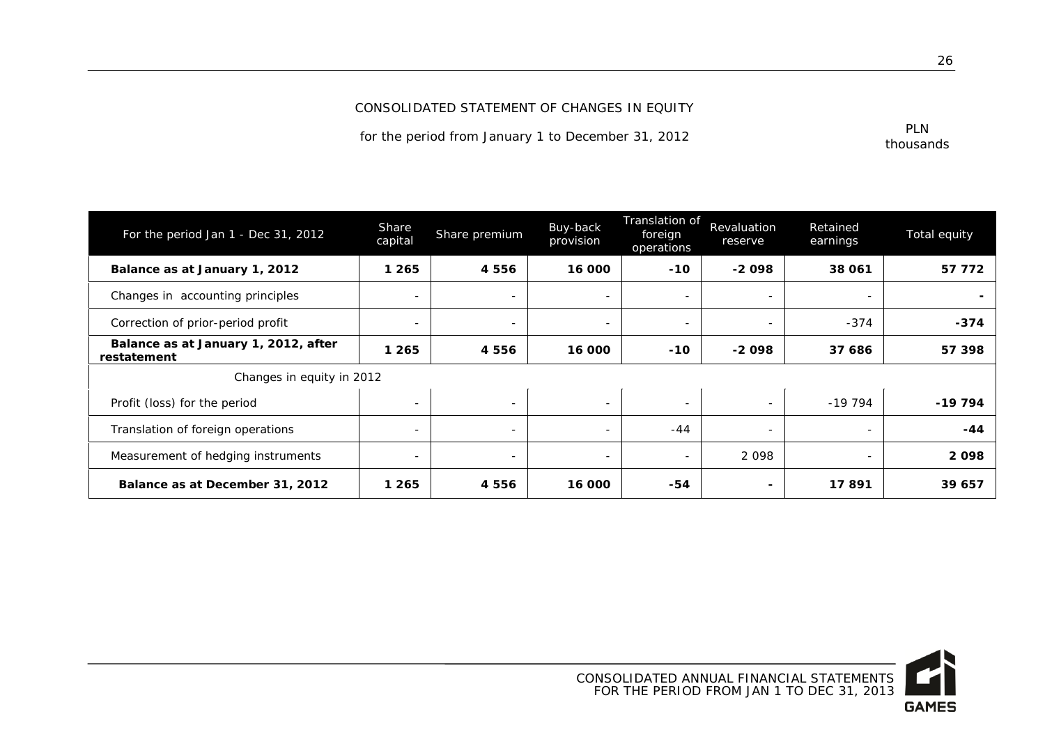# CONSOLIDATED STATEMENT OF CHANGES IN EQUITY

for the period from January 1 to December 31, 2012

PLN thousands

| For the period Jan 1 - Dec 31, 2012 | Share capital | Share premium | Buy-back provision | Translation of foreign operations | Revaluation reserve | Retained earnings | Total equity |
|---|---|---|---|---|---|---|---|
| **Balance as at January 1, 2012** | **1 265** | **4 556** | **16 000** | **-10** | **-2 098** | **38 061** | **57 772** |
| Changes in accounting principles | - | - | - | - | - | - | **-** |
| Correction of prior-period profit | - | - | - | - | - | -374 | **-374** |
| **Balance as at January 1, 2012, after restatement** | **1 265** | **4 556** | **16 000** | **-10** | **-2 098** | **37 686** | **57 398** |
| Changes in equity in 2012 | | | | | | | |
| Profit (loss) for the period | - | - | - | - | - | -19 794 | **-19 794** |
| Translation of foreign operations | - | - | - | -44 | - | - | **-44** |
| Measurement of hedging instruments | - | - | - | - | 2 098 | - | **2 098** |
| **Balance as at December 31, 2012** | **1 265** | **4 556** | **16 000** | **-54** | **-** | **17 891** | **39 657** |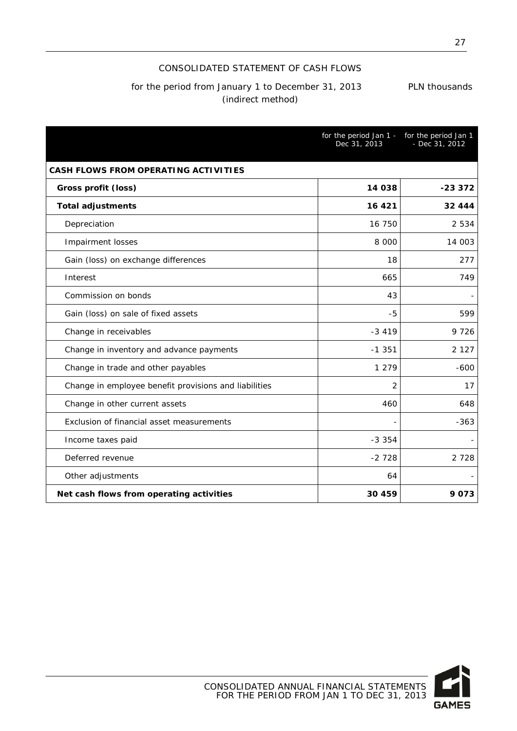# CONSOLIDATED STATEMENT OF CASH FLOWS

for the period from January 1 to December 31, 2013 (indirect method)

PLN thousands

| | for the period Jan 1 - Dec 31, 2013 | for the period Jan 1 - Dec 31, 2012 |
|---|---|---|
| **CASH FLOWS FROM OPERATING ACTIVITIES** | | |
| **Gross profit (loss)** | **14 038** | **-23 372** |
| **Total adjustments** | **16 421** | **32 444** |
| Depreciation | 16 750 | 2 534 |
| Impairment losses | 8 000 | 14 003 |
| Gain (loss) on exchange differences | 18 | 277 |
| Interest | 665 | 749 |
| Commission on bonds | 43 | - |
| Gain (loss) on sale of fixed assets | -5 | 599 |
| Change in receivables | -3 419 | 9 726 |
| Change in inventory and advance payments | -1 351 | 2 127 |
| Change in trade and other payables | 1 279 | -600 |
| Change in employee benefit provisions and liabilities | 2 | 17 |
| Change in other current assets | 460 | 648 |
| Exclusion of financial asset measurements | - | -363 |
| Income taxes paid | -3 354 | - |
| Deferred revenue | -2 728 | 2 728 |
| Other adjustments | 64 | - |
| **Net cash flows from operating activities** | **30 459** | **9 073** |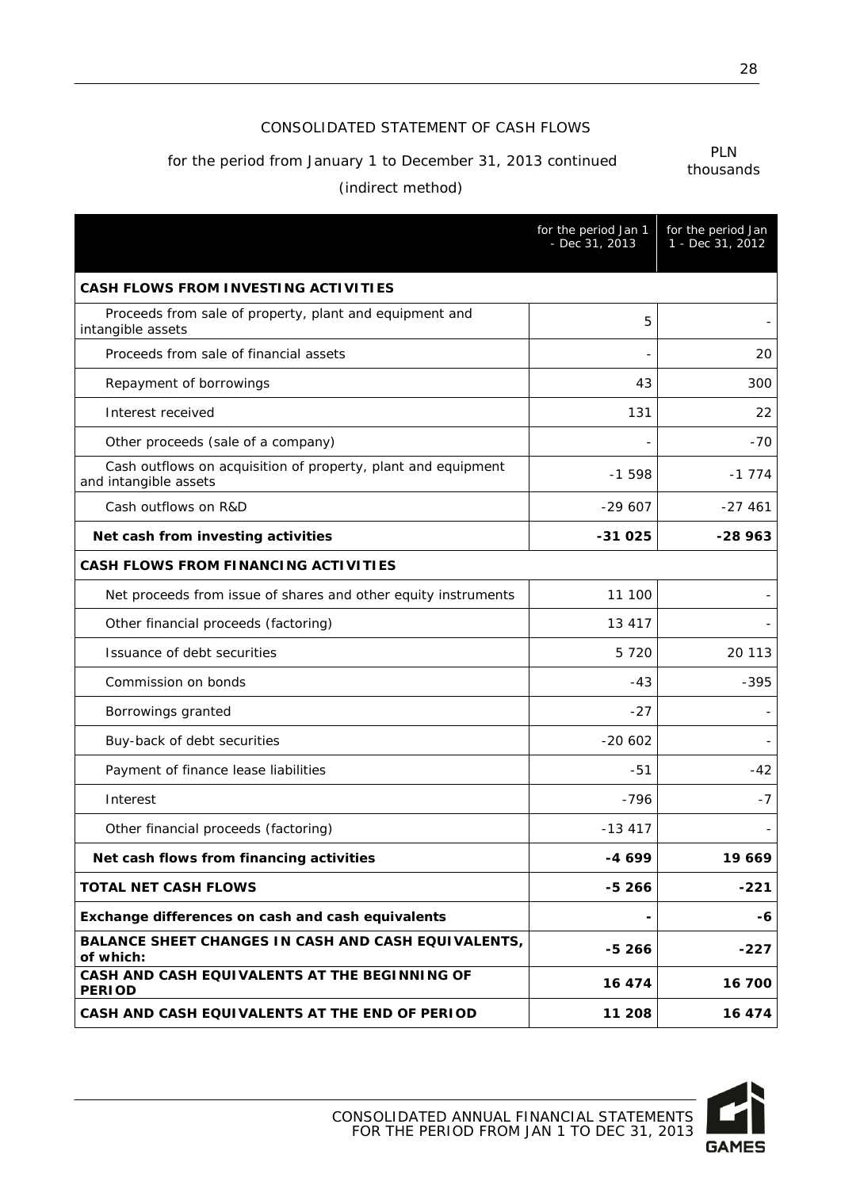CONSOLIDATED STATEMENT OF CASH FLOWS

for the period from January 1 to December 31, 2013 continued

(indirect method)

PLN thousands

| | for the period Jan 1 - Dec 31, 2013 | for the period Jan 1 - Dec 31, 2012 |
|---|---|---|
| **CASH FLOWS FROM INVESTING ACTIVITIES** | | |
| Proceeds from sale of property, plant and equipment and intangible assets | 5 | - |
| Proceeds from sale of financial assets | - | 20 |
| Repayment of borrowings | 43 | 300 |
| Interest received | 131 | 22 |
| Other proceeds (sale of a company) | - | -70 |
| Cash outflows on acquisition of property, plant and equipment and intangible assets | -1 598 | -1 774 |
| Cash outflows on R&D | -29 607 | -27 461 |
| **Net cash from investing activities** | **-31 025** | **-28 963** |
| **CASH FLOWS FROM FINANCING ACTIVITIES** | | |
| Net proceeds from issue of shares and other equity instruments | 11 100 | - |
| Other financial proceeds (factoring) | 13 417 | - |
| Issuance of debt securities | 5 720 | 20 113 |
| Commission on bonds | -43 | -395 |
| Borrowings granted | -27 | - |
| Buy-back of debt securities | -20 602 | - |
| Payment of finance lease liabilities | -51 | -42 |
| Interest | -796 | -7 |
| Other financial proceeds (factoring) | -13 417 | - |
| **Net cash flows from financing activities** | **-4 699** | **19 669** |
| **TOTAL NET CASH FLOWS** | **-5 266** | **-221** |
| **Exchange differences on cash and cash equivalents** | **-** | **-6** |
| **BALANCE SHEET CHANGES IN CASH AND CASH EQUIVALENTS, of which:** | **-5 266** | **-227** |
| **CASH AND CASH EQUIVALENTS AT THE BEGINNING OF PERIOD** | **16 474** | **16 700** |
| **CASH AND CASH EQUIVALENTS AT THE END OF PERIOD** | **11 208** | **16 474** |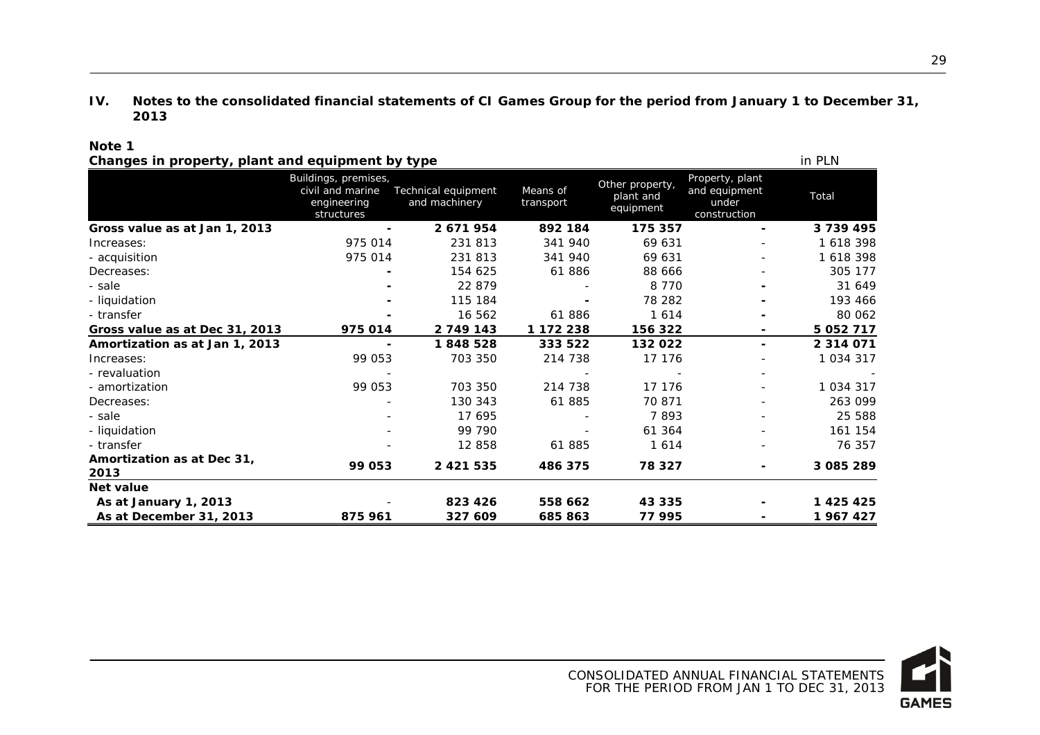## IV. Notes to the consolidated financial statements of CI Games Group for the period from January 1 to December 31, 2013

**Note 1**

**Changes in property, plant and equipment by type** — in PLN

| | Buildings, premises, civil and marine engineering structures | Technical equipment and machinery | Means of transport | Other property, plant and equipment | Property, plant and equipment under construction | Total |
|---|---|---|---|---|---|---|
| **Gross value as at Jan 1, 2013** | **-** | **2 671 954** | **892 184** | **175 357** | **-** | **3 739 495** |
| Increases: | 975 014 | 231 813 | 341 940 | 69 631 | - | 1 618 398 |
| - acquisition | 975 014 | 231 813 | 341 940 | 69 631 | - | 1 618 398 |
| Decreases: | - | 154 625 | 61 886 | 88 666 | - | 305 177 |
| - sale | - | 22 879 | - | 8 770 | - | 31 649 |
| - liquidation | - | 115 184 | - | 78 282 | - | 193 466 |
| - transfer | - | 16 562 | 61 886 | 1 614 | - | 80 062 |
| **Gross value as at Dec 31, 2013** | **975 014** | **2 749 143** | **1 172 238** | **156 322** | **-** | **5 052 717** |
| **Amortization as at Jan 1, 2013** | **-** | **1 848 528** | **333 522** | **132 022** | **-** | **2 314 071** |
| Increases: | 99 053 | 703 350 | 214 738 | 17 176 | - | 1 034 317 |
| - revaluation | - | | - | - | - | - |
| - amortization | 99 053 | 703 350 | 214 738 | 17 176 | - | 1 034 317 |
| Decreases: | - | 130 343 | 61 885 | 70 871 | - | 263 099 |
| - sale | - | 17 695 | - | 7 893 | - | 25 588 |
| - liquidation | - | 99 790 | - | 61 364 | - | 161 154 |
| - transfer | - | 12 858 | 61 885 | 1 614 | - | 76 357 |
| **Amortization as at Dec 31, 2013** | **99 053** | **2 421 535** | **486 375** | **78 327** | **-** | **3 085 289** |
| **Net value** | | | | | | |
| **As at January 1, 2013** | - | **823 426** | **558 662** | **43 335** | **-** | **1 425 425** |
| **As at December 31, 2013** | **875 961** | **327 609** | **685 863** | **77 995** | **-** | **1 967 427** |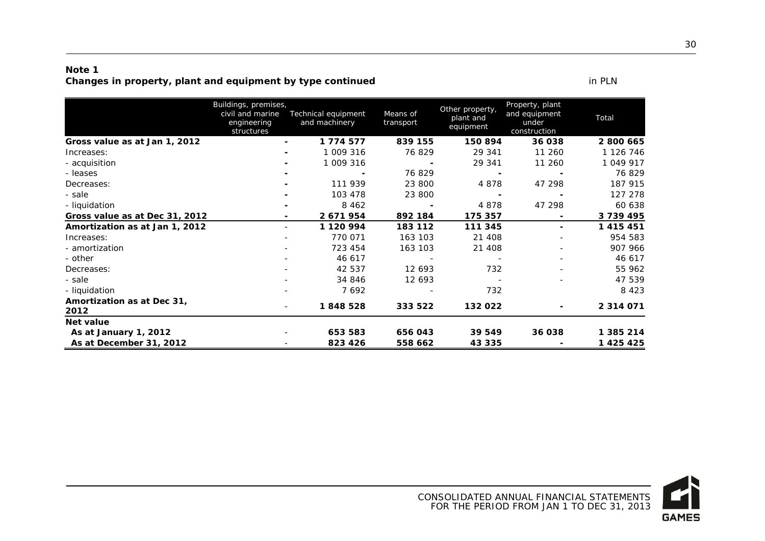**Note 1**
**Changes in property, plant and equipment by type continued**

in PLN

| | Buildings, premises, civil and marine engineering structures | Technical equipment and machinery | Means of transport | Other property, plant and equipment | Property, plant and equipment under construction | Total |
|---|---|---|---|---|---|---|
| **Gross value as at Jan 1, 2012** | **-** | **1 774 577** | **839 155** | **150 894** | **36 038** | **2 800 665** |
| Increases: | - | 1 009 316 | 76 829 | 29 341 | 11 260 | 1 126 746 |
| - acquisition | - | 1 009 316 | - | 29 341 | 11 260 | 1 049 917 |
| - leases | - | - | 76 829 | - | - | 76 829 |
| Decreases: | - | 111 939 | 23 800 | 4 878 | 47 298 | 187 915 |
| - sale | - | 103 478 | 23 800 | - | - | 127 278 |
| - liquidation | - | 8 462 | - | 4 878 | 47 298 | 60 638 |
| **Gross value as at Dec 31, 2012** | **-** | **2 671 954** | **892 184** | **175 357** | **-** | **3 739 495** |
| **Amortization as at Jan 1, 2012** | - | **1 120 994** | **183 112** | **111 345** | **-** | **1 415 451** |
| Increases: | - | 770 071 | 163 103 | 21 408 | - | 954 583 |
| - amortization | - | 723 454 | 163 103 | 21 408 | - | 907 966 |
| - other | - | 46 617 | - | - | - | 46 617 |
| Decreases: | - | 42 537 | 12 693 | 732 | - | 55 962 |
| - sale | - | 34 846 | 12 693 | - | - | 47 539 |
| - liquidation | - | 7 692 | - | 732 | | 8 423 |
| **Amortization as at Dec 31, 2012** | - | **1 848 528** | **333 522** | **132 022** | **-** | **2 314 071** |
| **Net value** | | | | | | |
| **As at January 1, 2012** | - | **653 583** | **656 043** | **39 549** | **36 038** | **1 385 214** |
| **As at December 31, 2012** | - | **823 426** | **558 662** | **43 335** | **-** | **1 425 425** |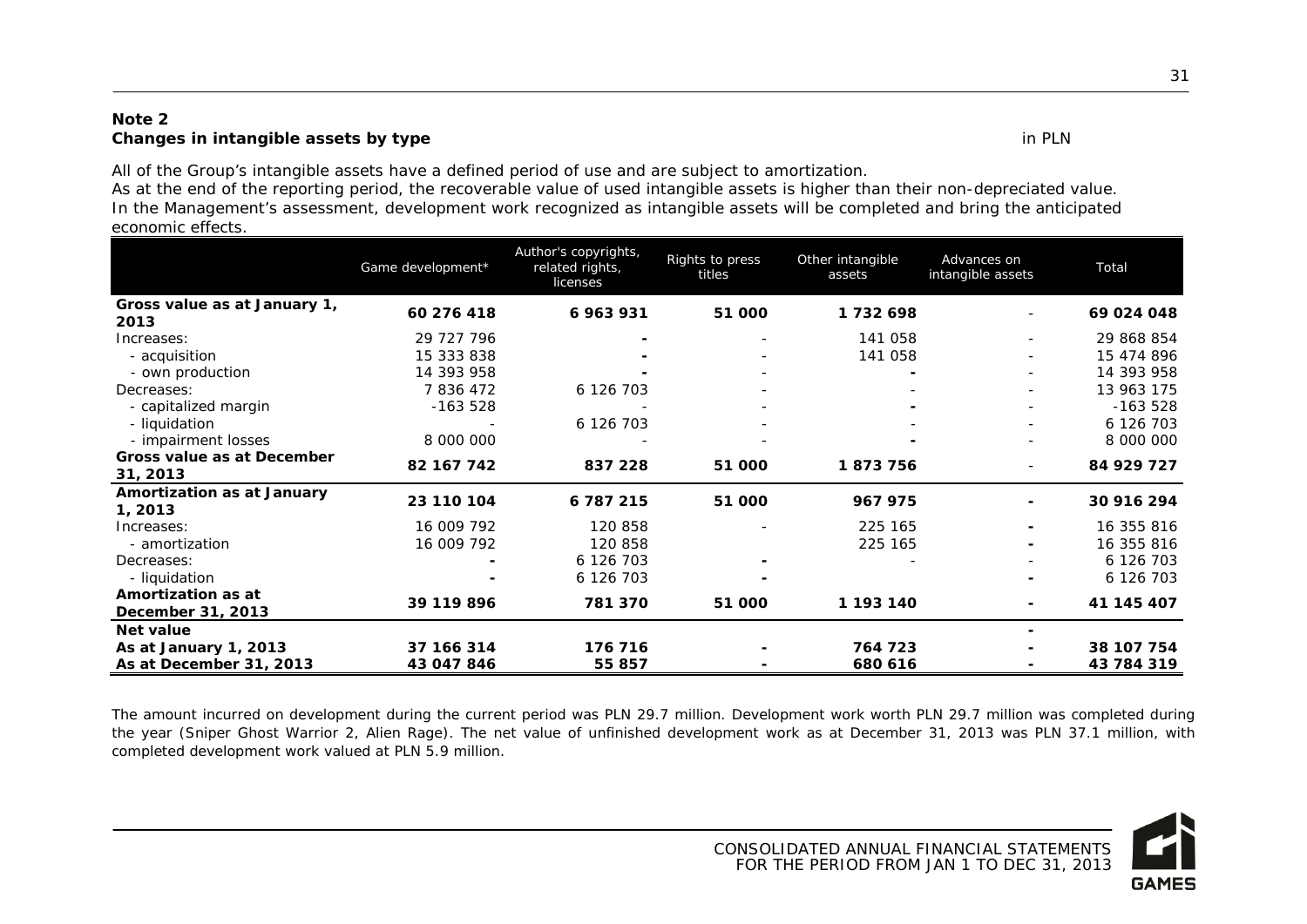**Note 2**
**Changes in intangible assets by type** in PLN

All of the Group's intangible assets have a defined period of use and are subject to amortization.
As at the end of the reporting period, the recoverable value of used intangible assets is higher than their non-depreciated value.
In the Management's assessment, development work recognized as intangible assets will be completed and bring the anticipated economic effects.

| | Game development* | Author's copyrights, related rights, licenses | Rights to press titles | Other intangible assets | Advances on intangible assets | Total |
|---|---|---|---|---|---|---|
| **Gross value as at January 1, 2013** | **60 276 418** | **6 963 931** | **51 000** | **1 732 698** | - | **69 024 048** |
| Increases: | 29 727 796 | - | - | 141 058 | - | 29 868 854 |
| - acquisition | 15 333 838 | - | - | 141 058 | - | 15 474 896 |
| - own production | 14 393 958 | - | - | - | - | 14 393 958 |
| Decreases: | 7 836 472 | 6 126 703 | - | - | - | 13 963 175 |
| - capitalized margin | -163 528 | - | - | - | - | -163 528 |
| - liquidation | - | 6 126 703 | - | - | - | 6 126 703 |
| - impairment losses | 8 000 000 | - | - | - | - | 8 000 000 |
| **Gross value as at December 31, 2013** | **82 167 742** | **837 228** | **51 000** | **1 873 756** | - | **84 929 727** |
| **Amortization as at January 1, 2013** | **23 110 104** | **6 787 215** | **51 000** | **967 975** | - | **30 916 294** |
| Increases: | 16 009 792 | 120 858 | - | 225 165 | - | 16 355 816 |
| - amortization | 16 009 792 | 120 858 | | 225 165 | - | 16 355 816 |
| Decreases: | - | 6 126 703 | - | - | - | 6 126 703 |
| - liquidation | - | 6 126 703 | - | | - | 6 126 703 |
| **Amortization as at December 31, 2013** | **39 119 896** | **781 370** | **51 000** | **1 193 140** | - | **41 145 407** |
| **Net value** | | | | | - | |
| **As at January 1, 2013** | **37 166 314** | **176 716** | - | **764 723** | - | **38 107 754** |
| **As at December 31, 2013** | **43 047 846** | **55 857** | - | **680 616** | - | **43 784 319** |

The amount incurred on development during the current period was PLN 29.7 million. Development work worth PLN 29.7 million was completed during the year (Sniper Ghost Warrior 2, Alien Rage). The net value of unfinished development work as at December 31, 2013 was PLN 37.1 million, with completed development work valued at PLN 5.9 million.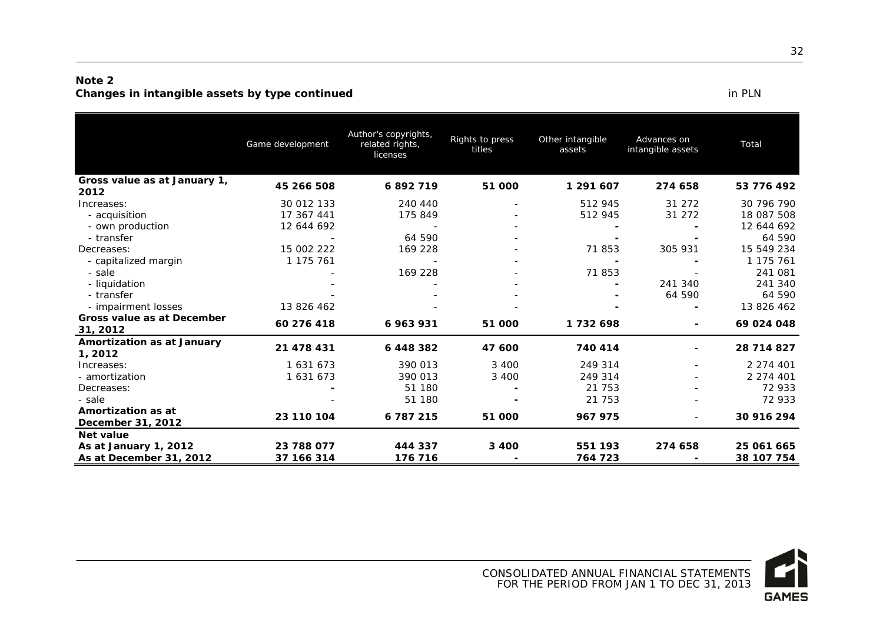**Note 2**
**Changes in intangible assets by type continued** in PLN

| | Game development | Author's copyrights, related rights, licenses | Rights to press titles | Other intangible assets | Advances on intangible assets | Total |
|---|---|---|---|---|---|---|
| **Gross value as at January 1, 2012** | **45 266 508** | **6 892 719** | **51 000** | **1 291 607** | **274 658** | **53 776 492** |
| Increases: | 30 012 133 | 240 440 | - | 512 945 | 31 272 | 30 796 790 |
| - acquisition | 17 367 441 | 175 849 | - | 512 945 | 31 272 | 18 087 508 |
| - own production | 12 644 692 | - | - | - | - | 12 644 692 |
| - transfer | - | 64 590 | - | - | - | 64 590 |
| Decreases: | 15 002 222 | 169 228 | - | 71 853 | 305 931 | 15 549 234 |
| - capitalized margin | 1 175 761 | - | - | - | - | 1 175 761 |
| - sale | - | 169 228 | - | 71 853 | - | 241 081 |
| - liquidation | - | - | - | - | 241 340 | 241 340 |
| - transfer | - | - | - | - | 64 590 | 64 590 |
| - impairment losses | 13 826 462 | - | - | - | - | 13 826 462 |
| **Gross value as at December 31, 2012** | **60 276 418** | **6 963 931** | **51 000** | **1 732 698** | **-** | **69 024 048** |
| **Amortization as at January 1, 2012** | **21 478 431** | **6 448 382** | **47 600** | **740 414** | - | **28 714 827** |
| Increases: | 1 631 673 | 390 013 | 3 400 | 249 314 | - | 2 274 401 |
| - amortization | 1 631 673 | 390 013 | 3 400 | 249 314 | - | 2 274 401 |
| Decreases: | - | 51 180 | - | 21 753 | - | 72 933 |
| - sale | - | 51 180 | - | 21 753 | - | 72 933 |
| **Amortization as at December 31, 2012** | **23 110 104** | **6 787 215** | **51 000** | **967 975** | - | **30 916 294** |
| **Net value** | | | | | | |
| **As at January 1, 2012** | **23 788 077** | **444 337** | **3 400** | **551 193** | **274 658** | **25 061 665** |
| **As at December 31, 2012** | **37 166 314** | **176 716** | **-** | **764 723** | **-** | **38 107 754** |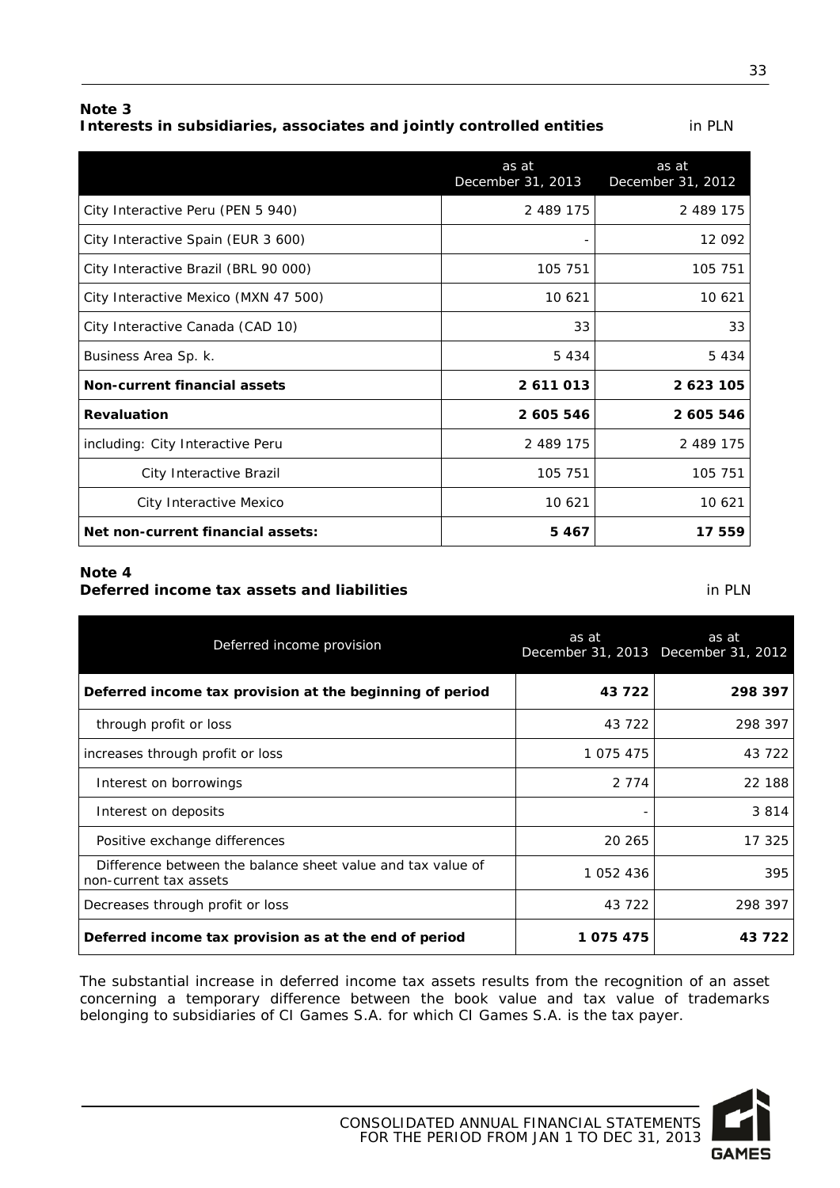**Note 3**
**Interests in subsidiaries, associates and jointly controlled entities** in PLN

| | as at December 31, 2013 | as at December 31, 2012 |
|---|---|---|
| City Interactive Peru (PEN 5 940) | 2 489 175 | 2 489 175 |
| City Interactive Spain (EUR 3 600) | - | 12 092 |
| City Interactive Brazil (BRL 90 000) | 105 751 | 105 751 |
| City Interactive Mexico (MXN 47 500) | 10 621 | 10 621 |
| City Interactive Canada (CAD 10) | 33 | 33 |
| Business Area Sp. k. | 5 434 | 5 434 |
| **Non-current financial assets** | **2 611 013** | **2 623 105** |
| **Revaluation** | **2 605 546** | **2 605 546** |
| including: City Interactive Peru | 2 489 175 | 2 489 175 |
| City Interactive Brazil | 105 751 | 105 751 |
| City Interactive Mexico | 10 621 | 10 621 |
| **Net non-current financial assets:** | **5 467** | **17 559** |

**Note 4**
**Deferred income tax assets and liabilities** in PLN

| Deferred income provision | as at December 31, 2013 | as at December 31, 2012 |
|---|---|---|
| **Deferred income tax provision at the beginning of period** | **43 722** | **298 397** |
| through profit or loss | 43 722 | 298 397 |
| increases through profit or loss | 1 075 475 | 43 722 |
| Interest on borrowings | 2 774 | 22 188 |
| Interest on deposits | - | 3 814 |
| Positive exchange differences | 20 265 | 17 325 |
| Difference between the balance sheet value and tax value of non-current tax assets | 1 052 436 | 395 |
| Decreases through profit or loss | 43 722 | 298 397 |
| **Deferred income tax provision as at the end of period** | **1 075 475** | **43 722** |

The substantial increase in deferred income tax assets results from the recognition of an asset concerning a temporary difference between the book value and tax value of trademarks belonging to subsidiaries of CI Games S.A. for which CI Games S.A. is the tax payer.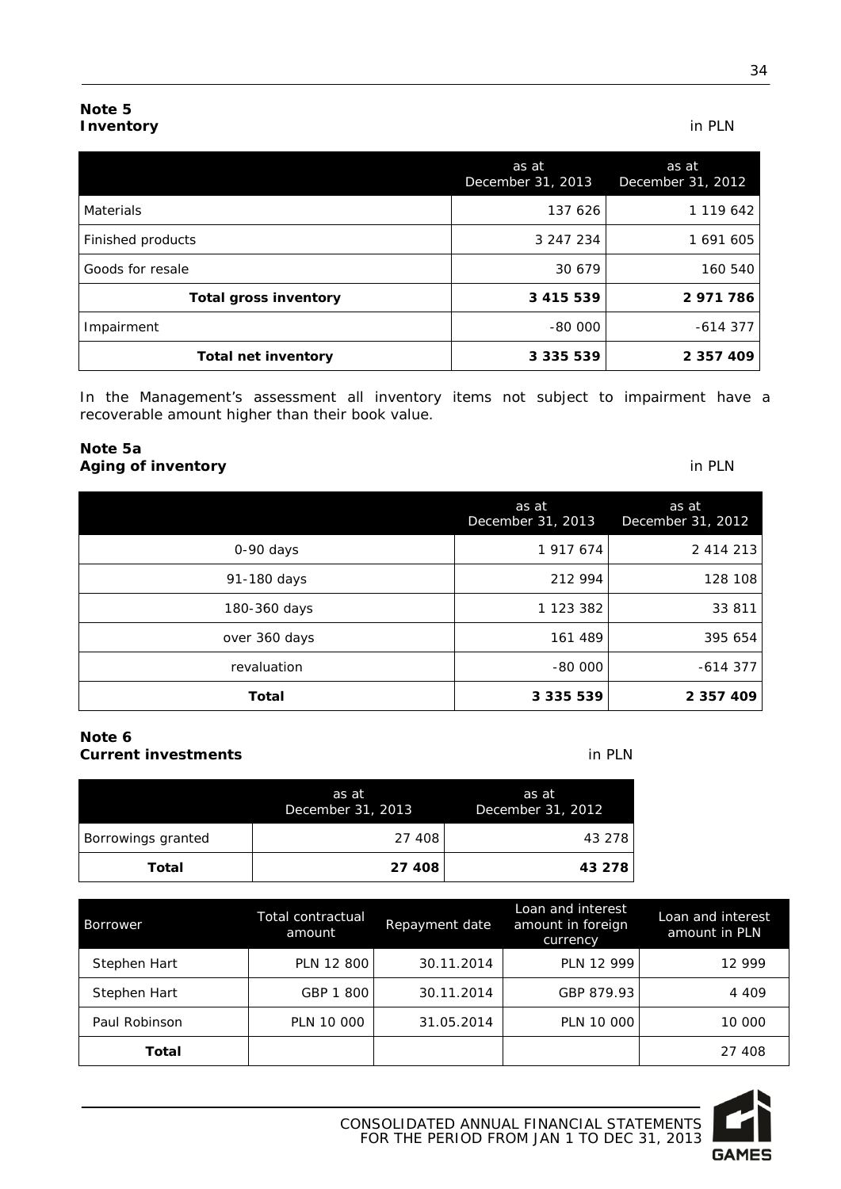**Note 5**
**Inventory** in PLN

| | as at December 31, 2013 | as at December 31, 2012 |
|---|---|---|
| Materials | 137 626 | 1 119 642 |
| Finished products | 3 247 234 | 1 691 605 |
| Goods for resale | 30 679 | 160 540 |
| **Total gross inventory** | **3 415 539** | **2 971 786** |
| Impairment | -80 000 | -614 377 |
| **Total net inventory** | **3 335 539** | **2 357 409** |

In the Management's assessment all inventory items not subject to impairment have a recoverable amount higher than their book value.

**Note 5a**
**Aging of inventory** in PLN

| | as at December 31, 2013 | as at December 31, 2012 |
|---|---|---|
| 0-90 days | 1 917 674 | 2 414 213 |
| 91-180 days | 212 994 | 128 108 |
| 180-360 days | 1 123 382 | 33 811 |
| over 360 days | 161 489 | 395 654 |
| revaluation | -80 000 | -614 377 |
| **Total** | **3 335 539** | **2 357 409** |

**Note 6**
**Current investments** in PLN

| | as at December 31, 2013 | as at December 31, 2012 |
|---|---|---|
| Borrowings granted | 27 408 | 43 278 |
| **Total** | **27 408** | **43 278** |

| Borrower | Total contractual amount | Repayment date | Loan and interest amount in foreign currency | Loan and interest amount in PLN |
|---|---|---|---|---|
| Stephen Hart | PLN 12 800 | 30.11.2014 | PLN 12 999 | 12 999 |
| Stephen Hart | GBP 1 800 | 30.11.2014 | GBP 879.93 | 4 409 |
| Paul Robinson | PLN 10 000 | 31.05.2014 | PLN 10 000 | 10 000 |
| **Total** | | | | 27 408 |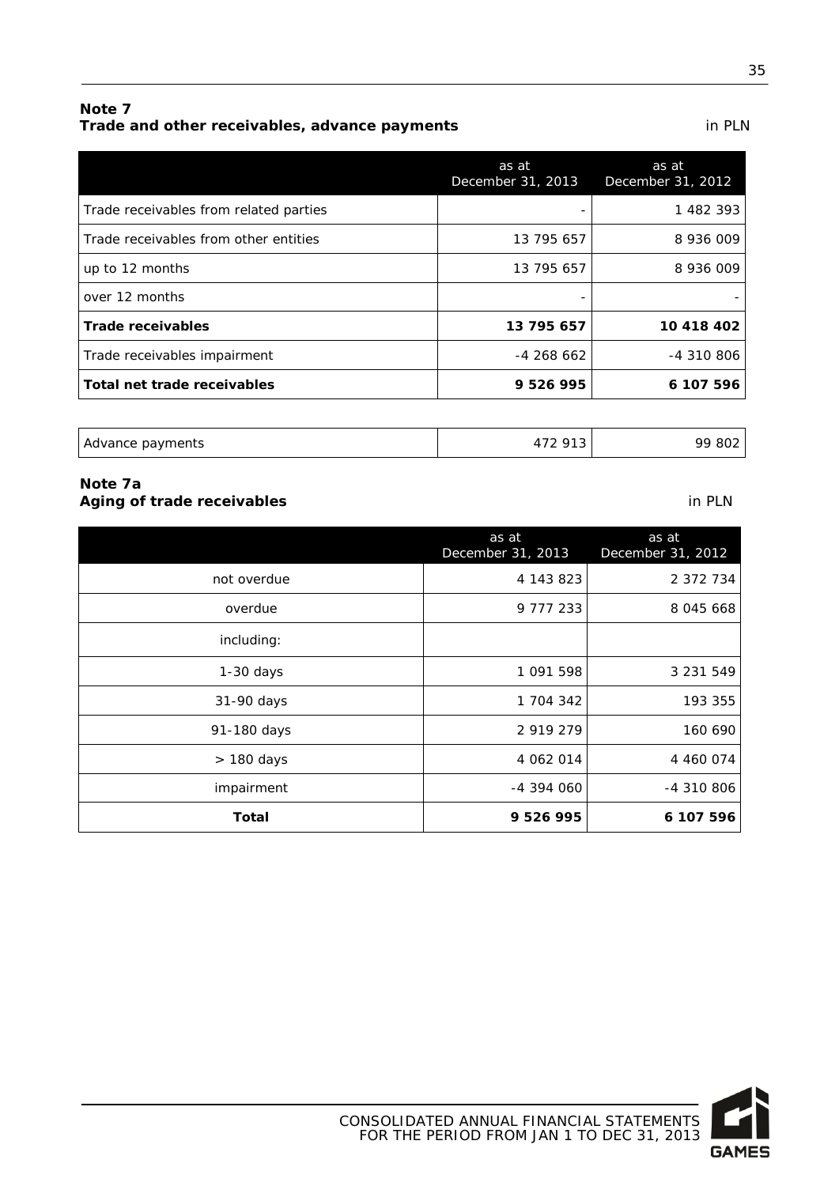**Note 7**
**Trade and other receivables, advance payments**

in PLN

| | as at December 31, 2013 | as at December 31, 2012 |
|---|---|---|
| Trade receivables from related parties | - | 1 482 393 |
| Trade receivables from other entities | 13 795 657 | 8 936 009 |
| up to 12 months | 13 795 657 | 8 936 009 |
| over 12 months | - | - |
| **Trade receivables** | **13 795 657** | **10 418 402** |
| Trade receivables impairment | -4 268 662 | -4 310 806 |
| **Total net trade receivables** | **9 526 995** | **6 107 596** |

| | | |
|---|---|---|
| Advance payments | 472 913 | 99 802 |

**Note 7a**
**Aging of trade receivables**

in PLN

| | as at December 31, 2013 | as at December 31, 2012 |
|---|---|---|
| not overdue | 4 143 823 | 2 372 734 |
| overdue | 9 777 233 | 8 045 668 |
| including: | | |
| 1-30 days | 1 091 598 | 3 231 549 |
| 31-90 days | 1 704 342 | 193 355 |
| 91-180 days | 2 919 279 | 160 690 |
| > 180 days | 4 062 014 | 4 460 074 |
| impairment | -4 394 060 | -4 310 806 |
| **Total** | **9 526 995** | **6 107 596** |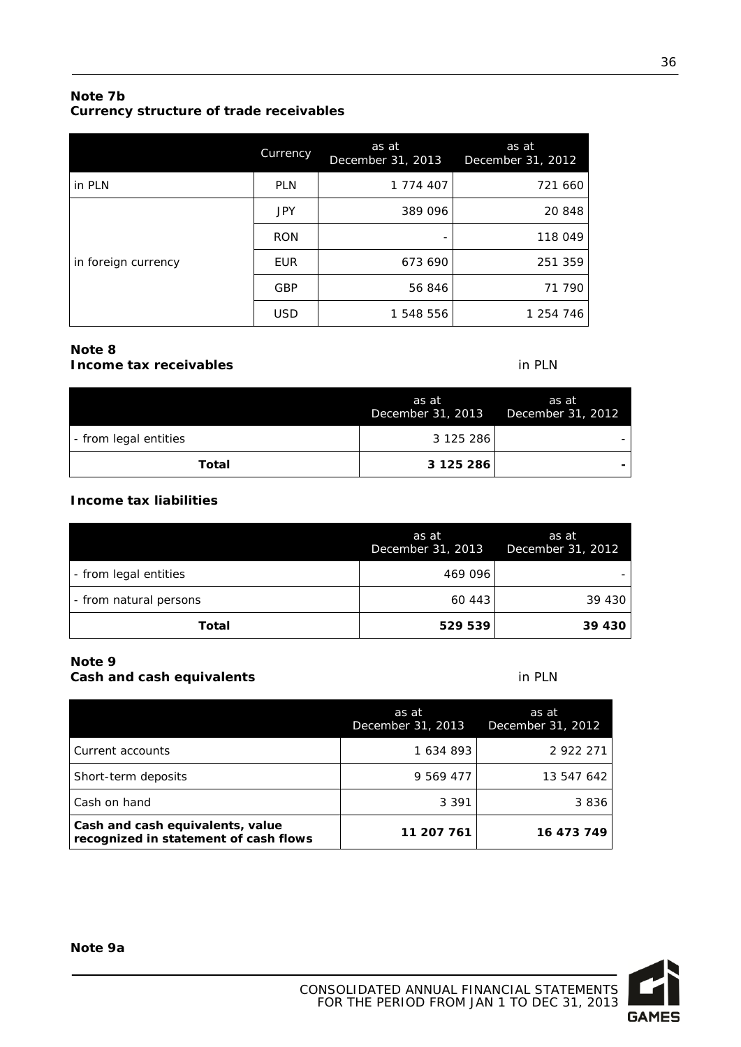**Note 7b**
**Currency structure of trade receivables**

| | Currency | as at December 31, 2013 | as at December 31, 2012 |
|---|---|---|---|
| in PLN | PLN | 1 774 407 | 721 660 |
| in foreign currency | JPY | 389 096 | 20 848 |
| | RON | - | 118 049 |
| | EUR | 673 690 | 251 359 |
| | GBP | 56 846 | 71 790 |
| | USD | 1 548 556 | 1 254 746 |

**Note 8**
**Income tax receivables** in PLN

| | as at December 31, 2013 | as at December 31, 2012 |
|---|---|---|
| - from legal entities | 3 125 286 | - |
| **Total** | **3 125 286** | **-** |

**Income tax liabilities**

| | as at December 31, 2013 | as at December 31, 2012 |
|---|---|---|
| - from legal entities | 469 096 | - |
| - from natural persons | 60 443 | 39 430 |
| **Total** | **529 539** | **39 430** |

**Note 9**
**Cash and cash equivalents** in PLN

| | as at December 31, 2013 | as at December 31, 2012 |
|---|---|---|
| Current accounts | 1 634 893 | 2 922 271 |
| Short-term deposits | 9 569 477 | 13 547 642 |
| Cash on hand | 3 391 | 3 836 |
| **Cash and cash equivalents, value recognized in statement of cash flows** | **11 207 761** | **16 473 749** |

**Note 9a**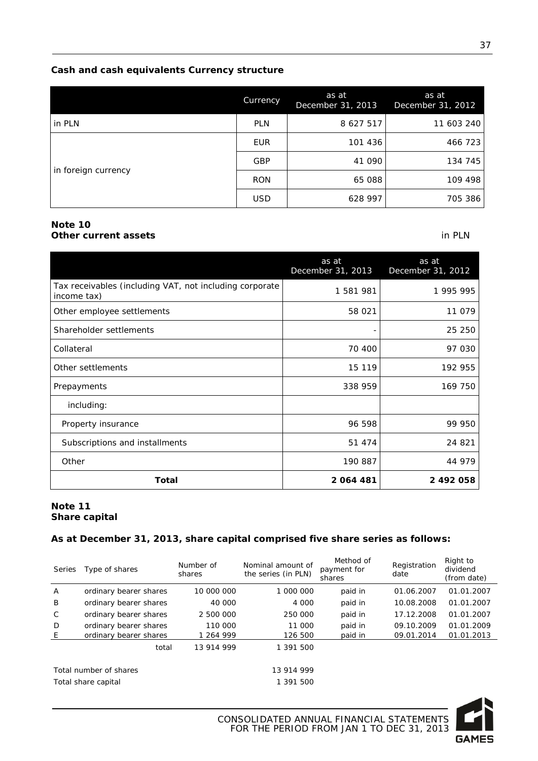**Cash and cash equivalents Currency structure**

| | Currency | as at December 31, 2013 | as at December 31, 2012 |
|---|---|---|---|
| in PLN | PLN | 8 627 517 | 11 603 240 |
| in foreign currency | EUR | 101 436 | 466 723 |
| | GBP | 41 090 | 134 745 |
| | RON | 65 088 | 109 498 |
| | USD | 628 997 | 705 386 |

**Note 10**
**Other current assets** in PLN

| | as at December 31, 2013 | as at December 31, 2012 |
|---|---|---|
| Tax receivables (including VAT, not including corporate income tax) | 1 581 981 | 1 995 995 |
| Other employee settlements | 58 021 | 11 079 |
| Shareholder settlements | - | 25 250 |
| Collateral | 70 400 | 97 030 |
| Other settlements | 15 119 | 192 955 |
| Prepayments | 338 959 | 169 750 |
| including: | | |
| Property insurance | 96 598 | 99 950 |
| Subscriptions and installments | 51 474 | 24 821 |
| Other | 190 887 | 44 979 |
| **Total** | **2 064 481** | **2 492 058** |

**Note 11**
**Share capital**

**As at December 31, 2013, share capital comprised five share series as follows:**

| Series | Type of shares | Number of shares | Nominal amount of the series (in PLN) | Method of payment for shares | Registration date | Right to dividend (from date) |
|---|---|---|---|---|---|---|
| A | ordinary bearer shares | 10 000 000 | 1 000 000 | paid in | 01.06.2007 | 01.01.2007 |
| B | ordinary bearer shares | 40 000 | 4 000 | paid in | 10.08.2008 | 01.01.2007 |
| C | ordinary bearer shares | 2 500 000 | 250 000 | paid in | 17.12.2008 | 01.01.2007 |
| D | ordinary bearer shares | 110 000 | 11 000 | paid in | 09.10.2009 | 01.01.2009 |
| E | ordinary bearer shares | 1 264 999 | 126 500 | paid in | 09.01.2014 | 01.01.2013 |
| | total | 13 914 999 | 1 391 500 | | | |

Total number of shares 13 914 999
Total share capital 1 391 500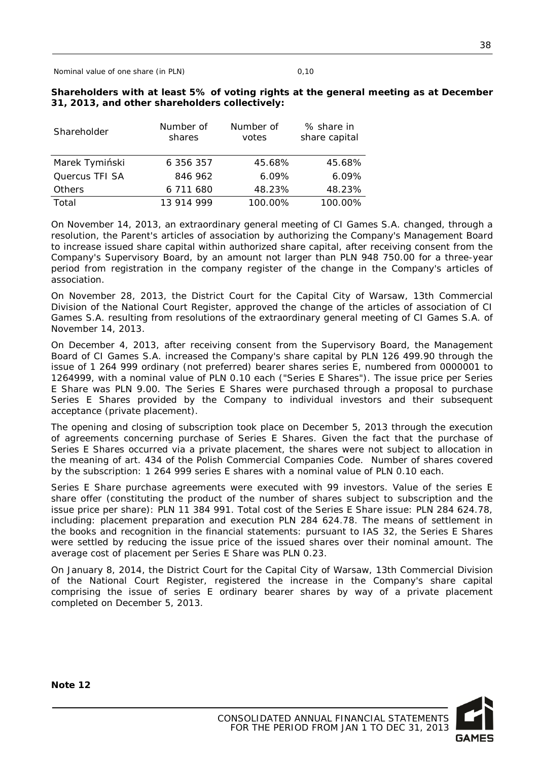Nominal value of one share (in PLN) 0,10

**Shareholders with at least 5% of voting rights at the general meeting as at December 31, 2013, and other shareholders collectively:**

| Shareholder | Number of shares | Number of votes | % share in share capital |
|---|---|---|---|
| Marek Tymiński | 6 356 357 | 45.68% | 45.68% |
| Quercus TFI SA | 846 962 | 6.09% | 6.09% |
| Others | 6 711 680 | 48.23% | 48.23% |
| Total | 13 914 999 | 100.00% | 100.00% |

On November 14, 2013, an extraordinary general meeting of CI Games S.A. changed, through a resolution, the Parent's articles of association by authorizing the Company's Management Board to increase issued share capital within authorized share capital, after receiving consent from the Company's Supervisory Board, by an amount not larger than PLN 948 750.00 for a three-year period from registration in the company register of the change in the Company's articles of association.

On November 28, 2013, the District Court for the Capital City of Warsaw, 13th Commercial Division of the National Court Register, approved the change of the articles of association of CI Games S.A. resulting from resolutions of the extraordinary general meeting of CI Games S.A. of November 14, 2013.

On December 4, 2013, after receiving consent from the Supervisory Board, the Management Board of CI Games S.A. increased the Company's share capital by PLN 126 499.90 through the issue of 1 264 999 ordinary (not preferred) bearer shares series E, numbered from 0000001 to 1264999, with a nominal value of PLN 0.10 each ("Series E Shares"). The issue price per Series E Share was PLN 9.00. The Series E Shares were purchased through a proposal to purchase Series E Shares provided by the Company to individual investors and their subsequent acceptance (private placement).

The opening and closing of subscription took place on December 5, 2013 through the execution of agreements concerning purchase of Series E Shares. Given the fact that the purchase of Series E Shares occurred via a private placement, the shares were not subject to allocation in the meaning of art. 434 of the Polish Commercial Companies Code. Number of shares covered by the subscription: 1 264 999 series E shares with a nominal value of PLN 0.10 each.

Series E Share purchase agreements were executed with 99 investors. Value of the series E share offer (constituting the product of the number of shares subject to subscription and the issue price per share): PLN 11 384 991. Total cost of the Series E Share issue: PLN 284 624.78, including: placement preparation and execution PLN 284 624.78. The means of settlement in the books and recognition in the financial statements: pursuant to IAS 32, the Series E Shares were settled by reducing the issue price of the issued shares over their nominal amount. The average cost of placement per Series E Share was PLN 0.23.

On January 8, 2014, the District Court for the Capital City of Warsaw, 13th Commercial Division of the National Court Register, registered the increase in the Company's share capital comprising the issue of series E ordinary bearer shares by way of a private placement completed on December 5, 2013.

**Note 12**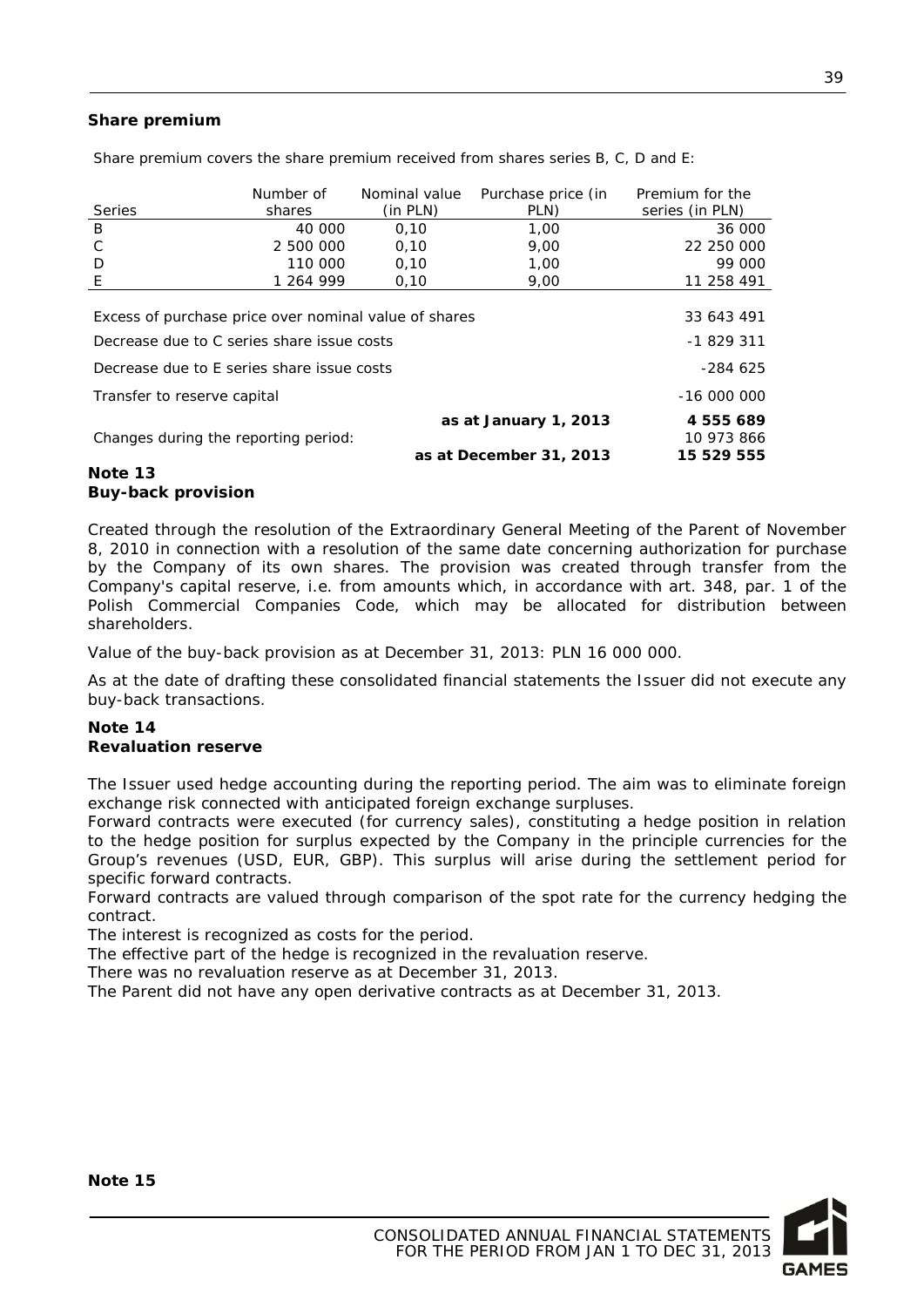**Share premium**

Share premium covers the share premium received from shares series B, C, D and E:

| Series | Number of shares | Nominal value (in PLN) | Purchase price (in PLN) | Premium for the series (in PLN) |
|---|---|---|---|---|
| B | 40 000 | 0,10 | 1,00 | 36 000 |
| C | 2 500 000 | 0,10 | 9,00 | 22 250 000 |
| D | 110 000 | 0,10 | 1,00 | 99 000 |
| E | 1 264 999 | 0,10 | 9,00 | 11 258 491 |
| Excess of purchase price over nominal value of shares | | | | 33 643 491 |
| Decrease due to C series share issue costs | | | | -1 829 311 |
| Decrease due to E series share issue costs | | | | -284 625 |
| Transfer to reserve capital | | | | -16 000 000 |
| | | | **as at January 1, 2013** | **4 555 689** |
| Changes during the reporting period: | | | | 10 973 866 |
| | | | **as at December 31, 2013** | **15 529 555** |

**Note 13**
**Buy-back provision**

Created through the resolution of the Extraordinary General Meeting of the Parent of November 8, 2010 in connection with a resolution of the same date concerning authorization for purchase by the Company of its own shares. The provision was created through transfer from the Company's capital reserve, i.e. from amounts which, in accordance with art. 348, par. 1 of the Polish Commercial Companies Code, which may be allocated for distribution between shareholders.

Value of the buy-back provision as at December 31, 2013: PLN 16 000 000.

As at the date of drafting these consolidated financial statements the Issuer did not execute any buy-back transactions.

**Note 14**
**Revaluation reserve**

The Issuer used hedge accounting during the reporting period. The aim was to eliminate foreign exchange risk connected with anticipated foreign exchange surpluses.
Forward contracts were executed (for currency sales), constituting a hedge position in relation to the hedge position for surplus expected by the Company in the principle currencies for the Group's revenues (USD, EUR, GBP). This surplus will arise during the settlement period for specific forward contracts.
Forward contracts are valued through comparison of the spot rate for the currency hedging the contract.
The interest is recognized as costs for the period.
The effective part of the hedge is recognized in the revaluation reserve.
There was no revaluation reserve as at December 31, 2013.
The Parent did not have any open derivative contracts as at December 31, 2013.

**Note 15**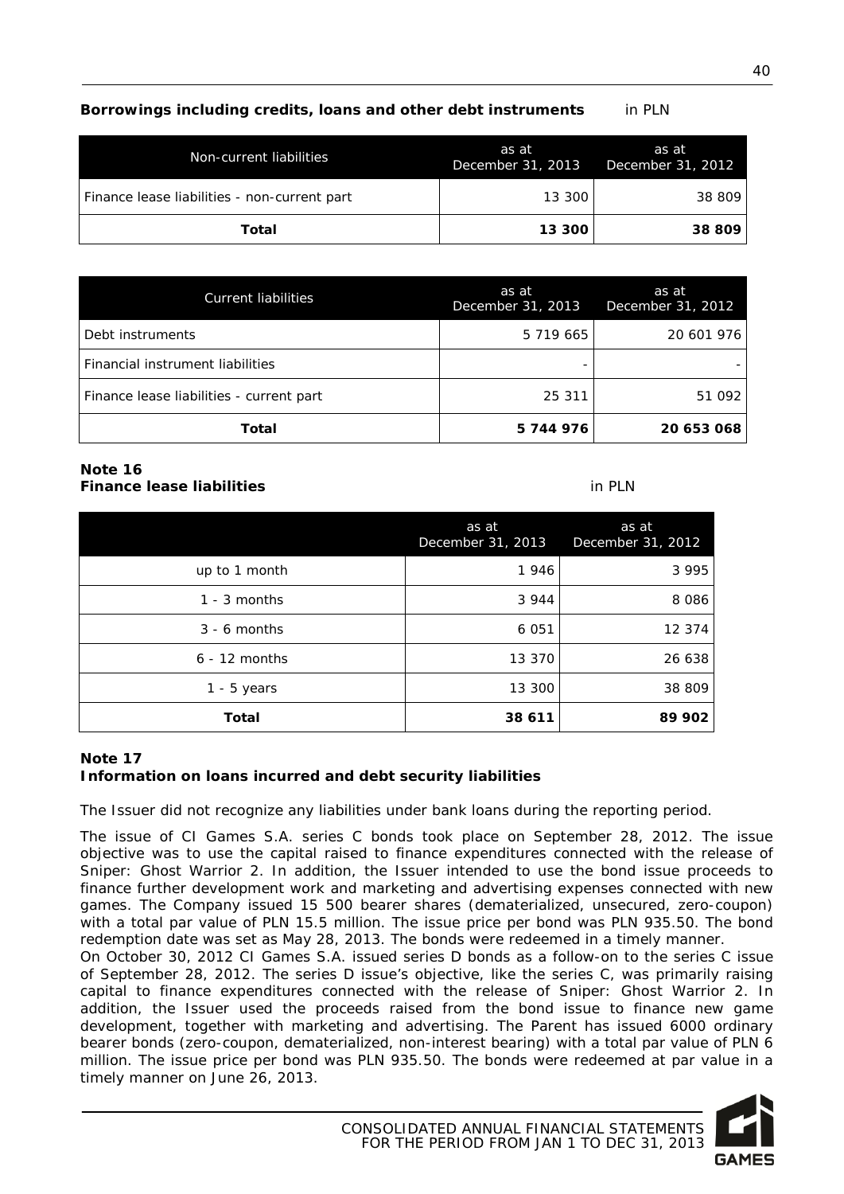**Borrowings including credits, loans and other debt instruments** in PLN

| Non-current liabilities | as at December 31, 2013 | as at December 31, 2012 |
|---|---|---|
| Finance lease liabilities - non-current part | 13 300 | 38 809 |
| **Total** | **13 300** | **38 809** |

| Current liabilities | as at December 31, 2013 | as at December 31, 2012 |
|---|---|---|
| Debt instruments | 5 719 665 | 20 601 976 |
| Financial instrument liabilities | - | - |
| Finance lease liabilities - current part | 25 311 | 51 092 |
| **Total** | **5 744 976** | **20 653 068** |

**Note 16**
**Finance lease liabilities** in PLN

| | as at December 31, 2013 | as at December 31, 2012 |
|---|---|---|
| up to 1 month | 1 946 | 3 995 |
| 1 - 3 months | 3 944 | 8 086 |
| 3 - 6 months | 6 051 | 12 374 |
| 6 - 12 months | 13 370 | 26 638 |
| 1 - 5 years | 13 300 | 38 809 |
| **Total** | **38 611** | **89 902** |

**Note 17**
**Information on loans incurred and debt security liabilities**

The Issuer did not recognize any liabilities under bank loans during the reporting period.

The issue of CI Games S.A. series C bonds took place on September 28, 2012. The issue objective was to use the capital raised to finance expenditures connected with the release of Sniper: Ghost Warrior 2. In addition, the Issuer intended to use the bond issue proceeds to finance further development work and marketing and advertising expenses connected with new games. The Company issued 15 500 bearer shares (dematerialized, unsecured, zero-coupon) with a total par value of PLN 15.5 million. The issue price per bond was PLN 935.50. The bond redemption date was set as May 28, 2013. The bonds were redeemed in a timely manner.

On October 30, 2012 CI Games S.A. issued series D bonds as a follow-on to the series C issue of September 28, 2012. The series D issue's objective, like the series C, was primarily raising capital to finance expenditures connected with the release of Sniper: Ghost Warrior 2. In addition, the Issuer used the proceeds raised from the bond issue to finance new game development, together with marketing and advertising. The Parent has issued 6000 ordinary bearer bonds (zero-coupon, dematerialized, non-interest bearing) with a total par value of PLN 6 million. The issue price per bond was PLN 935.50. The bonds were redeemed at par value in a timely manner on June 26, 2013.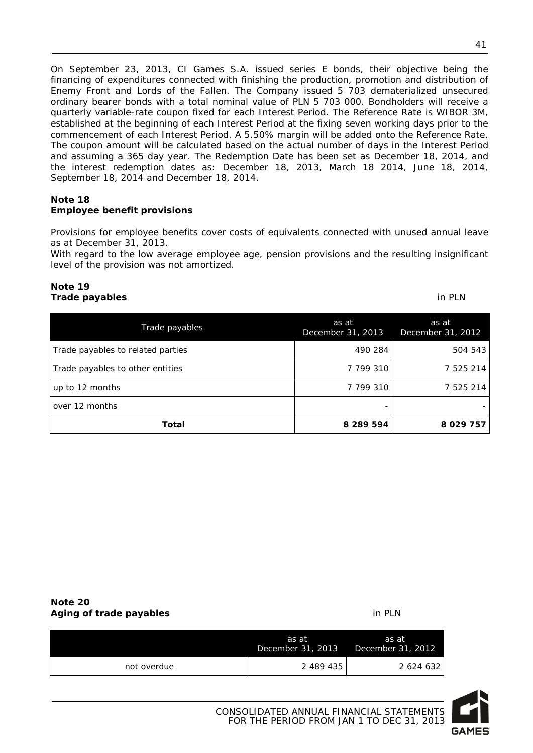On September 23, 2013, CI Games S.A. issued series E bonds, their objective being the financing of expenditures connected with finishing the production, promotion and distribution of Enemy Front and Lords of the Fallen. The Company issued 5 703 dematerialized unsecured ordinary bearer bonds with a total nominal value of PLN 5 703 000. Bondholders will receive a quarterly variable-rate coupon fixed for each Interest Period. The Reference Rate is WIBOR 3M, established at the beginning of each Interest Period at the fixing seven working days prior to the commencement of each Interest Period. A 5.50% margin will be added onto the Reference Rate. The coupon amount will be calculated based on the actual number of days in the Interest Period and assuming a 365 day year. The Redemption Date has been set as December 18, 2014, and the interest redemption dates as: December 18, 2013, March 18 2014, June 18, 2014, September 18, 2014 and December 18, 2014.

**Note 18**
**Employee benefit provisions**

Provisions for employee benefits cover costs of equivalents connected with unused annual leave as at December 31, 2013.
With regard to the low average employee age, pension provisions and the resulting insignificant level of the provision was not amortized.

**Note 19**
**Trade payables** in PLN

| Trade payables | as at December 31, 2013 | as at December 31, 2012 |
|---|---|---|
| Trade payables to related parties | 490 284 | 504 543 |
| Trade payables to other entities | 7 799 310 | 7 525 214 |
| up to 12 months | 7 799 310 | 7 525 214 |
| over 12 months | - | - |
| **Total** | **8 289 594** | **8 029 757** |

**Note 20**
**Aging of trade payables** in PLN

| | as at December 31, 2013 | as at December 31, 2012 |
|---|---|---|
| not overdue | 2 489 435 | 2 624 632 |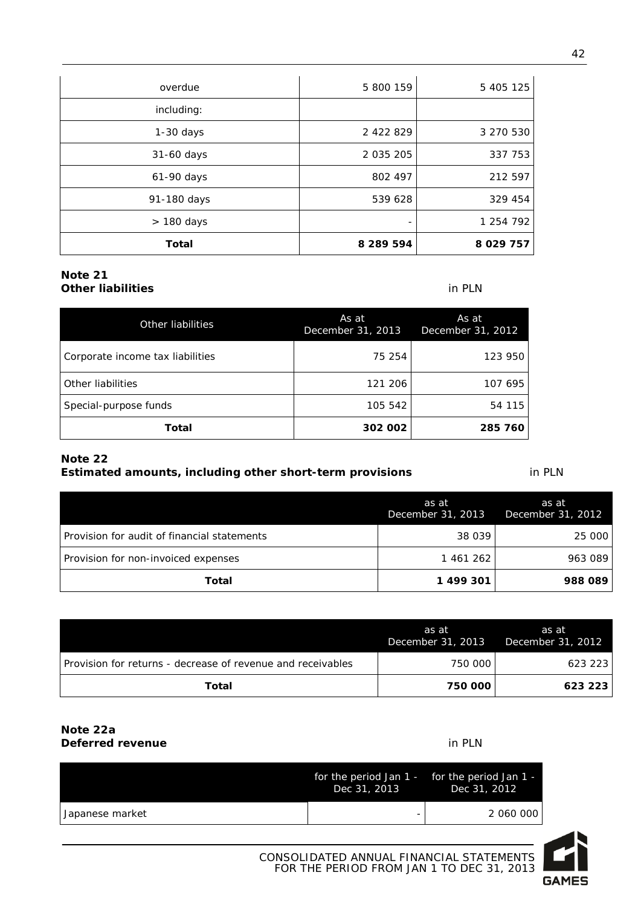| overdue | 5 800 159 | 5 405 125 |
|---|---|---|
| including: | | |
| 1-30 days | 2 422 829 | 3 270 530 |
| 31-60 days | 2 035 205 | 337 753 |
| 61-90 days | 802 497 | 212 597 |
| 91-180 days | 539 628 | 329 454 |
| > 180 days | - | 1 254 792 |
| **Total** | **8 289 594** | **8 029 757** |

**Note 21**
**Other liabilities** in PLN

| Other liabilities | As at December 31, 2013 | As at December 31, 2012 |
|---|---|---|
| Corporate income tax liabilities | 75 254 | 123 950 |
| Other liabilities | 121 206 | 107 695 |
| Special-purpose funds | 105 542 | 54 115 |
| **Total** | **302 002** | **285 760** |

**Note 22**
**Estimated amounts, including other short-term provisions** in PLN

| | as at December 31, 2013 | as at December 31, 2012 |
|---|---|---|
| Provision for audit of financial statements | 38 039 | 25 000 |
| Provision for non-invoiced expenses | 1 461 262 | 963 089 |
| **Total** | **1 499 301** | **988 089** |

| | as at December 31, 2013 | as at December 31, 2012 |
|---|---|---|
| Provision for returns - decrease of revenue and receivables | 750 000 | 623 223 |
| **Total** | **750 000** | **623 223** |

**Note 22a**
**Deferred revenue** in PLN

| | for the period Jan 1 - Dec 31, 2013 | for the period Jan 1 - Dec 31, 2012 |
|---|---|---|
| Japanese market | - | 2 060 000 |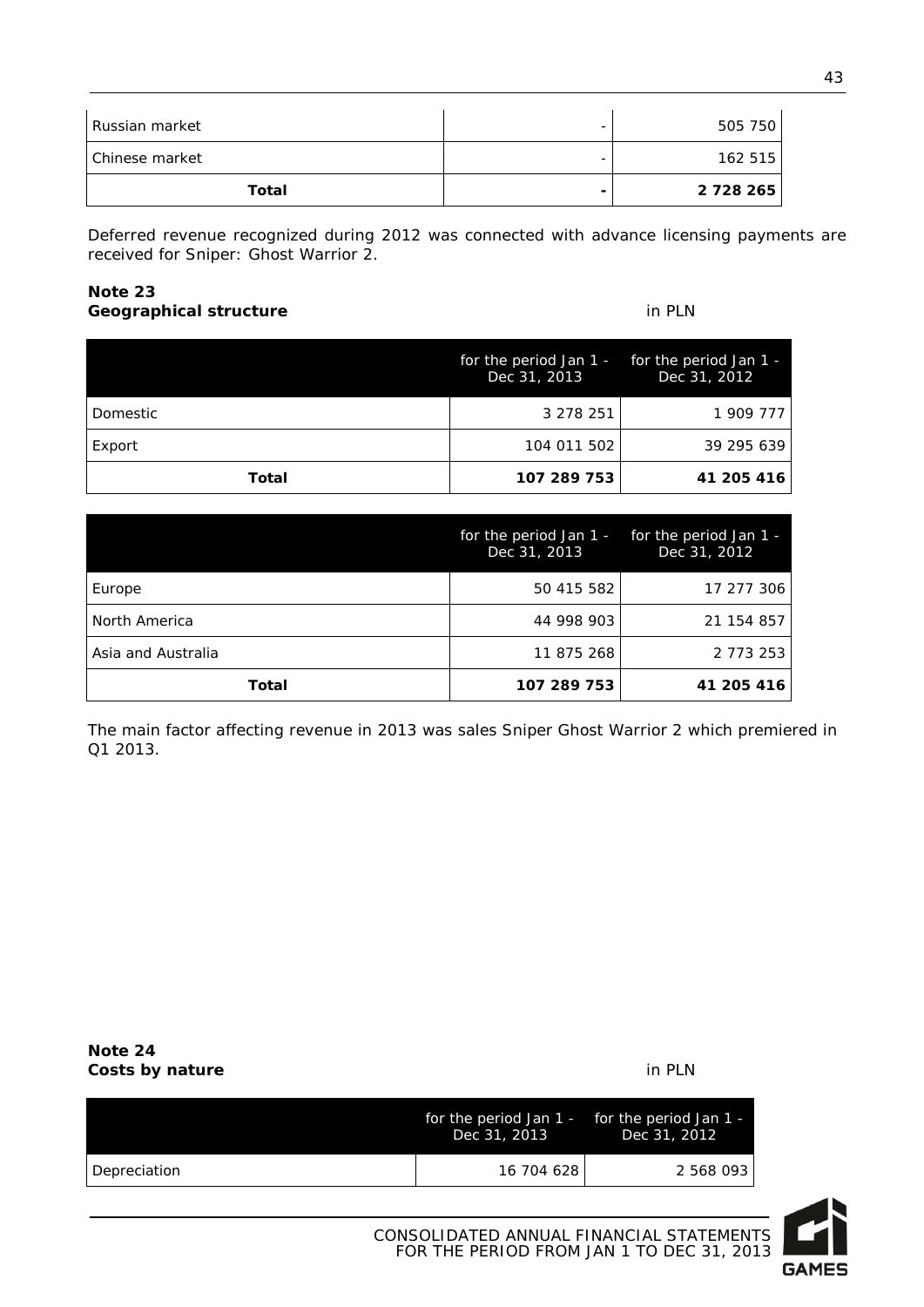| | | |
|---|---|---|
| Russian market | - | 505 750 |
| Chinese market | - | 162 515 |
| **Total** | **-** | **2 728 265** |

Deferred revenue recognized during 2012 was connected with advance licensing payments are received for Sniper: Ghost Warrior 2.

**Note 23**
**Geographical structure** in PLN

| | for the period Jan 1 - Dec 31, 2013 | for the period Jan 1 - Dec 31, 2012 |
|---|---|---|
| Domestic | 3 278 251 | 1 909 777 |
| Export | 104 011 502 | 39 295 639 |
| **Total** | **107 289 753** | **41 205 416** |

| | for the period Jan 1 - Dec 31, 2013 | for the period Jan 1 - Dec 31, 2012 |
|---|---|---|
| Europe | 50 415 582 | 17 277 306 |
| North America | 44 998 903 | 21 154 857 |
| Asia and Australia | 11 875 268 | 2 773 253 |
| **Total** | **107 289 753** | **41 205 416** |

The main factor affecting revenue in 2013 was sales Sniper Ghost Warrior 2 which premiered in Q1 2013.

**Note 24**
**Costs by nature** in PLN

| | for the period Jan 1 - Dec 31, 2013 | for the period Jan 1 - Dec 31, 2012 |
|---|---|---|
| Depreciation | 16 704 628 | 2 568 093 |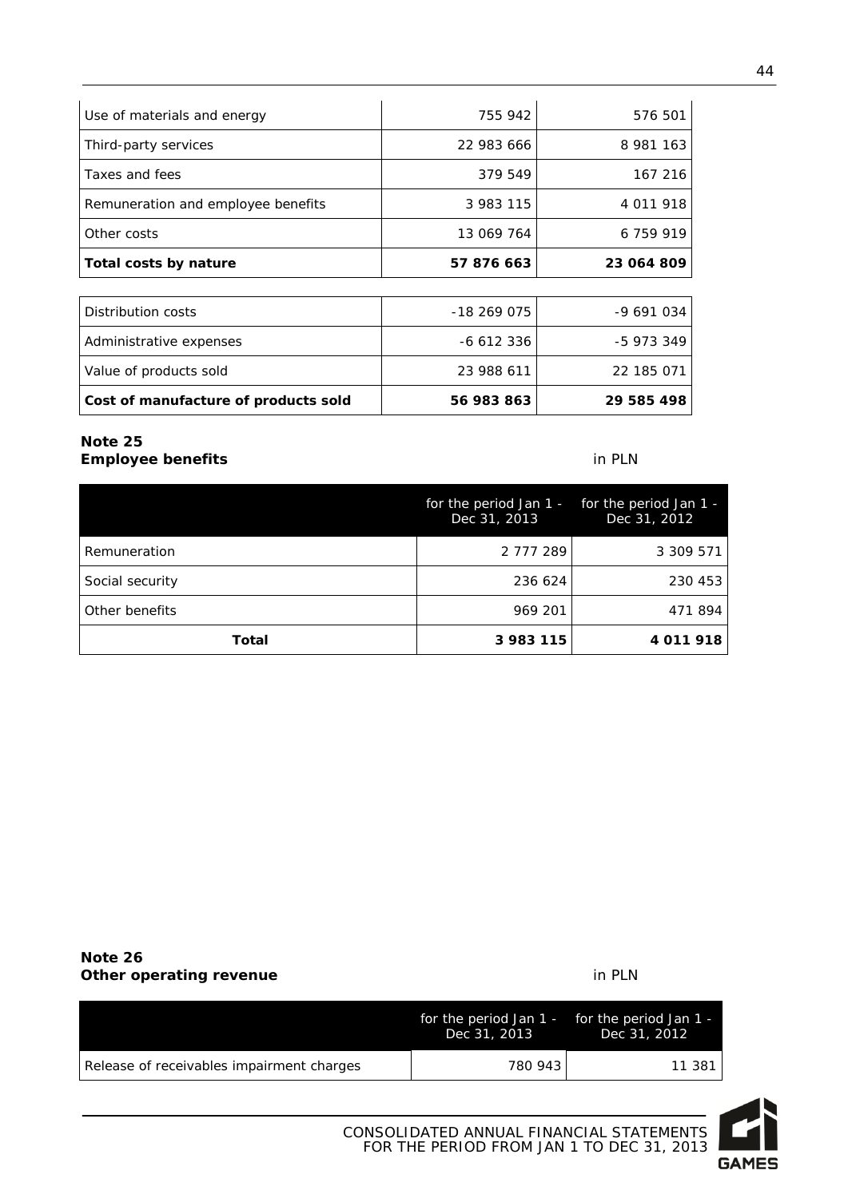| | | |
|---|---|---|
| Use of materials and energy | 755 942 | 576 501 |
| Third-party services | 22 983 666 | 8 981 163 |
| Taxes and fees | 379 549 | 167 216 |
| Remuneration and employee benefits | 3 983 115 | 4 011 918 |
| Other costs | 13 069 764 | 6 759 919 |
| **Total costs by nature** | **57 876 663** | **23 064 809** |

| | | |
|---|---|---|
| Distribution costs | -18 269 075 | -9 691 034 |
| Administrative expenses | -6 612 336 | -5 973 349 |
| Value of products sold | 23 988 611 | 22 185 071 |
| **Cost of manufacture of products sold** | **56 983 863** | **29 585 498** |

**Note 25**
**Employee benefits**

in PLN

| | for the period Jan 1 - Dec 31, 2013 | for the period Jan 1 - Dec 31, 2012 |
|---|---|---|
| Remuneration | 2 777 289 | 3 309 571 |
| Social security | 236 624 | 230 453 |
| Other benefits | 969 201 | 471 894 |
| **Total** | **3 983 115** | **4 011 918** |

**Note 26**
**Other operating revenue**

in PLN

| | for the period Jan 1 - Dec 31, 2013 | for the period Jan 1 - Dec 31, 2012 |
|---|---|---|
| Release of receivables impairment charges | 780 943 | 11 381 |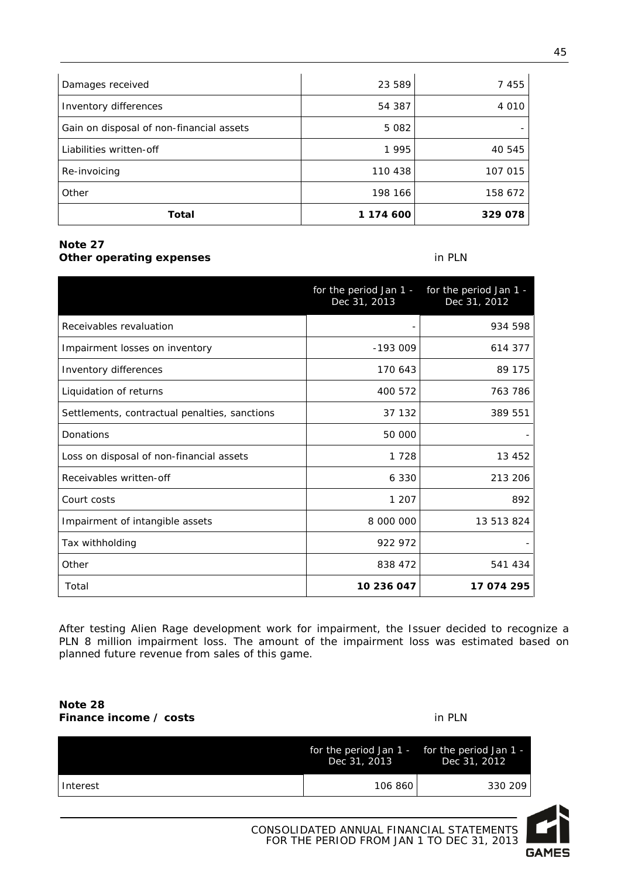| | | |
|---|---|---|
| Damages received | 23 589 | 7 455 |
| Inventory differences | 54 387 | 4 010 |
| Gain on disposal of non-financial assets | 5 082 | - |
| Liabilities written-off | 1 995 | 40 545 |
| Re-invoicing | 110 438 | 107 015 |
| Other | 198 166 | 158 672 |
| **Total** | **1 174 600** | **329 078** |

**Note 27**
**Other operating expenses** in PLN

| | for the period Jan 1 - Dec 31, 2013 | for the period Jan 1 - Dec 31, 2012 |
|---|---|---|
| Receivables revaluation | - | 934 598 |
| Impairment losses on inventory | -193 009 | 614 377 |
| Inventory differences | 170 643 | 89 175 |
| Liquidation of returns | 400 572 | 763 786 |
| Settlements, contractual penalties, sanctions | 37 132 | 389 551 |
| Donations | 50 000 | - |
| Loss on disposal of non-financial assets | 1 728 | 13 452 |
| Receivables written-off | 6 330 | 213 206 |
| Court costs | 1 207 | 892 |
| Impairment of intangible assets | 8 000 000 | 13 513 824 |
| Tax withholding | 922 972 | - |
| Other | 838 472 | 541 434 |
| Total | **10 236 047** | **17 074 295** |

After testing Alien Rage development work for impairment, the Issuer decided to recognize a PLN 8 million impairment loss. The amount of the impairment loss was estimated based on planned future revenue from sales of this game.

**Note 28**
**Finance income / costs** in PLN

| | for the period Jan 1 - Dec 31, 2013 | for the period Jan 1 - Dec 31, 2012 |
|---|---|---|
| Interest | 106 860 | 330 209 |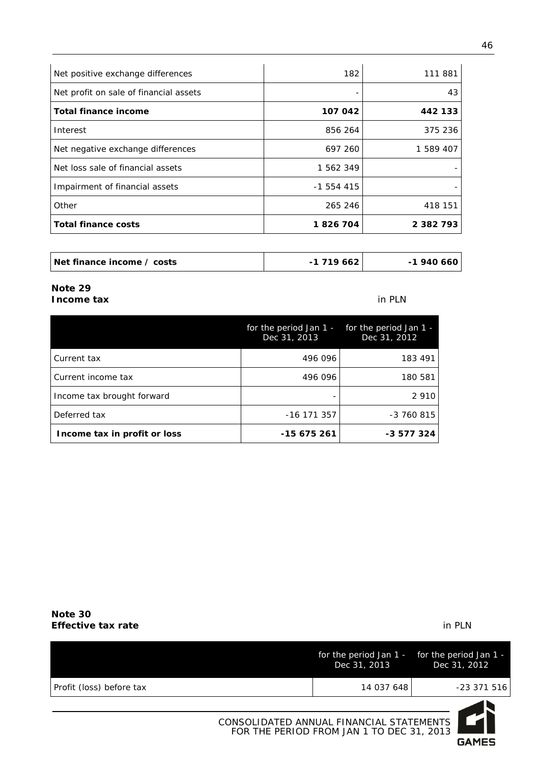| | | |
|---|---|---|
| Net positive exchange differences | 182 | 111 881 |
| Net profit on sale of financial assets | - | 43 |
| **Total finance income** | **107 042** | **442 133** |
| Interest | 856 264 | 375 236 |
| Net negative exchange differences | 697 260 | 1 589 407 |
| Net loss sale of financial assets | 1 562 349 | - |
| Impairment of financial assets | -1 554 415 | - |
| Other | 265 246 | 418 151 |
| **Total finance costs** | **1 826 704** | **2 382 793** |

| | | |
|---|---|---|
| **Net finance income / costs** | **-1 719 662** | **-1 940 660** |

**Note 29**
**Income tax**

in PLN

| | for the period Jan 1 - Dec 31, 2013 | for the period Jan 1 - Dec 31, 2012 |
|---|---|---|
| Current tax | 496 096 | 183 491 |
| Current income tax | 496 096 | 180 581 |
| Income tax brought forward | - | 2 910 |
| Deferred tax | -16 171 357 | -3 760 815 |
| **Income tax in profit or loss** | **-15 675 261** | **-3 577 324** |

**Note 30**
**Effective tax rate**

in PLN

| | for the period Jan 1 - Dec 31, 2013 | for the period Jan 1 - Dec 31, 2012 |
|---|---|---|
| Profit (loss) before tax | 14 037 648 | -23 371 516 |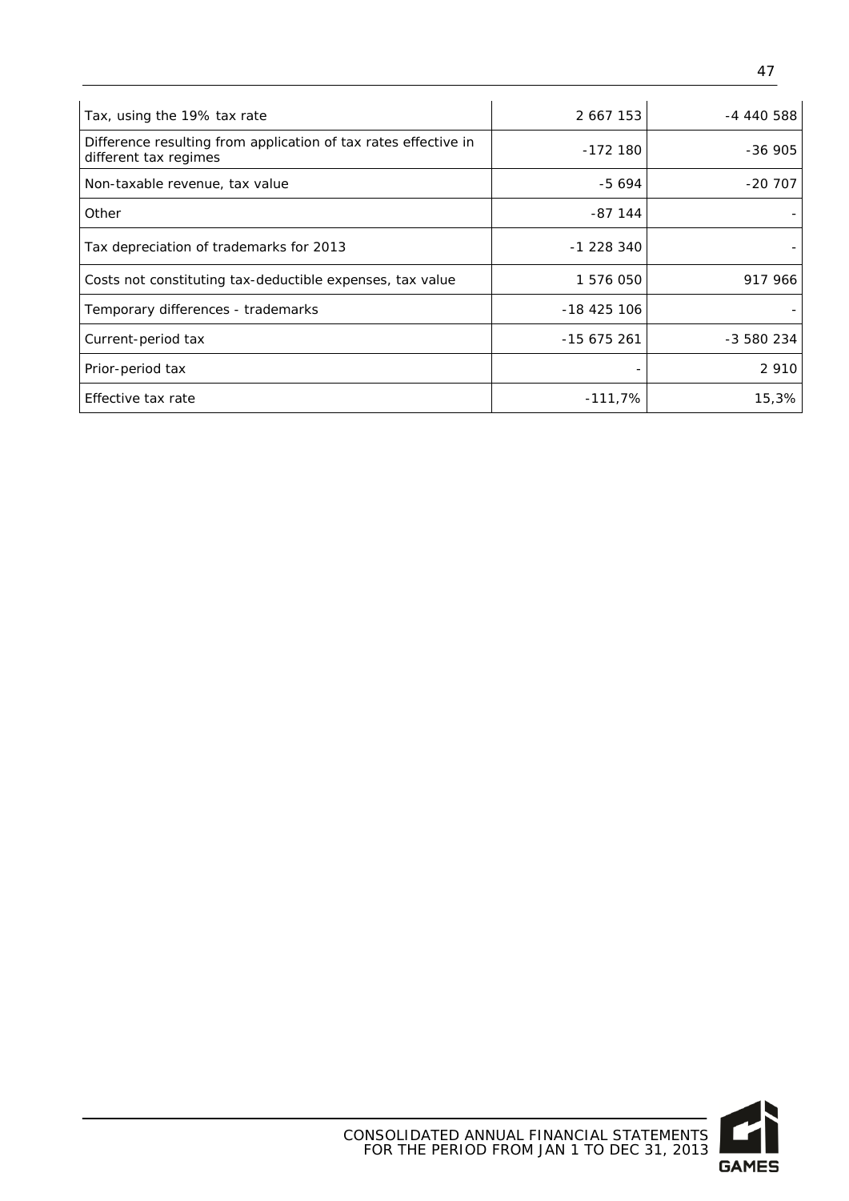| | | |
|---|---|---|
| Tax, using the 19% tax rate | 2 667 153 | -4 440 588 |
| Difference resulting from application of tax rates effective in different tax regimes | -172 180 | -36 905 |
| Non-taxable revenue, tax value | -5 694 | -20 707 |
| Other | -87 144 | - |
| Tax depreciation of trademarks for 2013 | -1 228 340 | - |
| Costs not constituting tax-deductible expenses, tax value | 1 576 050 | 917 966 |
| Temporary differences - trademarks | -18 425 106 | - |
| Current-period tax | -15 675 261 | -3 580 234 |
| Prior-period tax | - | 2 910 |
| Effective tax rate | -111,7% | 15,3% |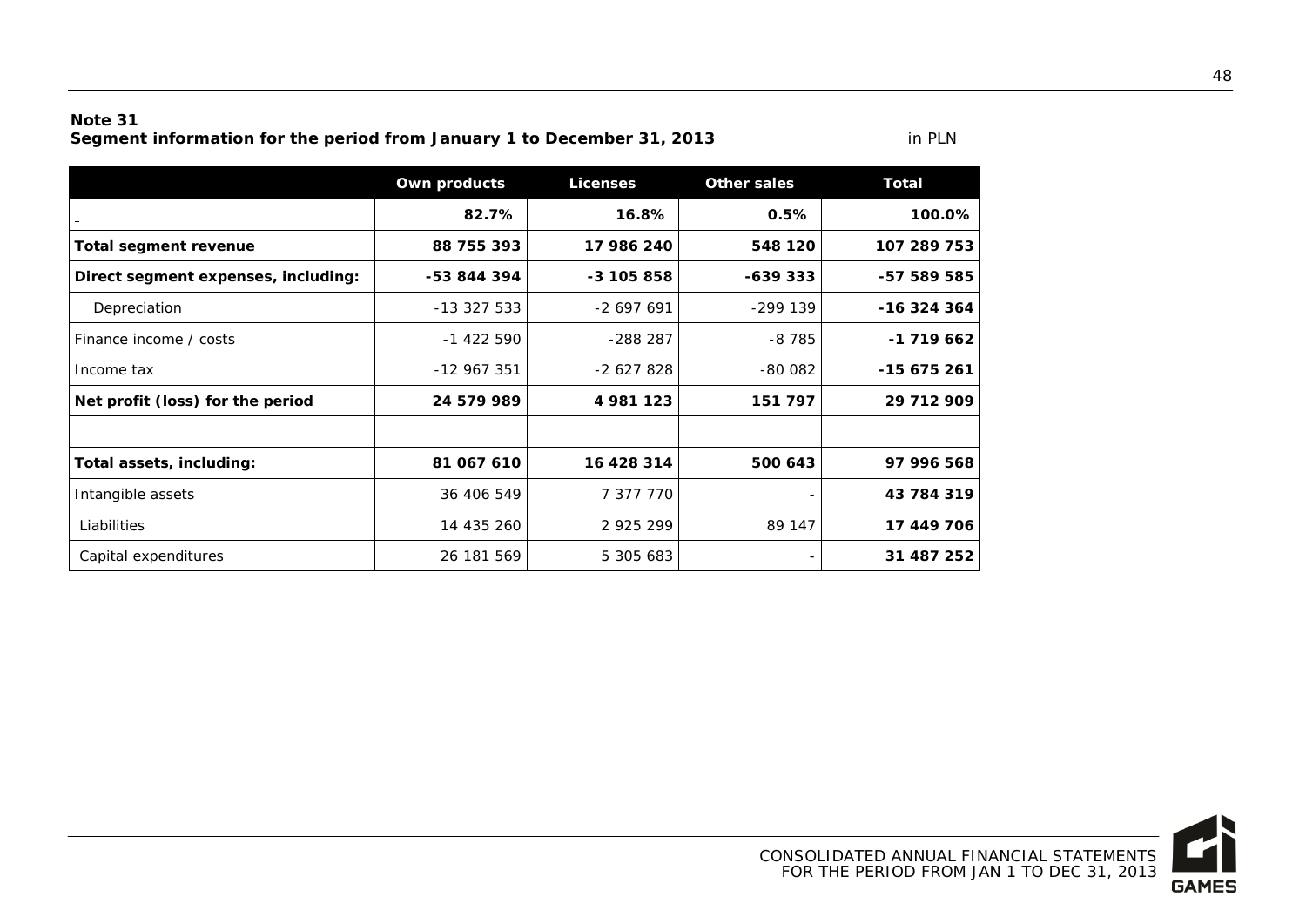**Note 31**
**Segment information for the period from January 1 to December 31, 2013** in PLN

| | Own products | Licenses | Other sales | Total |
|---|---|---|---|---|
| | **82.7%** | **16.8%** | **0.5%** | **100.0%** |
| **Total segment revenue** | **88 755 393** | **17 986 240** | **548 120** | **107 289 753** |
| **Direct segment expenses, including:** | **-53 844 394** | **-3 105 858** | **-639 333** | **-57 589 585** |
| Depreciation | -13 327 533 | -2 697 691 | -299 139 | **-16 324 364** |
| Finance income / costs | -1 422 590 | -288 287 | -8 785 | **-1 719 662** |
| Income tax | -12 967 351 | -2 627 828 | -80 082 | **-15 675 261** |
| **Net profit (loss) for the period** | **24 579 989** | **4 981 123** | **151 797** | **29 712 909** |
| | | | | |
| **Total assets, including:** | **81 067 610** | **16 428 314** | **500 643** | **97 996 568** |
| Intangible assets | 36 406 549 | 7 377 770 | - | **43 784 319** |
| Liabilities | 14 435 260 | 2 925 299 | 89 147 | **17 449 706** |
| Capital expenditures | 26 181 569 | 5 305 683 | - | **31 487 252** |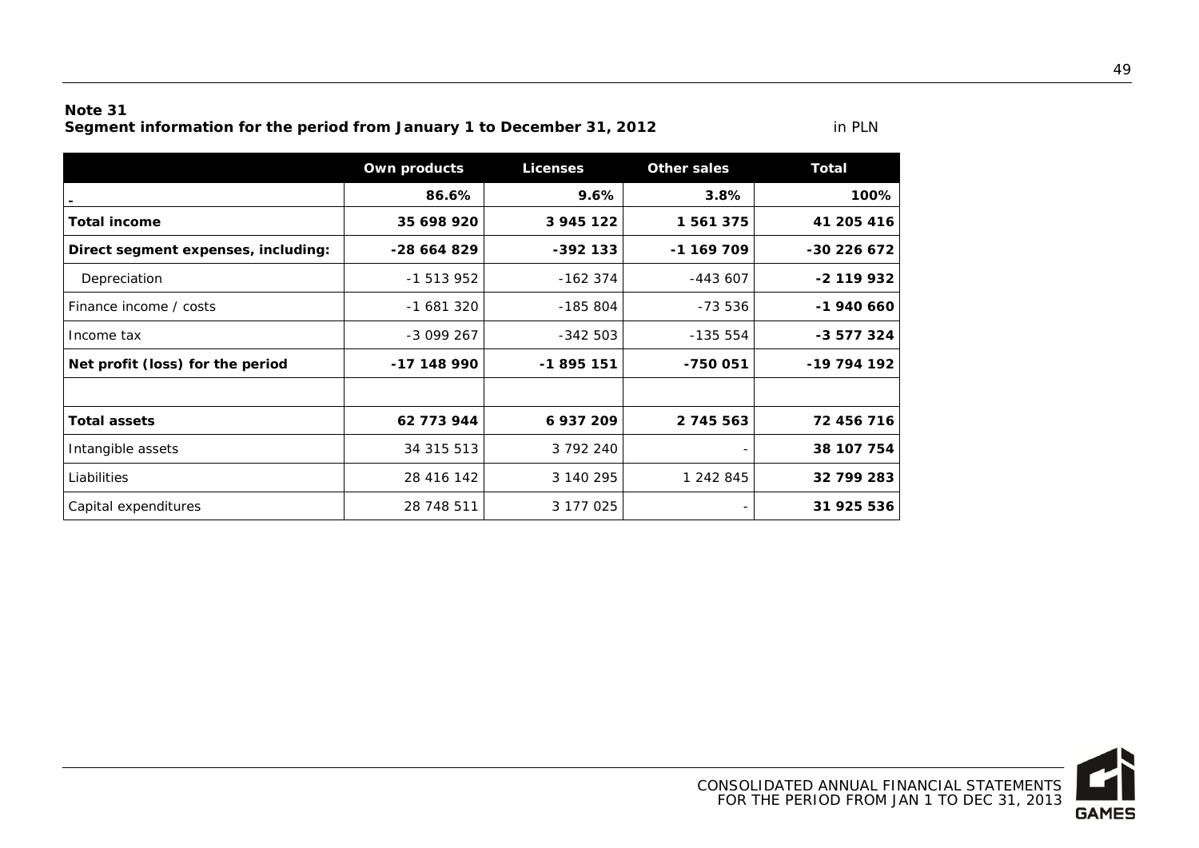**Note 31**
**Segment information for the period from January 1 to December 31, 2012** in PLN

| | Own products | Licenses | Other sales | Total |
|---|---|---|---|---|
| - | **86.6%** | **9.6%** | **3.8%** | **100%** |
| **Total income** | **35 698 920** | **3 945 122** | **1 561 375** | **41 205 416** |
| **Direct segment expenses, including:** | **-28 664 829** | **-392 133** | **-1 169 709** | **-30 226 672** |
| Depreciation | -1 513 952 | -162 374 | -443 607 | **-2 119 932** |
| Finance income / costs | -1 681 320 | -185 804 | -73 536 | **-1 940 660** |
| Income tax | -3 099 267 | -342 503 | -135 554 | **-3 577 324** |
| **Net profit (loss) for the period** | **-17 148 990** | **-1 895 151** | **-750 051** | **-19 794 192** |
| | | | | |
| **Total assets** | **62 773 944** | **6 937 209** | **2 745 563** | **72 456 716** |
| Intangible assets | 34 315 513 | 3 792 240 | - | **38 107 754** |
| Liabilities | 28 416 142 | 3 140 295 | 1 242 845 | **32 799 283** |
| Capital expenditures | 28 748 511 | 3 177 025 | - | **31 925 536** |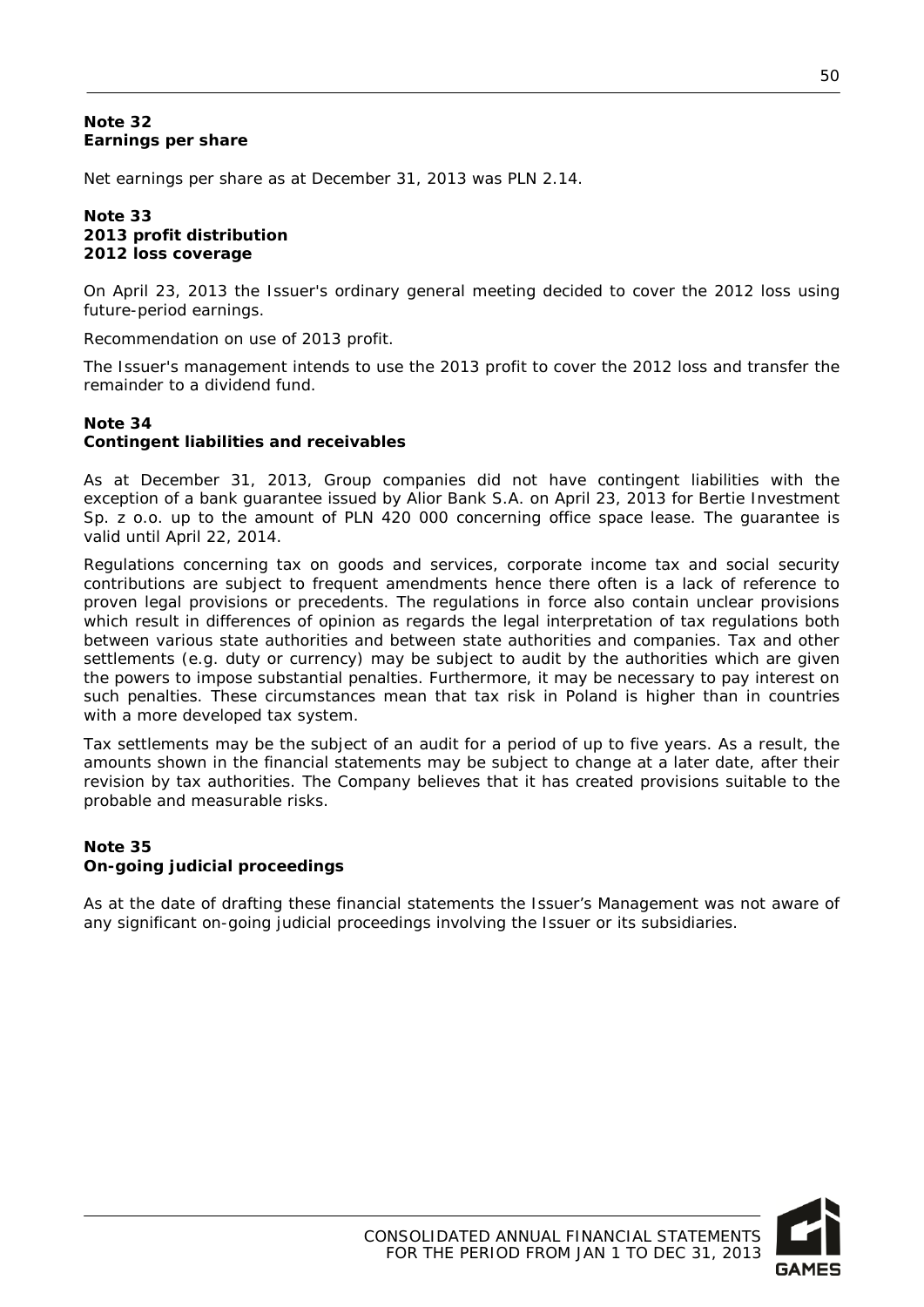**Note 32**
**Earnings per share**

Net earnings per share as at December 31, 2013 was PLN 2.14.

**Note 33**
**2013 profit distribution**
**2012 loss coverage**

On April 23, 2013 the Issuer's ordinary general meeting decided to cover the 2012 loss using future-period earnings.

Recommendation on use of 2013 profit.

The Issuer's management intends to use the 2013 profit to cover the 2012 loss and transfer the remainder to a dividend fund.

**Note 34**
**Contingent liabilities and receivables**

As at December 31, 2013, Group companies did not have contingent liabilities with the exception of a bank guarantee issued by Alior Bank S.A. on April 23, 2013 for Bertie Investment Sp. z o.o. up to the amount of PLN 420 000 concerning office space lease. The guarantee is valid until April 22, 2014.

Regulations concerning tax on goods and services, corporate income tax and social security contributions are subject to frequent amendments hence there often is a lack of reference to proven legal provisions or precedents. The regulations in force also contain unclear provisions which result in differences of opinion as regards the legal interpretation of tax regulations both between various state authorities and between state authorities and companies. Tax and other settlements (e.g. duty or currency) may be subject to audit by the authorities which are given the powers to impose substantial penalties. Furthermore, it may be necessary to pay interest on such penalties. These circumstances mean that tax risk in Poland is higher than in countries with a more developed tax system.

Tax settlements may be the subject of an audit for a period of up to five years. As a result, the amounts shown in the financial statements may be subject to change at a later date, after their revision by tax authorities. The Company believes that it has created provisions suitable to the probable and measurable risks.

**Note 35**
**On-going judicial proceedings**

As at the date of drafting these financial statements the Issuer's Management was not aware of any significant on-going judicial proceedings involving the Issuer or its subsidiaries.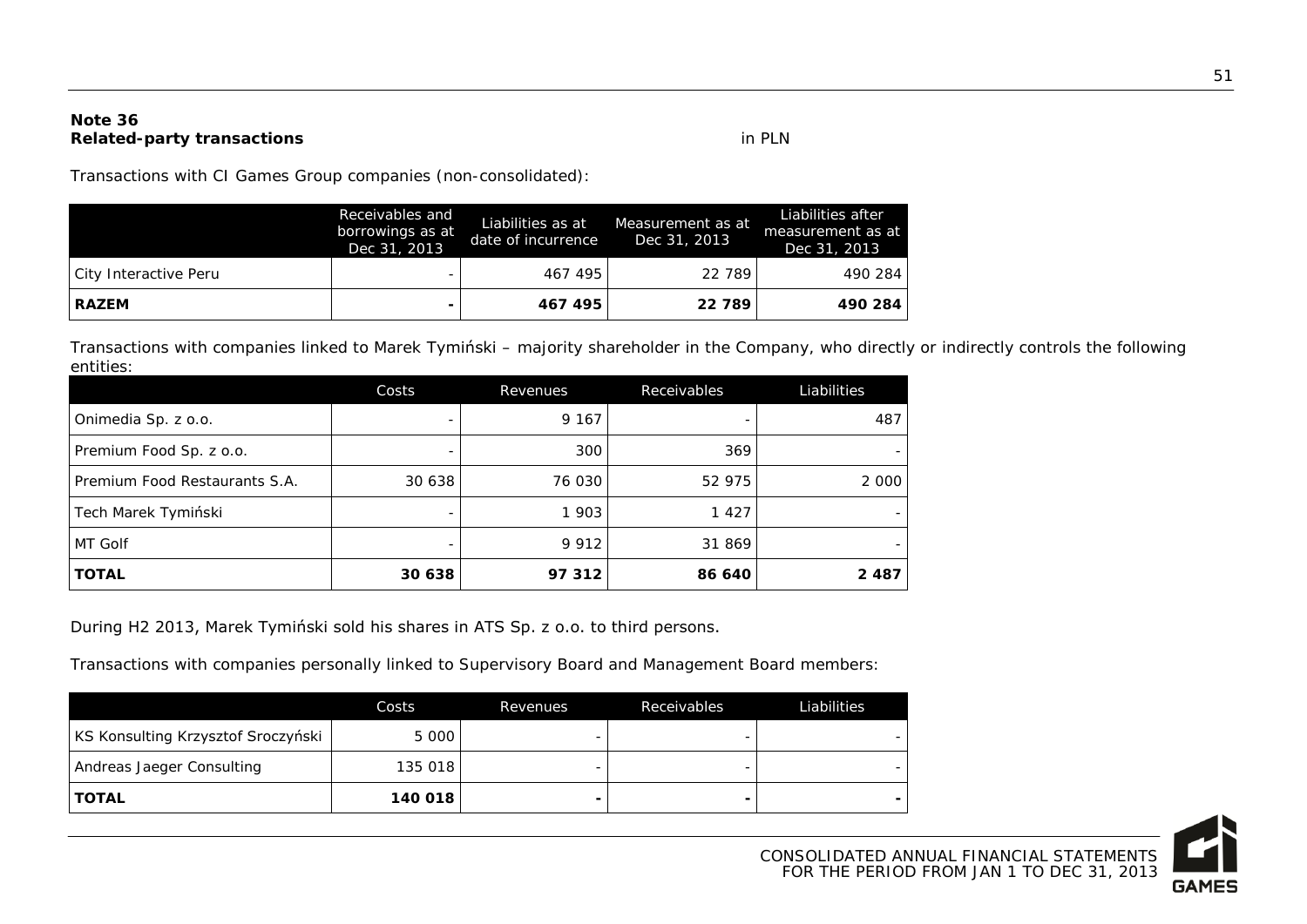**Note 36**
**Related-party transactions** in PLN

Transactions with CI Games Group companies (non-consolidated):

| | Receivables and borrowings as at Dec 31, 2013 | Liabilities as at date of incurrence | Measurement as at Dec 31, 2013 | Liabilities after measurement as at Dec 31, 2013 |
|---|---|---|---|---|
| City Interactive Peru | - | 467 495 | 22 789 | 490 284 |
| **RAZEM** | **-** | **467 495** | **22 789** | **490 284** |

Transactions with companies linked to Marek Tymiński – majority shareholder in the Company, who directly or indirectly controls the following entities:

| | Costs | Revenues | Receivables | Liabilities |
|---|---|---|---|---|
| Onimedia Sp. z o.o. | - | 9 167 | - | 487 |
| Premium Food Sp. z o.o. | - | 300 | 369 | - |
| Premium Food Restaurants S.A. | 30 638 | 76 030 | 52 975 | 2 000 |
| Tech Marek Tymiński | - | 1 903 | 1 427 | - |
| MT Golf | - | 9 912 | 31 869 | - |
| **TOTAL** | **30 638** | **97 312** | **86 640** | **2 487** |

During H2 2013, Marek Tymiński sold his shares in ATS Sp. z o.o. to third persons.

Transactions with companies personally linked to Supervisory Board and Management Board members:

| | Costs | Revenues | Receivables | Liabilities |
|---|---|---|---|---|
| KS Konsulting Krzysztof Sroczyński | 5 000 | - | - | - |
| Andreas Jaeger Consulting | 135 018 | - | - | - |
| **TOTAL** | **140 018** | **-** | **-** | **-** |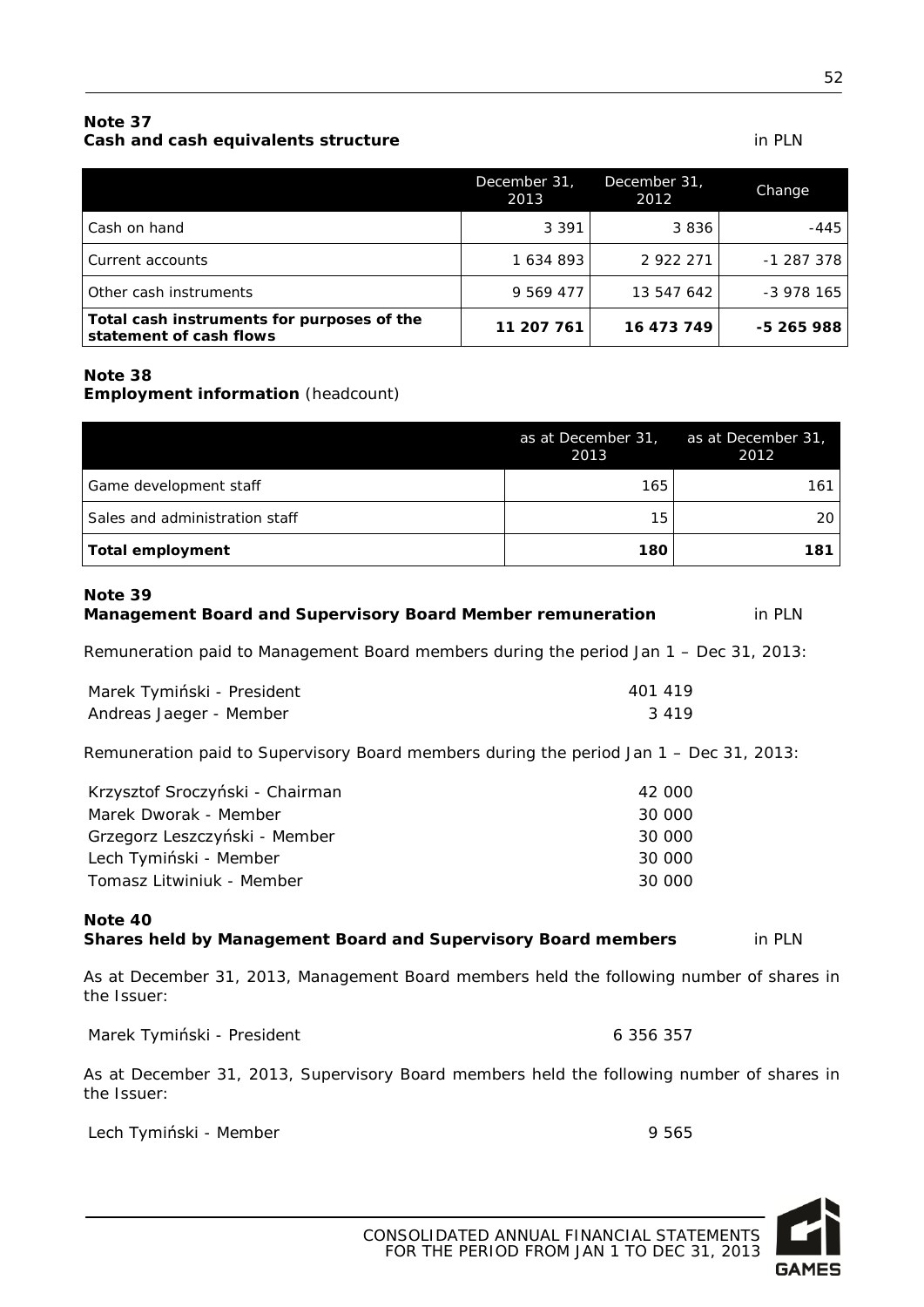**Note 37**
**Cash and cash equivalents structure** in PLN

| | December 31, 2013 | December 31, 2012 | Change |
|---|---|---|---|
| Cash on hand | 3 391 | 3 836 | -445 |
| Current accounts | 1 634 893 | 2 922 271 | -1 287 378 |
| Other cash instruments | 9 569 477 | 13 547 642 | -3 978 165 |
| **Total cash instruments for purposes of the statement of cash flows** | **11 207 761** | **16 473 749** | **-5 265 988** |

**Note 38**
**Employment information** (headcount)

| | as at December 31, 2013 | as at December 31, 2012 |
|---|---|---|
| Game development staff | 165 | 161 |
| Sales and administration staff | 15 | 20 |
| **Total employment** | **180** | **181** |

**Note 39**
**Management Board and Supervisory Board Member remuneration** in PLN

Remuneration paid to Management Board members during the period Jan 1 – Dec 31, 2013:

| | |
|---|---|
| Marek Tymiński - President | 401 419 |
| Andreas Jaeger - Member | 3 419 |

Remuneration paid to Supervisory Board members during the period Jan 1 – Dec 31, 2013:

| | |
|---|---|
| Krzysztof Sroczyński - Chairman | 42 000 |
| Marek Dworak - Member | 30 000 |
| Grzegorz Leszczyński - Member | 30 000 |
| Lech Tymiński - Member | 30 000 |
| Tomasz Litwiniuk - Member | 30 000 |

**Note 40**
**Shares held by Management Board and Supervisory Board members** in PLN

As at December 31, 2013, Management Board members held the following number of shares in the Issuer:

| | |
|---|---|
| Marek Tymiński - President | 6 356 357 |

As at December 31, 2013, Supervisory Board members held the following number of shares in the Issuer:

| | |
|---|---|
| Lech Tymiński - Member | 9 565 |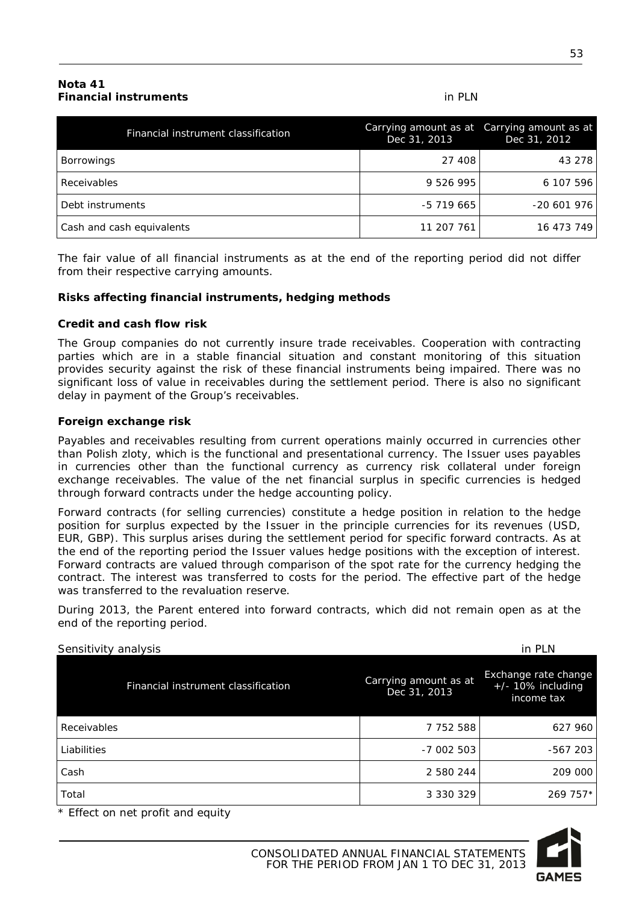**Nota 41**
**Financial instruments**

in PLN

| Financial instrument classification | Carrying amount as at Dec 31, 2013 | Carrying amount as at Dec 31, 2012 |
|---|---|---|
| Borrowings | 27 408 | 43 278 |
| Receivables | 9 526 995 | 6 107 596 |
| Debt instruments | -5 719 665 | -20 601 976 |
| Cash and cash equivalents | 11 207 761 | 16 473 749 |

The fair value of all financial instruments as at the end of the reporting period did not differ from their respective carrying amounts.

**Risks affecting financial instruments, hedging methods**

**Credit and cash flow risk**

The Group companies do not currently insure trade receivables. Cooperation with contracting parties which are in a stable financial situation and constant monitoring of this situation provides security against the risk of these financial instruments being impaired. There was no significant loss of value in receivables during the settlement period. There is also no significant delay in payment of the Group's receivables.

**Foreign exchange risk**

Payables and receivables resulting from current operations mainly occurred in currencies other than Polish zloty, which is the functional and presentational currency. The Issuer uses payables in currencies other than the functional currency as currency risk collateral under foreign exchange receivables. The value of the net financial surplus in specific currencies is hedged through forward contracts under the hedge accounting policy.

Forward contracts (for selling currencies) constitute a hedge position in relation to the hedge position for surplus expected by the Issuer in the principle currencies for its revenues (USD, EUR, GBP). This surplus arises during the settlement period for specific forward contracts. As at the end of the reporting period the Issuer values hedge positions with the exception of interest. Forward contracts are valued through comparison of the spot rate for the currency hedging the contract. The interest was transferred to costs for the period. The effective part of the hedge was transferred to the revaluation reserve.

During 2013, the Parent entered into forward contracts, which did not remain open as at the end of the reporting period.

Sensitivity analysis

in PLN

| Financial instrument classification | Carrying amount as at Dec 31, 2013 | Exchange rate change +/- 10% including income tax |
|---|---|---|
| Receivables | 7 752 588 | 627 960 |
| Liabilities | -7 002 503 | -567 203 |
| Cash | 2 580 244 | 209 000 |
| Total | 3 330 329 | 269 757* |

* Effect on net profit and equity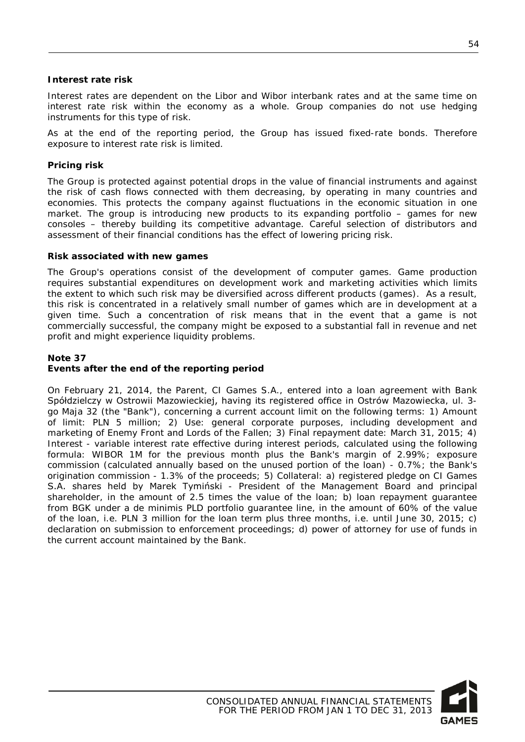**Interest rate risk**

Interest rates are dependent on the Libor and Wibor interbank rates and at the same time on interest rate risk within the economy as a whole. Group companies do not use hedging instruments for this type of risk.

As at the end of the reporting period, the Group has issued fixed-rate bonds. Therefore exposure to interest rate risk is limited.

**Pricing risk**

The Group is protected against potential drops in the value of financial instruments and against the risk of cash flows connected with them decreasing, by operating in many countries and economies. This protects the company against fluctuations in the economic situation in one market. The group is introducing new products to its expanding portfolio – games for new consoles – thereby building its competitive advantage. Careful selection of distributors and assessment of their financial conditions has the effect of lowering pricing risk.

**Risk associated with new games**

The Group's operations consist of the development of computer games. Game production requires substantial expenditures on development work and marketing activities which limits the extent to which such risk may be diversified across different products (games). As a result, this risk is concentrated in a relatively small number of games which are in development at a given time. Such a concentration of risk means that in the event that a game is not commercially successful, the company might be exposed to a substantial fall in revenue and net profit and might experience liquidity problems.

**Note 37**
**Events after the end of the reporting period**

On February 21, 2014, the Parent, CI Games S.A., entered into a loan agreement with Bank Spółdzielczy w Ostrowii Mazowieckiej, having its registered office in Ostrów Mazowiecka, ul. 3-go Maja 32 (the "Bank"), concerning a current account limit on the following terms: 1) Amount of limit: PLN 5 million; 2) Use: general corporate purposes, including development and marketing of Enemy Front and Lords of the Fallen; 3) Final repayment date: March 31, 2015; 4) Interest - variable interest rate effective during interest periods, calculated using the following formula: WIBOR 1M for the previous month plus the Bank's margin of 2.99%; exposure commission (calculated annually based on the unused portion of the loan) - 0.7%; the Bank's origination commission - 1.3% of the proceeds; 5) Collateral: a) registered pledge on CI Games S.A. shares held by Marek Tymiński - President of the Management Board and principal shareholder, in the amount of 2.5 times the value of the loan; b) loan repayment guarantee from BGK under a de minimis PLD portfolio guarantee line, in the amount of 60% of the value of the loan, i.e. PLN 3 million for the loan term plus three months, i.e. until June 30, 2015; c) declaration on submission to enforcement proceedings; d) power of attorney for use of funds in the current account maintained by the Bank.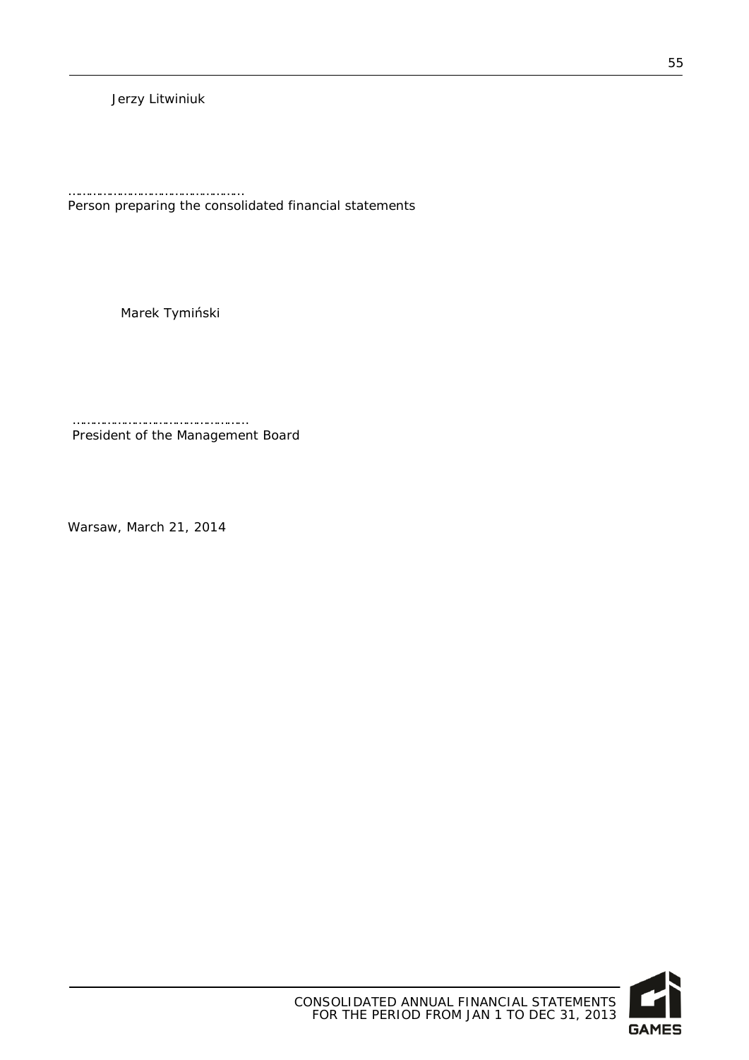Jerzy Litwiniuk

………………………………………
Person preparing the consolidated financial statements

Marek Tymiński

………………………………………
President of the Management Board

Warsaw, March 21, 2014